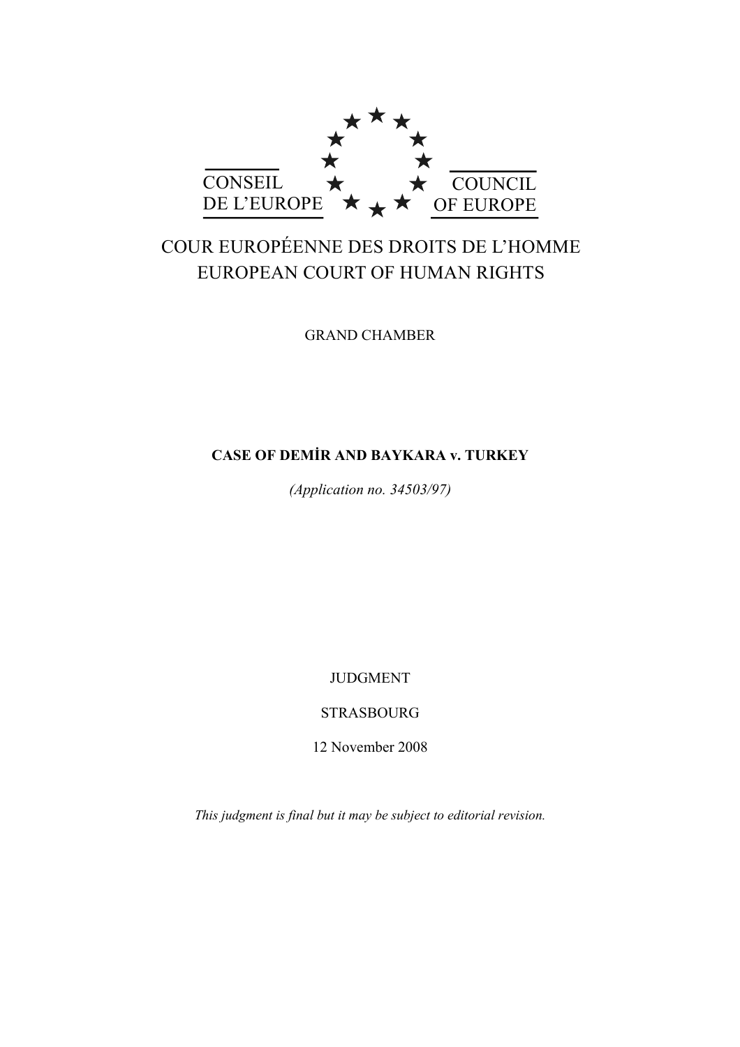CONSEIL DE L'EUROPE

COUNCIL OF EUROPE

COUR EUROPÉENNE DES DROITS DE L'HOMME

EUROPEAN COURT OF HUMAN RIGHTS

GRAND CHAMBER

**CASE OF DEMİR AND BAYKARA v. TURKEY**

*(Application no. 34503/97)*

JUDGMENT

STRASBOURG

12 November 2008

*This judgment is final but it may be subject to editorial revision.*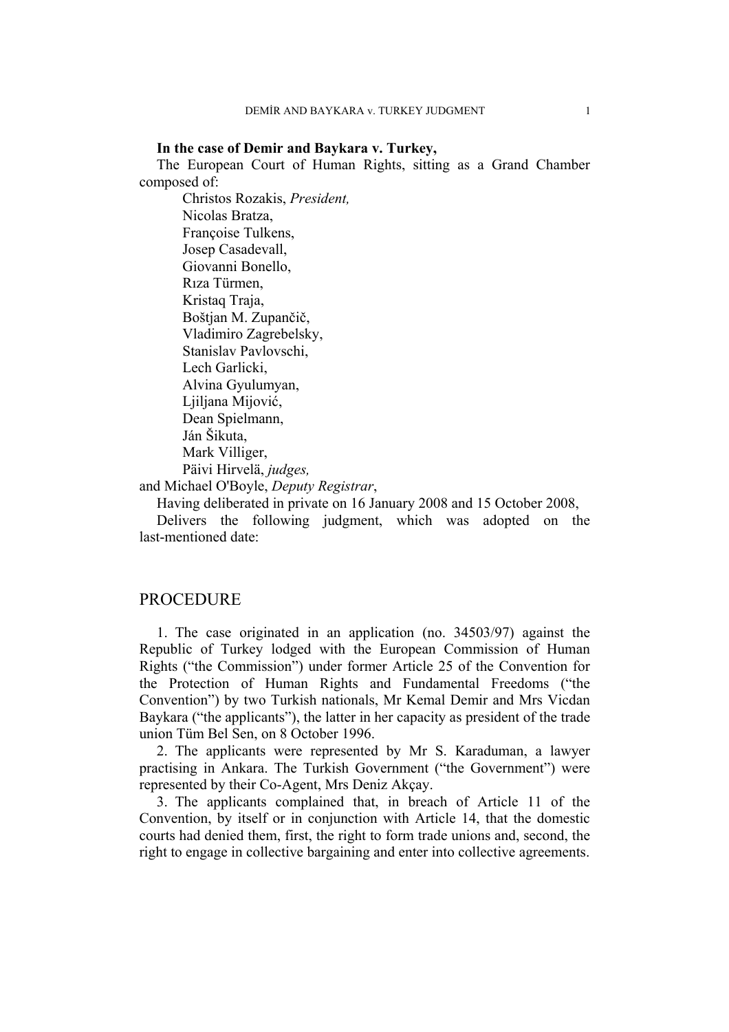**In the case of Demir and Baykara v. Turkey,**

The European Court of Human Rights, sitting as a Grand Chamber composed of:

Christos Rozakis, *President,*
Nicolas Bratza,
Françoise Tulkens,
Josep Casadevall,
Giovanni Bonello,
Rıza Türmen,
Kristaq Traja,
Boštjan M. Zupančič,
Vladimiro Zagrebelsky,
Stanislav Pavlovschi,
Lech Garlicki,
Alvina Gyulumyan,
Ljiljana Mijović,
Dean Spielmann,
Ján Šikuta,
Mark Villiger,
Päivi Hirvelä, *judges,*

and Michael O'Boyle, *Deputy Registrar*,

Having deliberated in private on 16 January 2008 and 15 October 2008,

Delivers the following judgment, which was adopted on the last-mentioned date:

## PROCEDURE

1. The case originated in an application (no. 34503/97) against the Republic of Turkey lodged with the European Commission of Human Rights ("the Commission") under former Article 25 of the Convention for the Protection of Human Rights and Fundamental Freedoms ("the Convention") by two Turkish nationals, Mr Kemal Demir and Mrs Vicdan Baykara ("the applicants"), the latter in her capacity as president of the trade union Tüm Bel Sen, on 8 October 1996.

2. The applicants were represented by Mr S. Karaduman, a lawyer practising in Ankara. The Turkish Government ("the Government") were represented by their Co-Agent, Mrs Deniz Akçay.

3. The applicants complained that, in breach of Article 11 of the Convention, by itself or in conjunction with Article 14, that the domestic courts had denied them, first, the right to form trade unions and, second, the right to engage in collective bargaining and enter into collective agreements.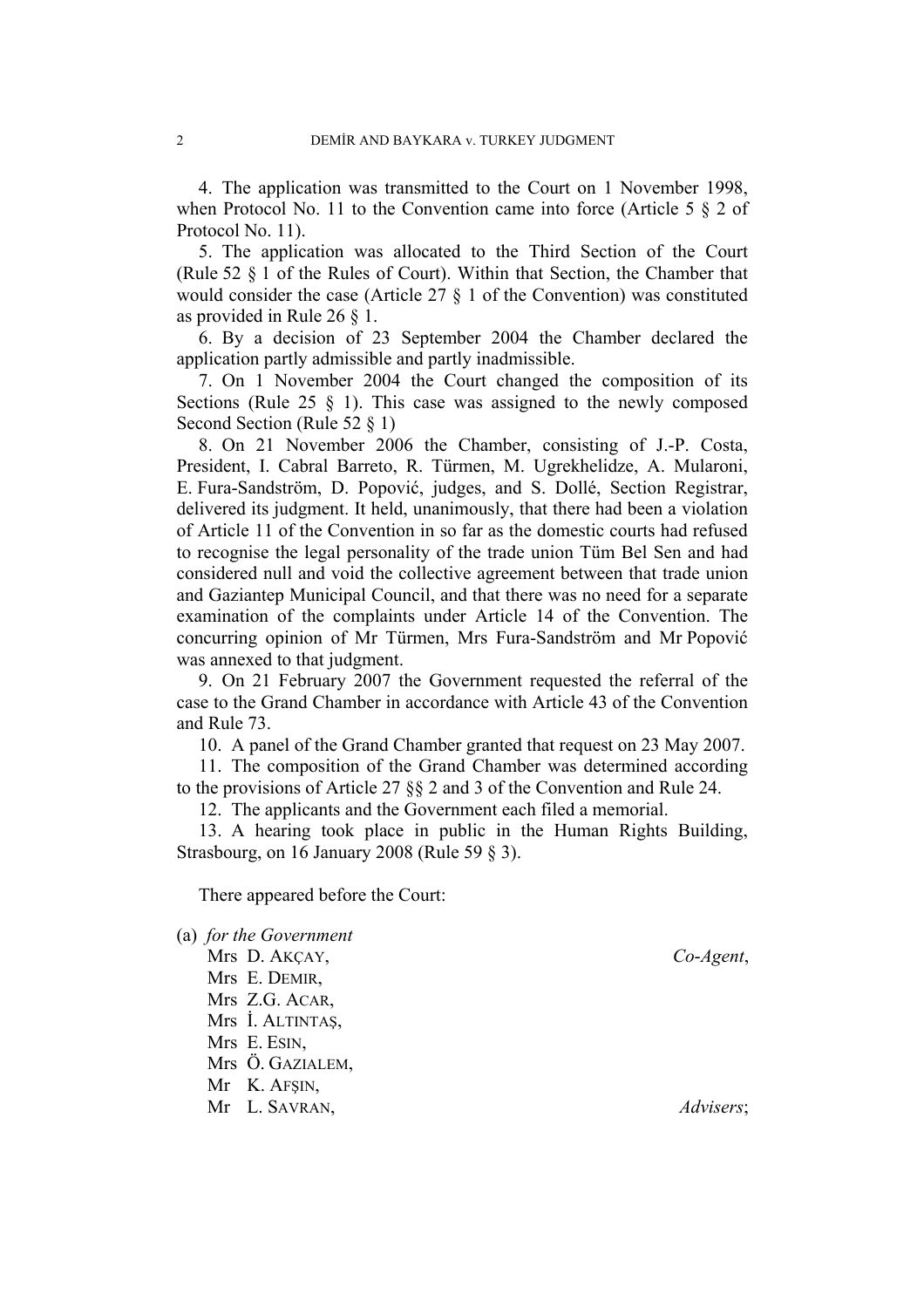4. The application was transmitted to the Court on 1 November 1998, when Protocol No. 11 to the Convention came into force (Article 5 § 2 of Protocol No. 11).

5. The application was allocated to the Third Section of the Court (Rule 52 § 1 of the Rules of Court). Within that Section, the Chamber that would consider the case (Article 27 § 1 of the Convention) was constituted as provided in Rule 26 § 1.

6. By a decision of 23 September 2004 the Chamber declared the application partly admissible and partly inadmissible.

7. On 1 November 2004 the Court changed the composition of its Sections (Rule 25 § 1). This case was assigned to the newly composed Second Section (Rule 52 § 1)

8. On 21 November 2006 the Chamber, consisting of J.-P. Costa, President, I. Cabral Barreto, R. Türmen, M. Ugrekhelidze, A. Mularoni, E. Fura-Sandström, D. Popović, judges, and S. Dollé, Section Registrar, delivered its judgment. It held, unanimously, that there had been a violation of Article 11 of the Convention in so far as the domestic courts had refused to recognise the legal personality of the trade union Tüm Bel Sen and had considered null and void the collective agreement between that trade union and Gaziantep Municipal Council, and that there was no need for a separate examination of the complaints under Article 14 of the Convention. The concurring opinion of Mr Türmen, Mrs Fura-Sandström and Mr Popović was annexed to that judgment.

9. On 21 February 2007 the Government requested the referral of the case to the Grand Chamber in accordance with Article 43 of the Convention and Rule 73.

10. A panel of the Grand Chamber granted that request on 23 May 2007.

11. The composition of the Grand Chamber was determined according to the provisions of Article 27 §§ 2 and 3 of the Convention and Rule 24.

12. The applicants and the Government each filed a memorial.

13. A hearing took place in public in the Human Rights Building, Strasbourg, on 16 January 2008 (Rule 59 § 3).

There appeared before the Court:

(a) *for the Government*

Mrs D. Akçay, *Co-Agent*,
Mrs E. Demir,
Mrs Z.G. Acar,
Mrs İ. Altıntaş,
Mrs E. Esin,
Mrs Ö. Gazialem,
Mr K. Afşin,
Mr L. Savran, *Advisers*;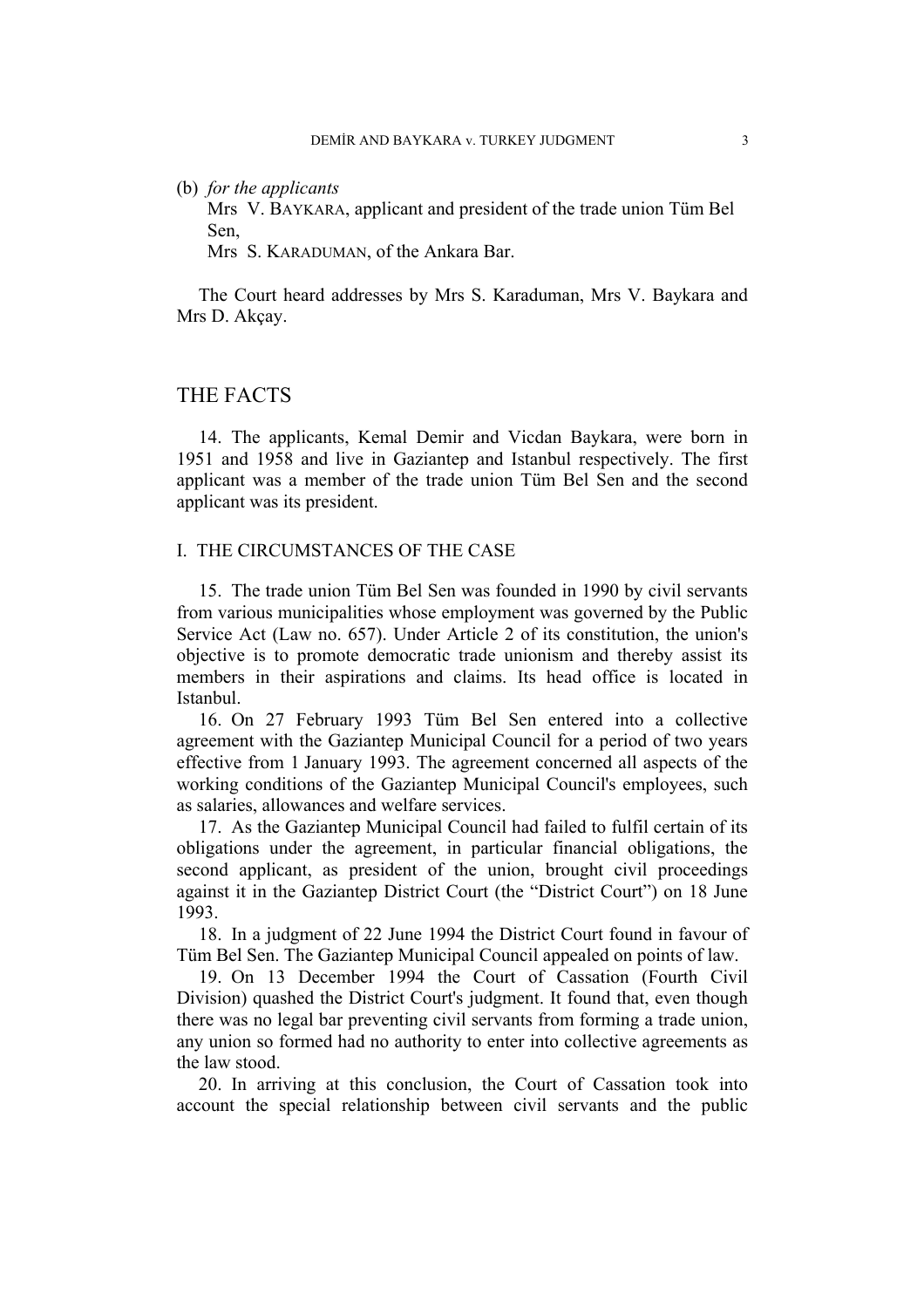(b) *for the applicants*

Mrs V. BAYKARA, applicant and president of the trade union Tüm Bel Sen,

Mrs S. KARADUMAN, of the Ankara Bar.

The Court heard addresses by Mrs S. Karaduman, Mrs V. Baykara and Mrs D. Akçay.

## THE FACTS

14. The applicants, Kemal Demir and Vicdan Baykara, were born in 1951 and 1958 and live in Gaziantep and Istanbul respectively. The first applicant was a member of the trade union Tüm Bel Sen and the second applicant was its president.

### I. THE CIRCUMSTANCES OF THE CASE

15. The trade union Tüm Bel Sen was founded in 1990 by civil servants from various municipalities whose employment was governed by the Public Service Act (Law no. 657). Under Article 2 of its constitution, the union's objective is to promote democratic trade unionism and thereby assist its members in their aspirations and claims. Its head office is located in Istanbul.

16. On 27 February 1993 Tüm Bel Sen entered into a collective agreement with the Gaziantep Municipal Council for a period of two years effective from 1 January 1993. The agreement concerned all aspects of the working conditions of the Gaziantep Municipal Council's employees, such as salaries, allowances and welfare services.

17. As the Gaziantep Municipal Council had failed to fulfil certain of its obligations under the agreement, in particular financial obligations, the second applicant, as president of the union, brought civil proceedings against it in the Gaziantep District Court (the "District Court") on 18 June 1993.

18. In a judgment of 22 June 1994 the District Court found in favour of Tüm Bel Sen. The Gaziantep Municipal Council appealed on points of law.

19. On 13 December 1994 the Court of Cassation (Fourth Civil Division) quashed the District Court's judgment. It found that, even though there was no legal bar preventing civil servants from forming a trade union, any union so formed had no authority to enter into collective agreements as the law stood.

20. In arriving at this conclusion, the Court of Cassation took into account the special relationship between civil servants and the public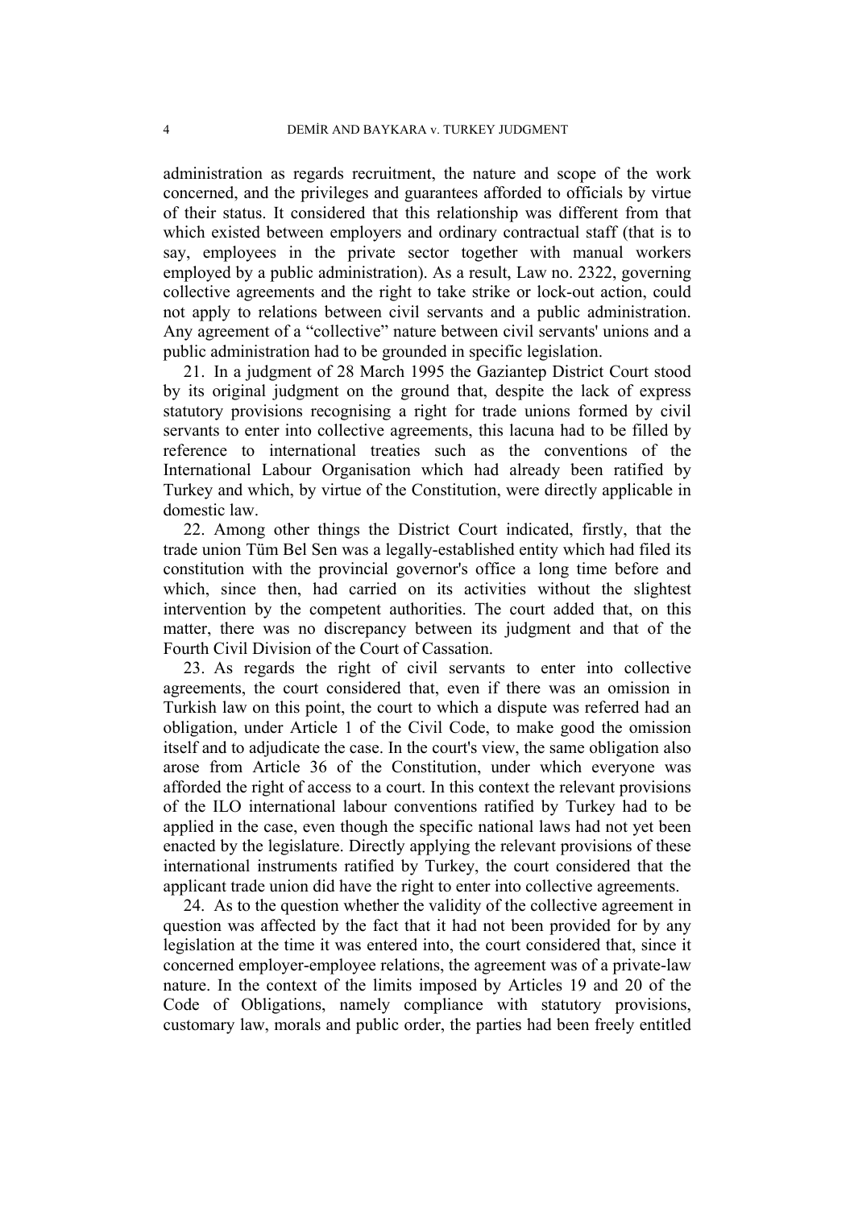administration as regards recruitment, the nature and scope of the work concerned, and the privileges and guarantees afforded to officials by virtue of their status. It considered that this relationship was different from that which existed between employers and ordinary contractual staff (that is to say, employees in the private sector together with manual workers employed by a public administration). As a result, Law no. 2322, governing collective agreements and the right to take strike or lock-out action, could not apply to relations between civil servants and a public administration. Any agreement of a "collective" nature between civil servants' unions and a public administration had to be grounded in specific legislation.

21. In a judgment of 28 March 1995 the Gaziantep District Court stood by its original judgment on the ground that, despite the lack of express statutory provisions recognising a right for trade unions formed by civil servants to enter into collective agreements, this lacuna had to be filled by reference to international treaties such as the conventions of the International Labour Organisation which had already been ratified by Turkey and which, by virtue of the Constitution, were directly applicable in domestic law.

22. Among other things the District Court indicated, firstly, that the trade union Tüm Bel Sen was a legally-established entity which had filed its constitution with the provincial governor's office a long time before and which, since then, had carried on its activities without the slightest intervention by the competent authorities. The court added that, on this matter, there was no discrepancy between its judgment and that of the Fourth Civil Division of the Court of Cassation.

23. As regards the right of civil servants to enter into collective agreements, the court considered that, even if there was an omission in Turkish law on this point, the court to which a dispute was referred had an obligation, under Article 1 of the Civil Code, to make good the omission itself and to adjudicate the case. In the court's view, the same obligation also arose from Article 36 of the Constitution, under which everyone was afforded the right of access to a court. In this context the relevant provisions of the ILO international labour conventions ratified by Turkey had to be applied in the case, even though the specific national laws had not yet been enacted by the legislature. Directly applying the relevant provisions of these international instruments ratified by Turkey, the court considered that the applicant trade union did have the right to enter into collective agreements.

24. As to the question whether the validity of the collective agreement in question was affected by the fact that it had not been provided for by any legislation at the time it was entered into, the court considered that, since it concerned employer-employee relations, the agreement was of a private-law nature. In the context of the limits imposed by Articles 19 and 20 of the Code of Obligations, namely compliance with statutory provisions, customary law, morals and public order, the parties had been freely entitled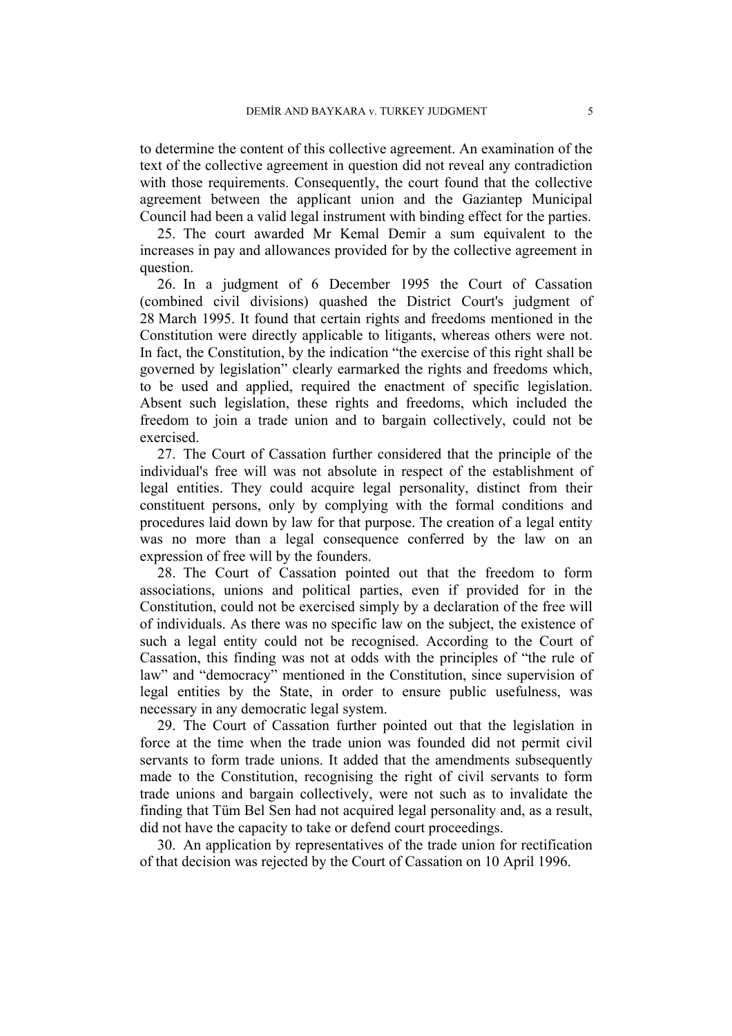to determine the content of this collective agreement. An examination of the text of the collective agreement in question did not reveal any contradiction with those requirements. Consequently, the court found that the collective agreement between the applicant union and the Gaziantep Municipal Council had been a valid legal instrument with binding effect for the parties.

25. The court awarded Mr Kemal Demir a sum equivalent to the increases in pay and allowances provided for by the collective agreement in question.

26. In a judgment of 6 December 1995 the Court of Cassation (combined civil divisions) quashed the District Court's judgment of 28 March 1995. It found that certain rights and freedoms mentioned in the Constitution were directly applicable to litigants, whereas others were not. In fact, the Constitution, by the indication "the exercise of this right shall be governed by legislation" clearly earmarked the rights and freedoms which, to be used and applied, required the enactment of specific legislation. Absent such legislation, these rights and freedoms, which included the freedom to join a trade union and to bargain collectively, could not be exercised.

27. The Court of Cassation further considered that the principle of the individual's free will was not absolute in respect of the establishment of legal entities. They could acquire legal personality, distinct from their constituent persons, only by complying with the formal conditions and procedures laid down by law for that purpose. The creation of a legal entity was no more than a legal consequence conferred by the law on an expression of free will by the founders.

28. The Court of Cassation pointed out that the freedom to form associations, unions and political parties, even if provided for in the Constitution, could not be exercised simply by a declaration of the free will of individuals. As there was no specific law on the subject, the existence of such a legal entity could not be recognised. According to the Court of Cassation, this finding was not at odds with the principles of "the rule of law" and "democracy" mentioned in the Constitution, since supervision of legal entities by the State, in order to ensure public usefulness, was necessary in any democratic legal system.

29. The Court of Cassation further pointed out that the legislation in force at the time when the trade union was founded did not permit civil servants to form trade unions. It added that the amendments subsequently made to the Constitution, recognising the right of civil servants to form trade unions and bargain collectively, were not such as to invalidate the finding that Tüm Bel Sen had not acquired legal personality and, as a result, did not have the capacity to take or defend court proceedings.

30. An application by representatives of the trade union for rectification of that decision was rejected by the Court of Cassation on 10 April 1996.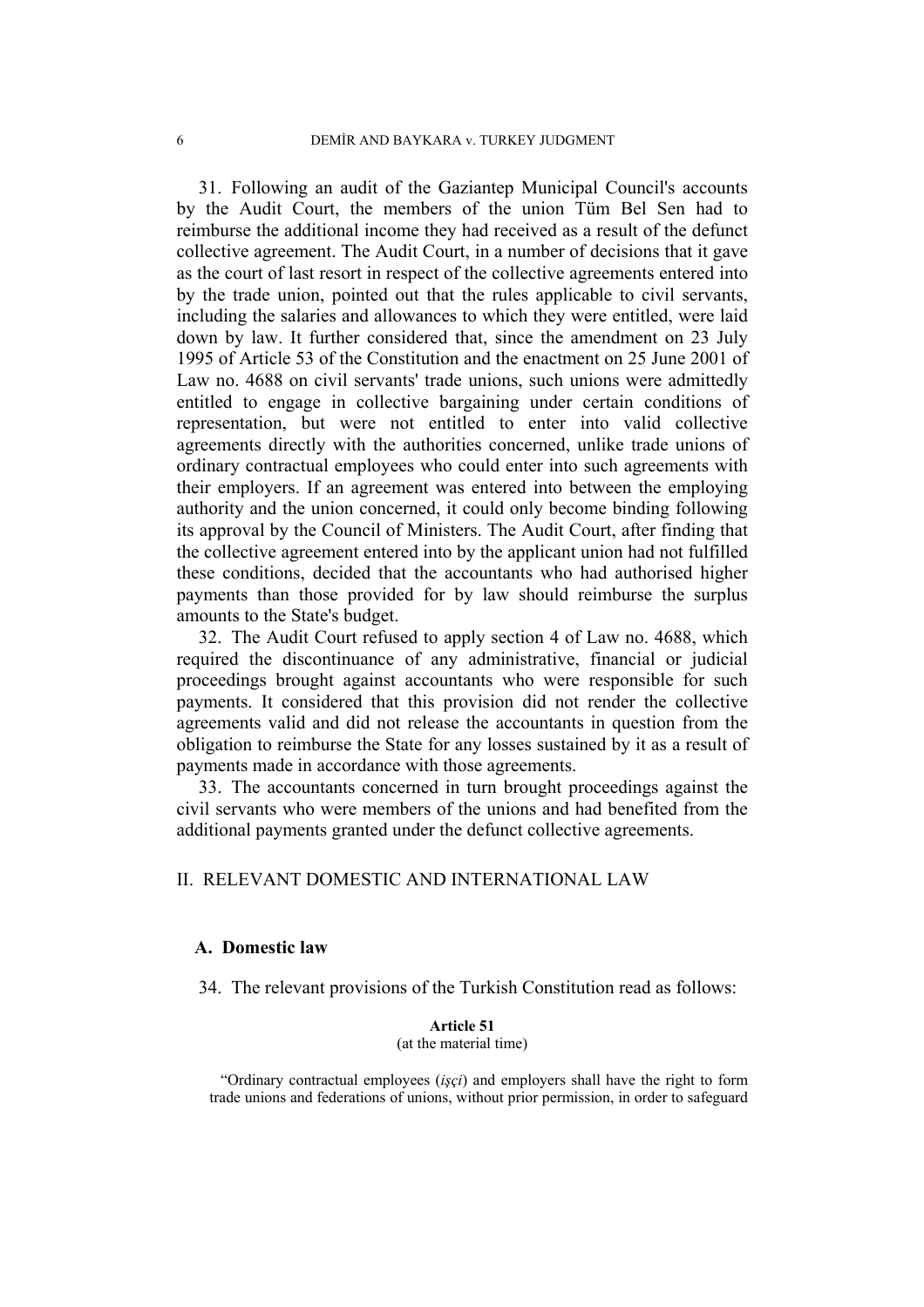31. Following an audit of the Gaziantep Municipal Council's accounts by the Audit Court, the members of the union Tüm Bel Sen had to reimburse the additional income they had received as a result of the defunct collective agreement. The Audit Court, in a number of decisions that it gave as the court of last resort in respect of the collective agreements entered into by the trade union, pointed out that the rules applicable to civil servants, including the salaries and allowances to which they were entitled, were laid down by law. It further considered that, since the amendment on 23 July 1995 of Article 53 of the Constitution and the enactment on 25 June 2001 of Law no. 4688 on civil servants' trade unions, such unions were admittedly entitled to engage in collective bargaining under certain conditions of representation, but were not entitled to enter into valid collective agreements directly with the authorities concerned, unlike trade unions of ordinary contractual employees who could enter into such agreements with their employers. If an agreement was entered into between the employing authority and the union concerned, it could only become binding following its approval by the Council of Ministers. The Audit Court, after finding that the collective agreement entered into by the applicant union had not fulfilled these conditions, decided that the accountants who had authorised higher payments than those provided for by law should reimburse the surplus amounts to the State's budget.

32. The Audit Court refused to apply section 4 of Law no. 4688, which required the discontinuance of any administrative, financial or judicial proceedings brought against accountants who were responsible for such payments. It considered that this provision did not render the collective agreements valid and did not release the accountants in question from the obligation to reimburse the State for any losses sustained by it as a result of payments made in accordance with those agreements.

33. The accountants concerned in turn brought proceedings against the civil servants who were members of the unions and had benefited from the additional payments granted under the defunct collective agreements.

## II. RELEVANT DOMESTIC AND INTERNATIONAL LAW

### A. Domestic law

34. The relevant provisions of the Turkish Constitution read as follows:

**Article 51**
(at the material time)

"Ordinary contractual employees (*işçi*) and employers shall have the right to form trade unions and federations of unions, without prior permission, in order to safeguard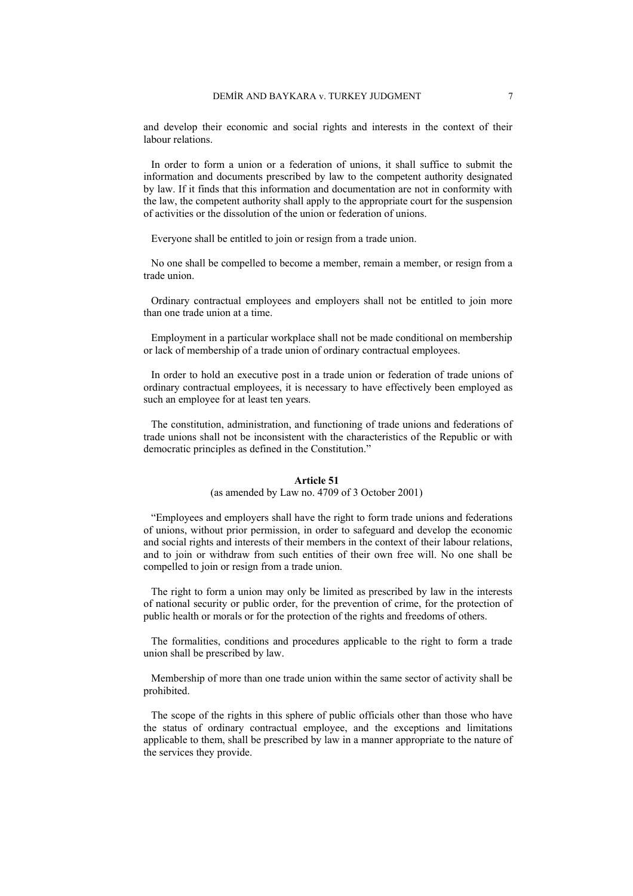and develop their economic and social rights and interests in the context of their labour relations.

In order to form a union or a federation of unions, it shall suffice to submit the information and documents prescribed by law to the competent authority designated by law. If it finds that this information and documentation are not in conformity with the law, the competent authority shall apply to the appropriate court for the suspension of activities or the dissolution of the union or federation of unions.

Everyone shall be entitled to join or resign from a trade union.

No one shall be compelled to become a member, remain a member, or resign from a trade union.

Ordinary contractual employees and employers shall not be entitled to join more than one trade union at a time.

Employment in a particular workplace shall not be made conditional on membership or lack of membership of a trade union of ordinary contractual employees.

In order to hold an executive post in a trade union or federation of trade unions of ordinary contractual employees, it is necessary to have effectively been employed as such an employee for at least ten years.

The constitution, administration, and functioning of trade unions and federations of trade unions shall not be inconsistent with the characteristics of the Republic or with democratic principles as defined in the Constitution."

**Article 51**

(as amended by Law no. 4709 of 3 October 2001)

"Employees and employers shall have the right to form trade unions and federations of unions, without prior permission, in order to safeguard and develop the economic and social rights and interests of their members in the context of their labour relations, and to join or withdraw from such entities of their own free will. No one shall be compelled to join or resign from a trade union.

The right to form a union may only be limited as prescribed by law in the interests of national security or public order, for the prevention of crime, for the protection of public health or morals or for the protection of the rights and freedoms of others.

The formalities, conditions and procedures applicable to the right to form a trade union shall be prescribed by law.

Membership of more than one trade union within the same sector of activity shall be prohibited.

The scope of the rights in this sphere of public officials other than those who have the status of ordinary contractual employee, and the exceptions and limitations applicable to them, shall be prescribed by law in a manner appropriate to the nature of the services they provide.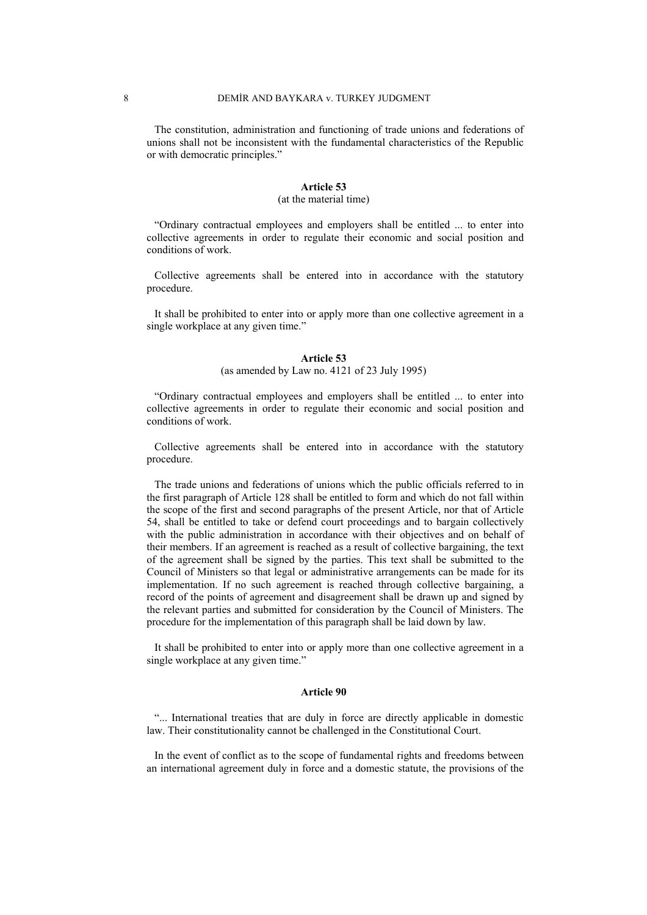The constitution, administration and functioning of trade unions and federations of unions shall not be inconsistent with the fundamental characteristics of the Republic or with democratic principles."

### Article 53
(at the material time)

"Ordinary contractual employees and employers shall be entitled ... to enter into collective agreements in order to regulate their economic and social position and conditions of work.

Collective agreements shall be entered into in accordance with the statutory procedure.

It shall be prohibited to enter into or apply more than one collective agreement in a single workplace at any given time."

### Article 53
(as amended by Law no. 4121 of 23 July 1995)

"Ordinary contractual employees and employers shall be entitled ... to enter into collective agreements in order to regulate their economic and social position and conditions of work.

Collective agreements shall be entered into in accordance with the statutory procedure.

The trade unions and federations of unions which the public officials referred to in the first paragraph of Article 128 shall be entitled to form and which do not fall within the scope of the first and second paragraphs of the present Article, nor that of Article 54, shall be entitled to take or defend court proceedings and to bargain collectively with the public administration in accordance with their objectives and on behalf of their members. If an agreement is reached as a result of collective bargaining, the text of the agreement shall be signed by the parties. This text shall be submitted to the Council of Ministers so that legal or administrative arrangements can be made for its implementation. If no such agreement is reached through collective bargaining, a record of the points of agreement and disagreement shall be drawn up and signed by the relevant parties and submitted for consideration by the Council of Ministers. The procedure for the implementation of this paragraph shall be laid down by law.

It shall be prohibited to enter into or apply more than one collective agreement in a single workplace at any given time."

### Article 90

"... International treaties that are duly in force are directly applicable in domestic law. Their constitutionality cannot be challenged in the Constitutional Court.

In the event of conflict as to the scope of fundamental rights and freedoms between an international agreement duly in force and a domestic statute, the provisions of the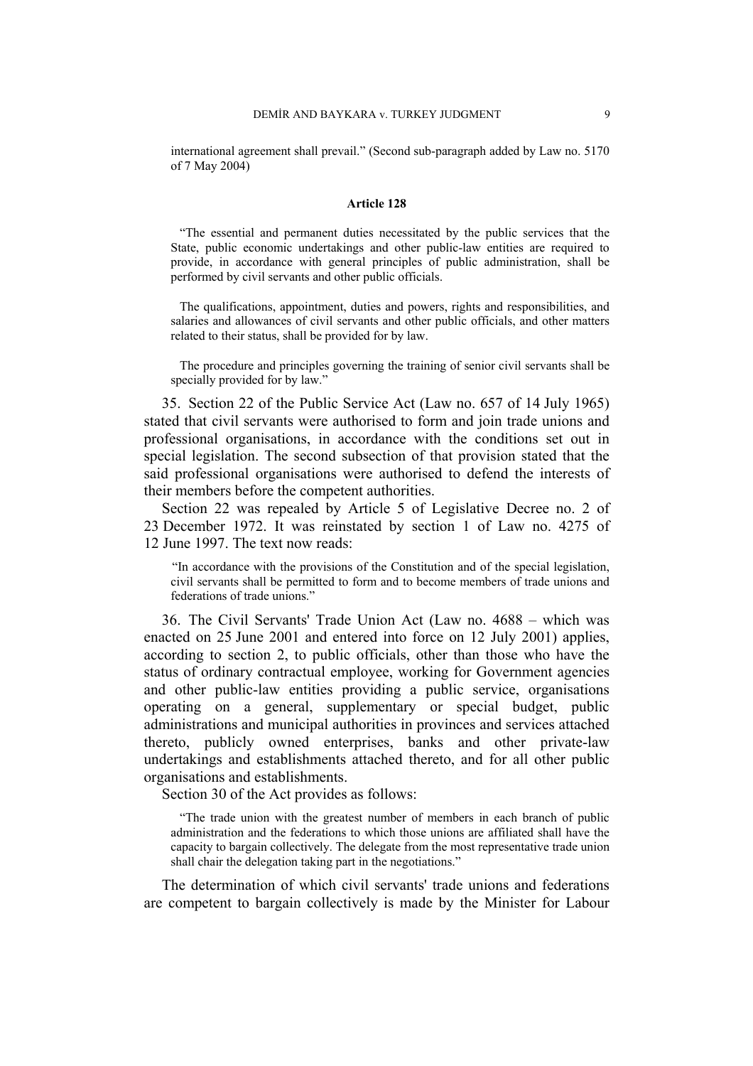international agreement shall prevail." (Second sub-paragraph added by Law no. 5170 of 7 May 2004)

**Article 128**

"The essential and permanent duties necessitated by the public services that the State, public economic undertakings and other public-law entities are required to provide, in accordance with general principles of public administration, shall be performed by civil servants and other public officials.

The qualifications, appointment, duties and powers, rights and responsibilities, and salaries and allowances of civil servants and other public officials, and other matters related to their status, shall be provided for by law.

The procedure and principles governing the training of senior civil servants shall be specially provided for by law."

35. Section 22 of the Public Service Act (Law no. 657 of 14 July 1965) stated that civil servants were authorised to form and join trade unions and professional organisations, in accordance with the conditions set out in special legislation. The second subsection of that provision stated that the said professional organisations were authorised to defend the interests of their members before the competent authorities.

Section 22 was repealed by Article 5 of Legislative Decree no. 2 of 23 December 1972. It was reinstated by section 1 of Law no. 4275 of 12 June 1997. The text now reads:

"In accordance with the provisions of the Constitution and of the special legislation, civil servants shall be permitted to form and to become members of trade unions and federations of trade unions."

36. The Civil Servants' Trade Union Act (Law no. 4688 – which was enacted on 25 June 2001 and entered into force on 12 July 2001) applies, according to section 2, to public officials, other than those who have the status of ordinary contractual employee, working for Government agencies and other public-law entities providing a public service, organisations operating on a general, supplementary or special budget, public administrations and municipal authorities in provinces and services attached thereto, publicly owned enterprises, banks and other private-law undertakings and establishments attached thereto, and for all other public organisations and establishments.

Section 30 of the Act provides as follows:

"The trade union with the greatest number of members in each branch of public administration and the federations to which those unions are affiliated shall have the capacity to bargain collectively. The delegate from the most representative trade union shall chair the delegation taking part in the negotiations."

The determination of which civil servants' trade unions and federations are competent to bargain collectively is made by the Minister for Labour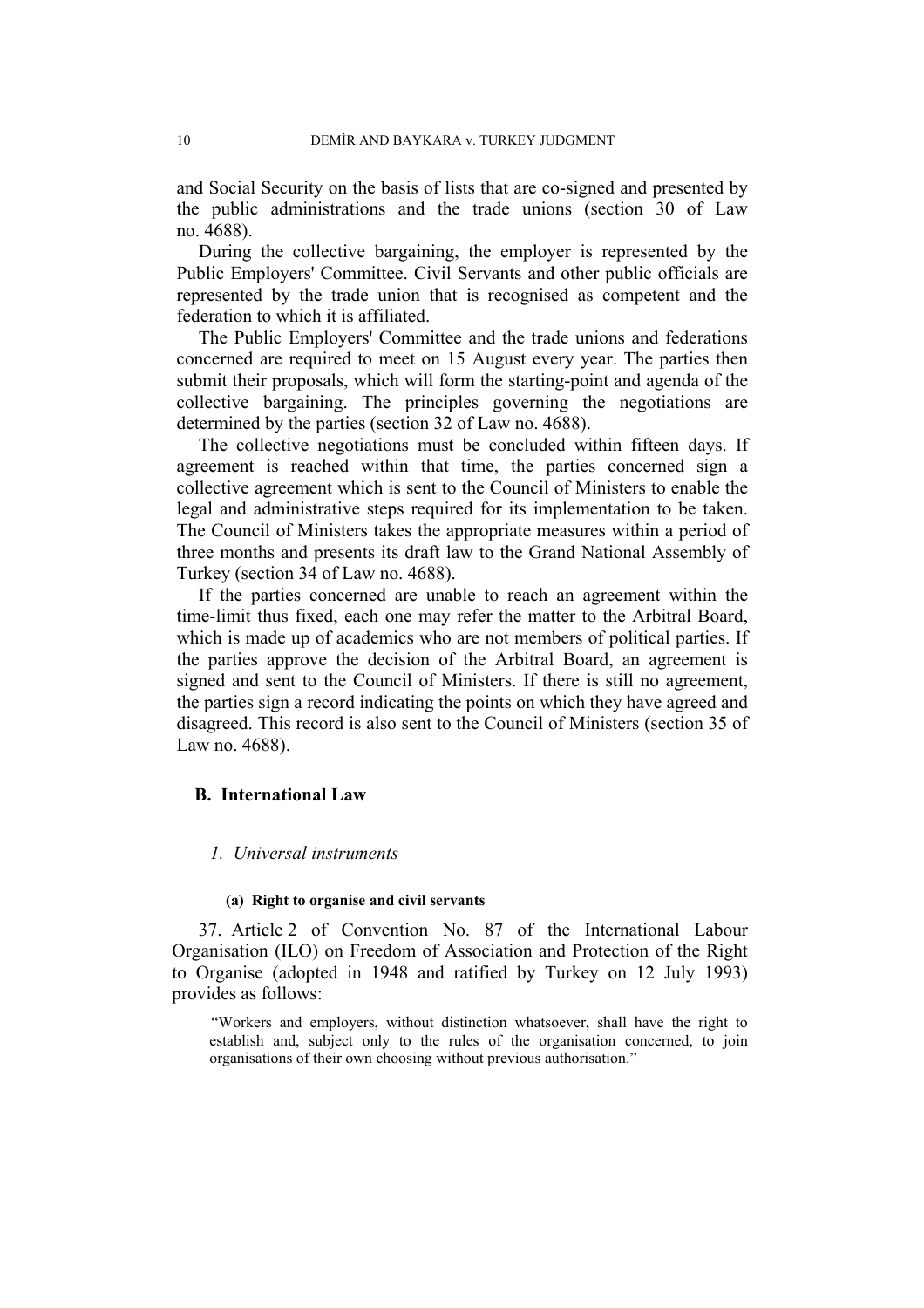and Social Security on the basis of lists that are co-signed and presented by the public administrations and the trade unions (section 30 of Law no. 4688).

During the collective bargaining, the employer is represented by the Public Employers' Committee. Civil Servants and other public officials are represented by the trade union that is recognised as competent and the federation to which it is affiliated.

The Public Employers' Committee and the trade unions and federations concerned are required to meet on 15 August every year. The parties then submit their proposals, which will form the starting-point and agenda of the collective bargaining. The principles governing the negotiations are determined by the parties (section 32 of Law no. 4688).

The collective negotiations must be concluded within fifteen days. If agreement is reached within that time, the parties concerned sign a collective agreement which is sent to the Council of Ministers to enable the legal and administrative steps required for its implementation to be taken. The Council of Ministers takes the appropriate measures within a period of three months and presents its draft law to the Grand National Assembly of Turkey (section 34 of Law no. 4688).

If the parties concerned are unable to reach an agreement within the time-limit thus fixed, each one may refer the matter to the Arbitral Board, which is made up of academics who are not members of political parties. If the parties approve the decision of the Arbitral Board, an agreement is signed and sent to the Council of Ministers. If there is still no agreement, the parties sign a record indicating the points on which they have agreed and disagreed. This record is also sent to the Council of Ministers (section 35 of Law no. 4688).

## B. International Law

### *1. Universal instruments*

#### (a) Right to organise and civil servants

37. Article 2 of Convention No. 87 of the International Labour Organisation (ILO) on Freedom of Association and Protection of the Right to Organise (adopted in 1948 and ratified by Turkey on 12 July 1993) provides as follows:

> "Workers and employers, without distinction whatsoever, shall have the right to establish and, subject only to the rules of the organisation concerned, to join organisations of their own choosing without previous authorisation."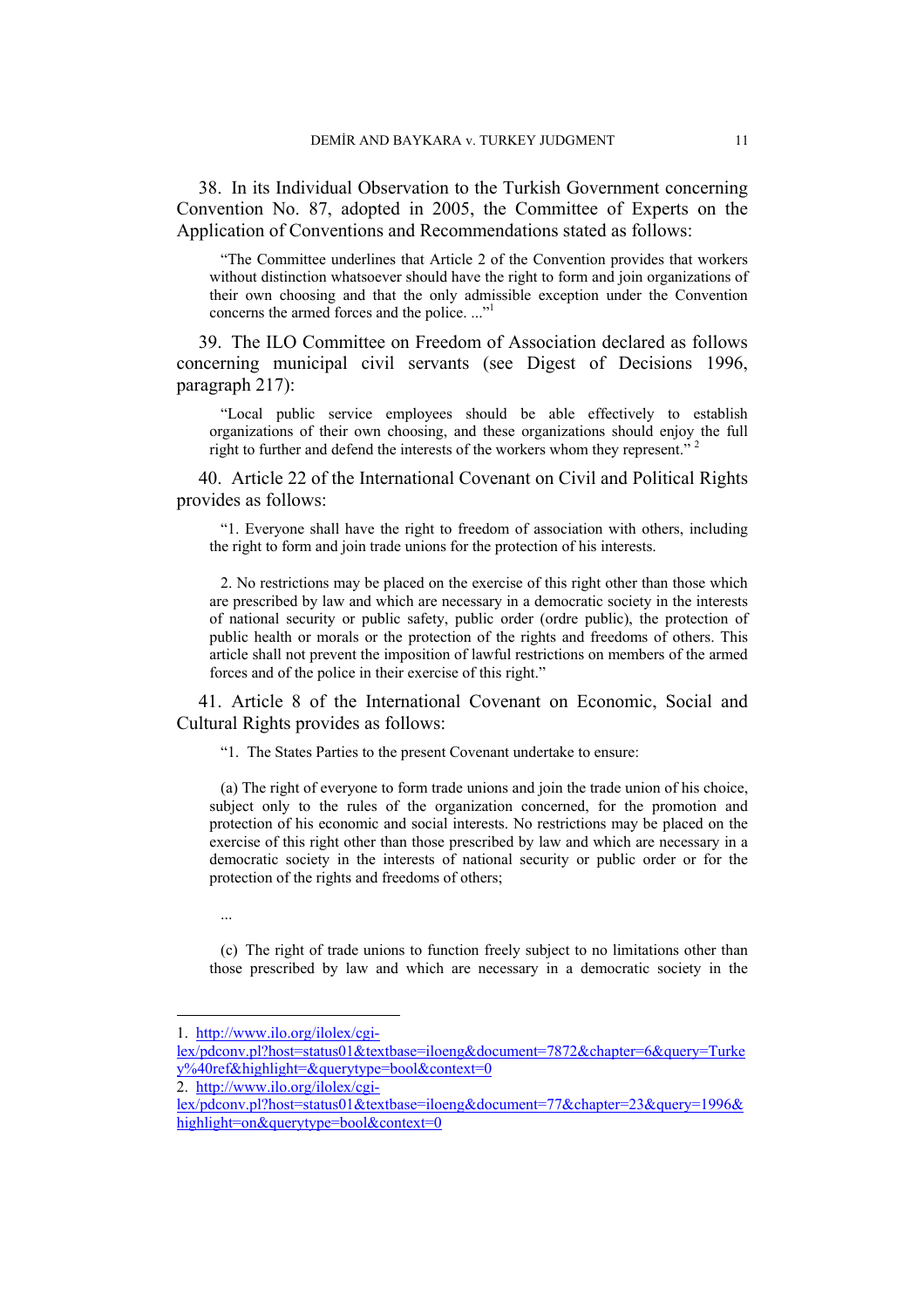38. In its Individual Observation to the Turkish Government concerning Convention No. 87, adopted in 2005, the Committee of Experts on the Application of Conventions and Recommendations stated as follows:

> "The Committee underlines that Article 2 of the Convention provides that workers without distinction whatsoever should have the right to form and join organizations of their own choosing and that the only admissible exception under the Convention concerns the armed forces and the police. ..."[1]

39. The ILO Committee on Freedom of Association declared as follows concerning municipal civil servants (see Digest of Decisions 1996, paragraph 217):

> "Local public service employees should be able effectively to establish organizations of their own choosing, and these organizations should enjoy the full right to further and defend the interests of the workers whom they represent."[2]

40. Article 22 of the International Covenant on Civil and Political Rights provides as follows:

> "1. Everyone shall have the right to freedom of association with others, including the right to form and join trade unions for the protection of his interests.
>
> 2. No restrictions may be placed on the exercise of this right other than those which are prescribed by law and which are necessary in a democratic society in the interests of national security or public safety, public order (ordre public), the protection of public health or morals or the protection of the rights and freedoms of others. This article shall not prevent the imposition of lawful restrictions on members of the armed forces and of the police in their exercise of this right."

41. Article 8 of the International Covenant on Economic, Social and Cultural Rights provides as follows:

> "1. The States Parties to the present Covenant undertake to ensure:
>
> (a) The right of everyone to form trade unions and join the trade union of his choice, subject only to the rules of the organization concerned, for the promotion and protection of his economic and social interests. No restrictions may be placed on the exercise of this right other than those prescribed by law and which are necessary in a democratic society in the interests of national security or public order or for the protection of the rights and freedoms of others;
>
> ...
>
> (c) The right of trade unions to function freely subject to no limitations other than those prescribed by law and which are necessary in a democratic society in the

---

1. http://www.ilo.org/ilolex/cgi-lex/pdconv.pl?host=status01&textbase=iloeng&document=7872&chapter=6&query=Turkey%40ref&highlight=&querytype=bool&context=0

2. http://www.ilo.org/ilolex/cgi-lex/pdconv.pl?host=status01&textbase=iloeng&document=77&chapter=23&query=1996&highlight=on&querytype=bool&context=0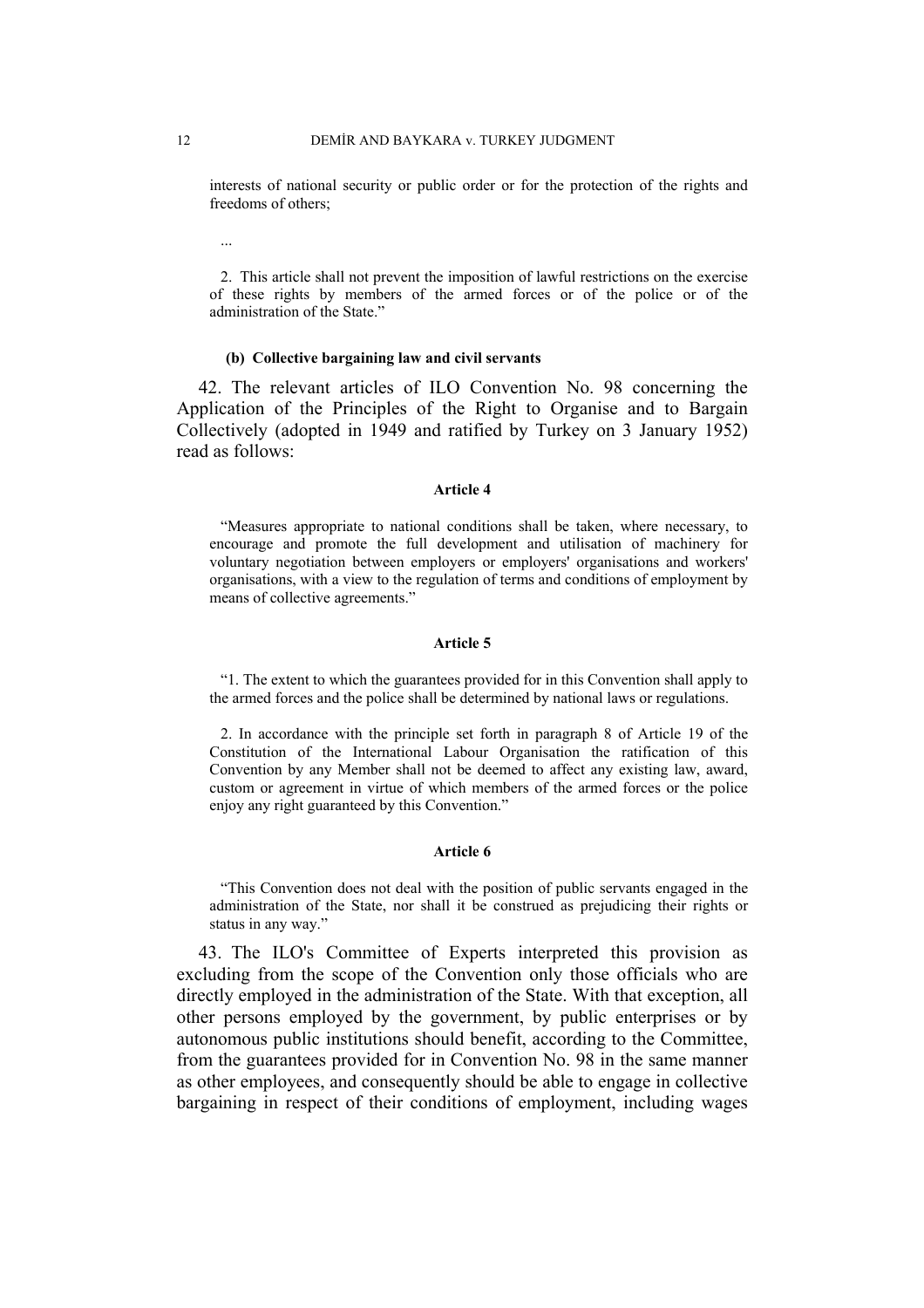interests of national security or public order or for the protection of the rights and freedoms of others;

...

2. This article shall not prevent the imposition of lawful restrictions on the exercise of these rights by members of the armed forces or of the police or of the administration of the State."

#### (b) Collective bargaining law and civil servants

42. The relevant articles of ILO Convention No. 98 concerning the Application of the Principles of the Right to Organise and to Bargain Collectively (adopted in 1949 and ratified by Turkey on 3 January 1952) read as follows:

**Article 4**

"Measures appropriate to national conditions shall be taken, where necessary, to encourage and promote the full development and utilisation of machinery for voluntary negotiation between employers or employers' organisations and workers' organisations, with a view to the regulation of terms and conditions of employment by means of collective agreements."

**Article 5**

"1. The extent to which the guarantees provided for in this Convention shall apply to the armed forces and the police shall be determined by national laws or regulations.

2. In accordance with the principle set forth in paragraph 8 of Article 19 of the Constitution of the International Labour Organisation the ratification of this Convention by any Member shall not be deemed to affect any existing law, award, custom or agreement in virtue of which members of the armed forces or the police enjoy any right guaranteed by this Convention."

**Article 6**

"This Convention does not deal with the position of public servants engaged in the administration of the State, nor shall it be construed as prejudicing their rights or status in any way."

43. The ILO's Committee of Experts interpreted this provision as excluding from the scope of the Convention only those officials who are directly employed in the administration of the State. With that exception, all other persons employed by the government, by public enterprises or by autonomous public institutions should benefit, according to the Committee, from the guarantees provided for in Convention No. 98 in the same manner as other employees, and consequently should be able to engage in collective bargaining in respect of their conditions of employment, including wages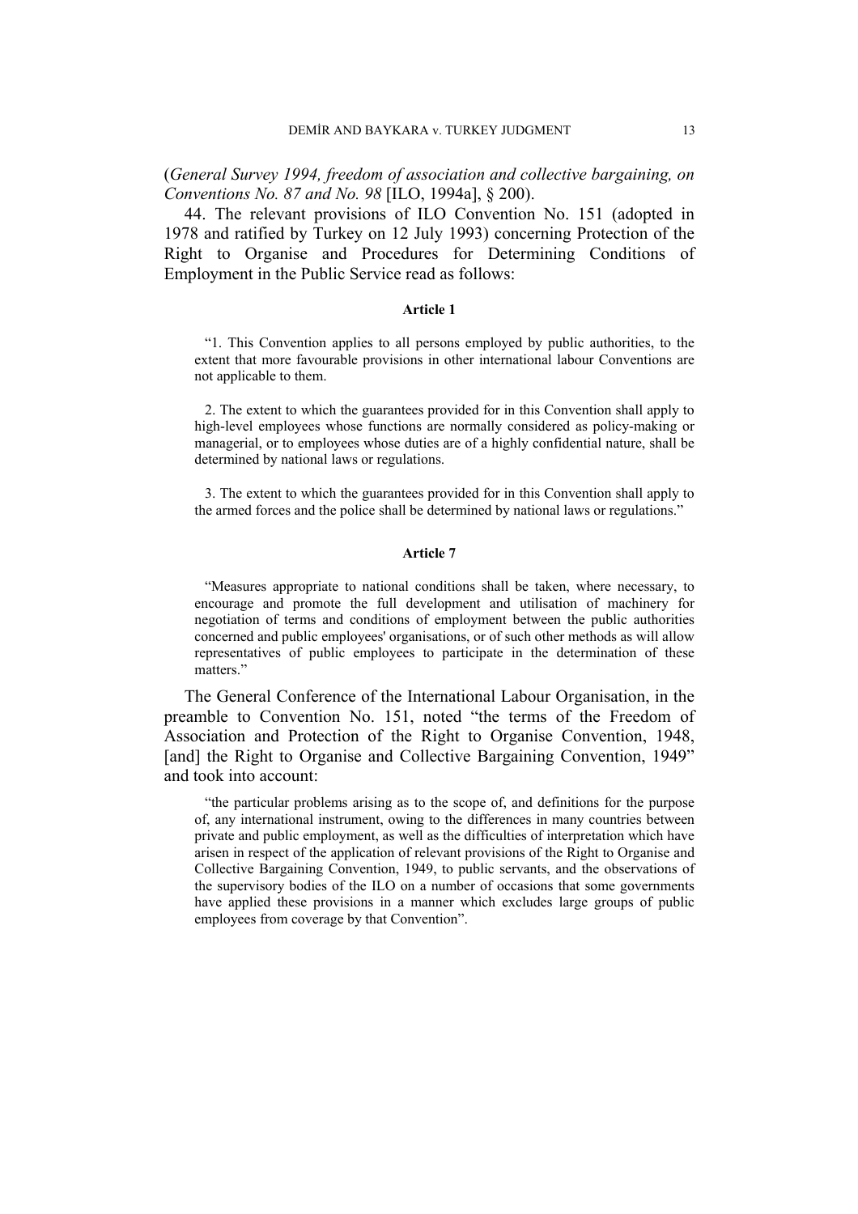(*General Survey 1994, freedom of association and collective bargaining, on Conventions No. 87 and No. 98* [ILO, 1994a], § 200).

44. The relevant provisions of ILO Convention No. 151 (adopted in 1978 and ratified by Turkey on 12 July 1993) concerning Protection of the Right to Organise and Procedures for Determining Conditions of Employment in the Public Service read as follows:

**Article 1**

> "1. This Convention applies to all persons employed by public authorities, to the extent that more favourable provisions in other international labour Conventions are not applicable to them.
>
> 2. The extent to which the guarantees provided for in this Convention shall apply to high-level employees whose functions are normally considered as policy-making or managerial, or to employees whose duties are of a highly confidential nature, shall be determined by national laws or regulations.
>
> 3. The extent to which the guarantees provided for in this Convention shall apply to the armed forces and the police shall be determined by national laws or regulations."

**Article 7**

> "Measures appropriate to national conditions shall be taken, where necessary, to encourage and promote the full development and utilisation of machinery for negotiation of terms and conditions of employment between the public authorities concerned and public employees' organisations, or of such other methods as will allow representatives of public employees to participate in the determination of these matters."

The General Conference of the International Labour Organisation, in the preamble to Convention No. 151, noted "the terms of the Freedom of Association and Protection of the Right to Organise Convention, 1948, [and] the Right to Organise and Collective Bargaining Convention, 1949" and took into account:

> "the particular problems arising as to the scope of, and definitions for the purpose of, any international instrument, owing to the differences in many countries between private and public employment, as well as the difficulties of interpretation which have arisen in respect of the application of relevant provisions of the Right to Organise and Collective Bargaining Convention, 1949, to public servants, and the observations of the supervisory bodies of the ILO on a number of occasions that some governments have applied these provisions in a manner which excludes large groups of public employees from coverage by that Convention".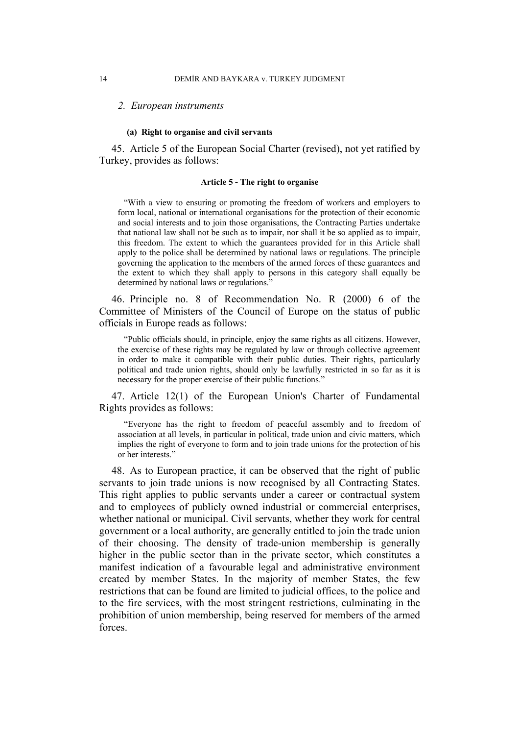### *2. European instruments*

#### (a) Right to organise and civil servants

45. Article 5 of the European Social Charter (revised), not yet ratified by Turkey, provides as follows:

**Article 5 - The right to organise**

> "With a view to ensuring or promoting the freedom of workers and employers to form local, national or international organisations for the protection of their economic and social interests and to join those organisations, the Contracting Parties undertake that national law shall not be such as to impair, nor shall it be so applied as to impair, this freedom. The extent to which the guarantees provided for in this Article shall apply to the police shall be determined by national laws or regulations. The principle governing the application to the members of the armed forces of these guarantees and the extent to which they shall apply to persons in this category shall equally be determined by national laws or regulations."

46. Principle no. 8 of Recommendation No. R (2000) 6 of the Committee of Ministers of the Council of Europe on the status of public officials in Europe reads as follows:

> "Public officials should, in principle, enjoy the same rights as all citizens. However, the exercise of these rights may be regulated by law or through collective agreement in order to make it compatible with their public duties. Their rights, particularly political and trade union rights, should only be lawfully restricted in so far as it is necessary for the proper exercise of their public functions."

47. Article 12(1) of the European Union's Charter of Fundamental Rights provides as follows:

> "Everyone has the right to freedom of peaceful assembly and to freedom of association at all levels, in particular in political, trade union and civic matters, which implies the right of everyone to form and to join trade unions for the protection of his or her interests."

48. As to European practice, it can be observed that the right of public servants to join trade unions is now recognised by all Contracting States. This right applies to public servants under a career or contractual system and to employees of publicly owned industrial or commercial enterprises, whether national or municipal. Civil servants, whether they work for central government or a local authority, are generally entitled to join the trade union of their choosing. The density of trade-union membership is generally higher in the public sector than in the private sector, which constitutes a manifest indication of a favourable legal and administrative environment created by member States. In the majority of member States, the few restrictions that can be found are limited to judicial offices, to the police and to the fire services, with the most stringent restrictions, culminating in the prohibition of union membership, being reserved for members of the armed forces.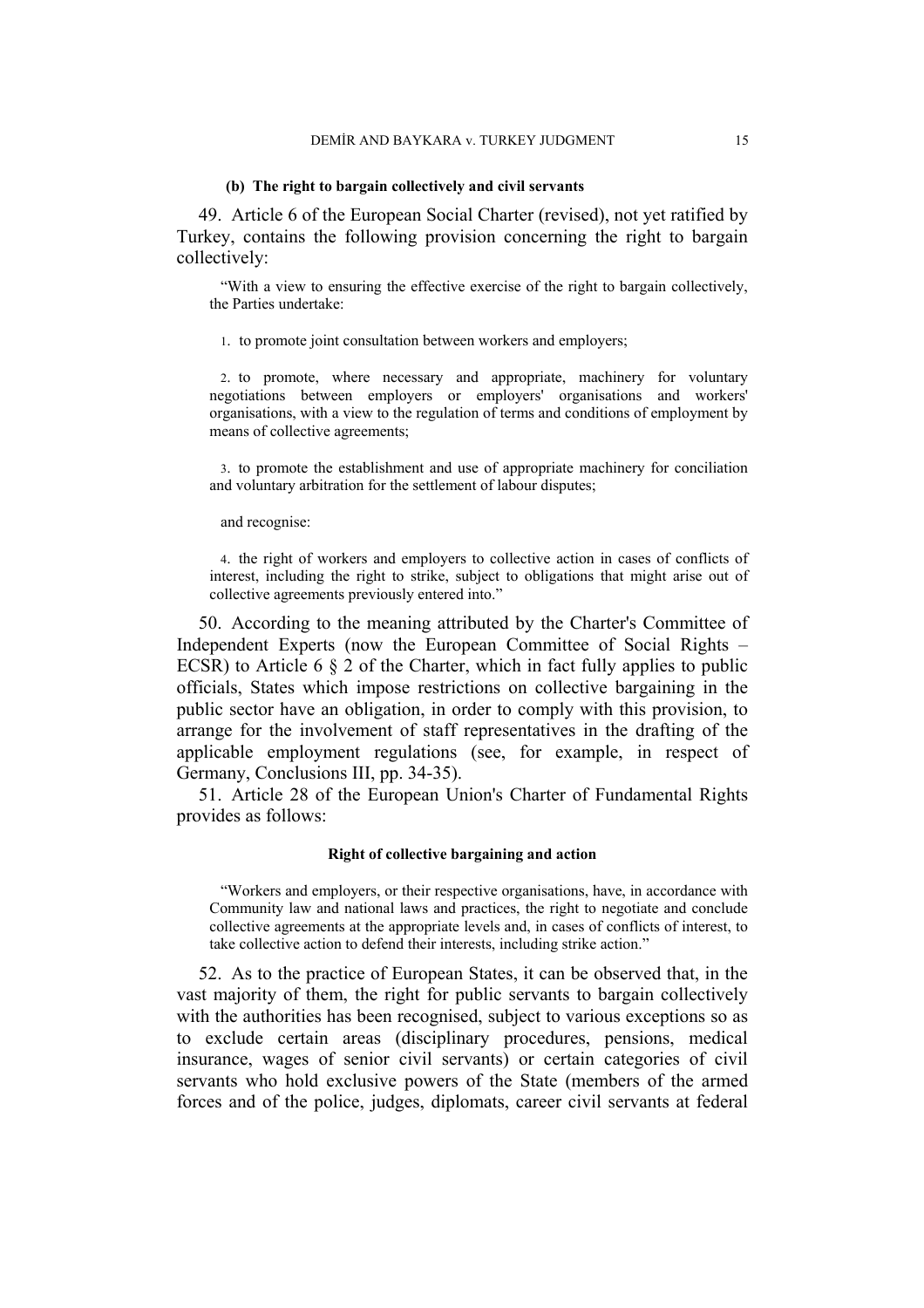#### (b) The right to bargain collectively and civil servants

49. Article 6 of the European Social Charter (revised), not yet ratified by Turkey, contains the following provision concerning the right to bargain collectively:

> "With a view to ensuring the effective exercise of the right to bargain collectively, the Parties undertake:
>
> 1. to promote joint consultation between workers and employers;
>
> 2. to promote, where necessary and appropriate, machinery for voluntary negotiations between employers or employers' organisations and workers' organisations, with a view to the regulation of terms and conditions of employment by means of collective agreements;
>
> 3. to promote the establishment and use of appropriate machinery for conciliation and voluntary arbitration for the settlement of labour disputes;
>
> and recognise:
>
> 4. the right of workers and employers to collective action in cases of conflicts of interest, including the right to strike, subject to obligations that might arise out of collective agreements previously entered into."

50. According to the meaning attributed by the Charter's Committee of Independent Experts (now the European Committee of Social Rights – ECSR) to Article 6 § 2 of the Charter, which in fact fully applies to public officials, States which impose restrictions on collective bargaining in the public sector have an obligation, in order to comply with this provision, to arrange for the involvement of staff representatives in the drafting of the applicable employment regulations (see, for example, in respect of Germany, Conclusions III, pp. 34-35).

51. Article 28 of the European Union's Charter of Fundamental Rights provides as follows:

**Right of collective bargaining and action**

> "Workers and employers, or their respective organisations, have, in accordance with Community law and national laws and practices, the right to negotiate and conclude collective agreements at the appropriate levels and, in cases of conflicts of interest, to take collective action to defend their interests, including strike action."

52. As to the practice of European States, it can be observed that, in the vast majority of them, the right for public servants to bargain collectively with the authorities has been recognised, subject to various exceptions so as to exclude certain areas (disciplinary procedures, pensions, medical insurance, wages of senior civil servants) or certain categories of civil servants who hold exclusive powers of the State (members of the armed forces and of the police, judges, diplomats, career civil servants at federal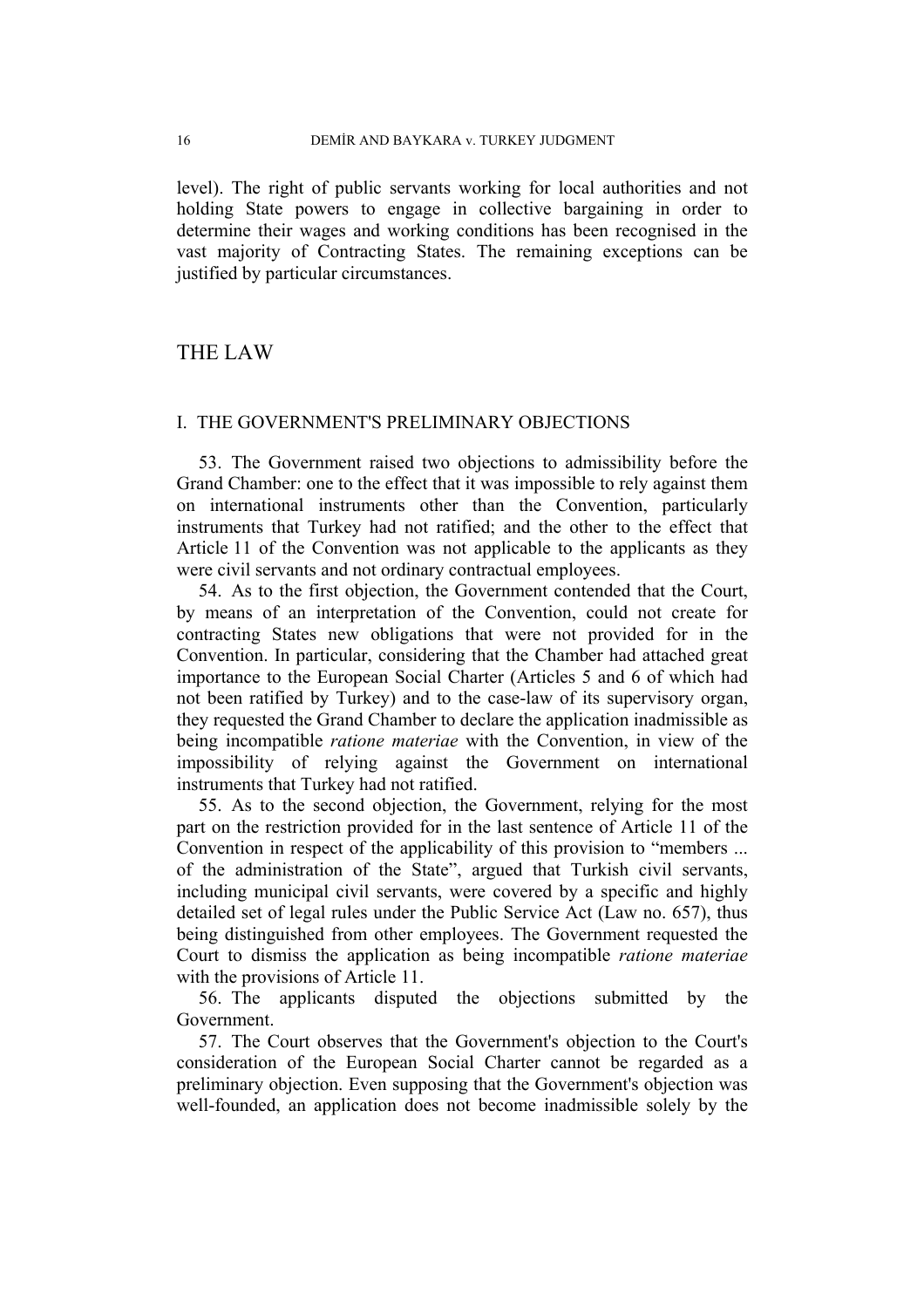level). The right of public servants working for local authorities and not holding State powers to engage in collective bargaining in order to determine their wages and working conditions has been recognised in the vast majority of Contracting States. The remaining exceptions can be justified by particular circumstances.

# THE LAW

## I. THE GOVERNMENT'S PRELIMINARY OBJECTIONS

53. The Government raised two objections to admissibility before the Grand Chamber: one to the effect that it was impossible to rely against them on international instruments other than the Convention, particularly instruments that Turkey had not ratified; and the other to the effect that Article 11 of the Convention was not applicable to the applicants as they were civil servants and not ordinary contractual employees.

54. As to the first objection, the Government contended that the Court, by means of an interpretation of the Convention, could not create for contracting States new obligations that were not provided for in the Convention. In particular, considering that the Chamber had attached great importance to the European Social Charter (Articles 5 and 6 of which had not been ratified by Turkey) and to the case-law of its supervisory organ, they requested the Grand Chamber to declare the application inadmissible as being incompatible *ratione materiae* with the Convention, in view of the impossibility of relying against the Government on international instruments that Turkey had not ratified.

55. As to the second objection, the Government, relying for the most part on the restriction provided for in the last sentence of Article 11 of the Convention in respect of the applicability of this provision to "members ... of the administration of the State", argued that Turkish civil servants, including municipal civil servants, were covered by a specific and highly detailed set of legal rules under the Public Service Act (Law no. 657), thus being distinguished from other employees. The Government requested the Court to dismiss the application as being incompatible *ratione materiae* with the provisions of Article 11.

56. The applicants disputed the objections submitted by the Government.

57. The Court observes that the Government's objection to the Court's consideration of the European Social Charter cannot be regarded as a preliminary objection. Even supposing that the Government's objection was well-founded, an application does not become inadmissible solely by the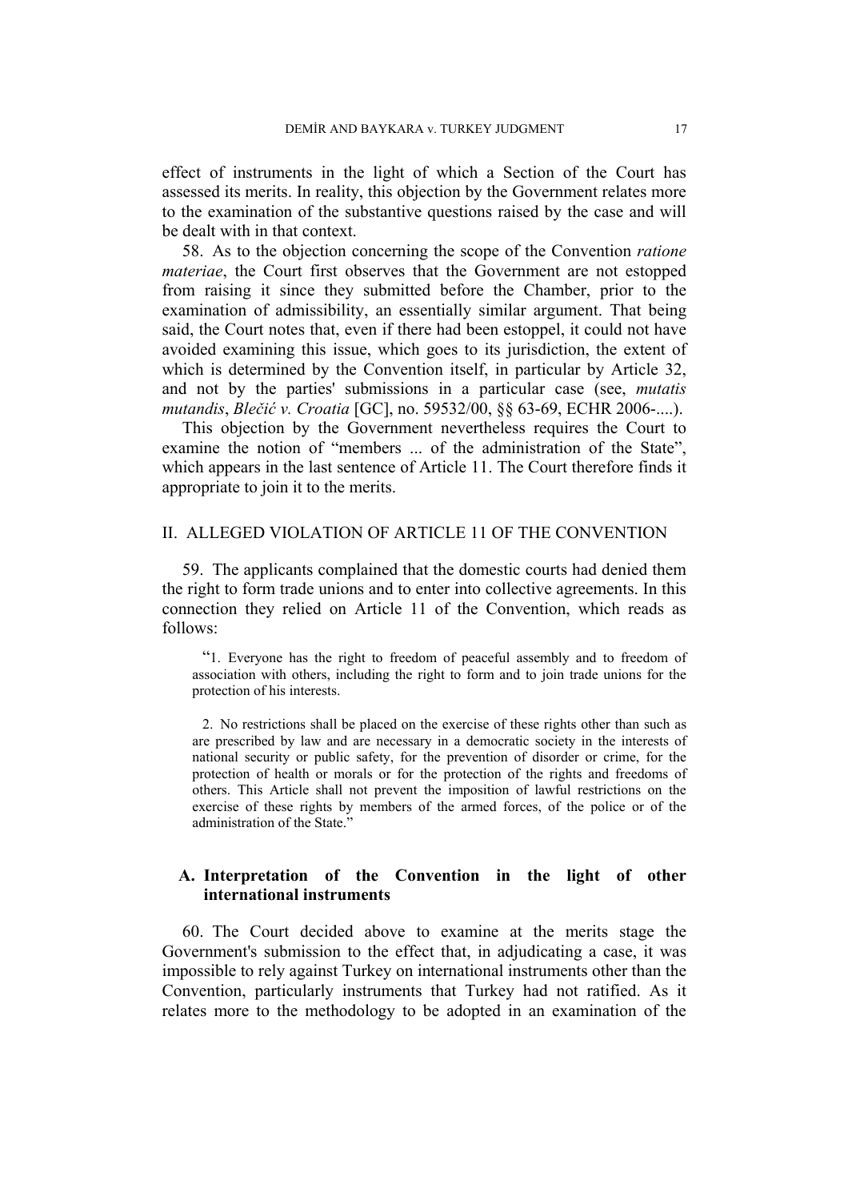effect of instruments in the light of which a Section of the Court has assessed its merits. In reality, this objection by the Government relates more to the examination of the substantive questions raised by the case and will be dealt with in that context.

58. As to the objection concerning the scope of the Convention *ratione materiae*, the Court first observes that the Government are not estopped from raising it since they submitted before the Chamber, prior to the examination of admissibility, an essentially similar argument. That being said, the Court notes that, even if there had been estoppel, it could not have avoided examining this issue, which goes to its jurisdiction, the extent of which is determined by the Convention itself, in particular by Article 32, and not by the parties' submissions in a particular case (see, *mutatis mutandis*, *Blečić v. Croatia* [GC], no. 59532/00, §§ 63-69, ECHR 2006-....).

This objection by the Government nevertheless requires the Court to examine the notion of "members ... of the administration of the State", which appears in the last sentence of Article 11. The Court therefore finds it appropriate to join it to the merits.

## II. ALLEGED VIOLATION OF ARTICLE 11 OF THE CONVENTION

59. The applicants complained that the domestic courts had denied them the right to form trade unions and to enter into collective agreements. In this connection they relied on Article 11 of the Convention, which reads as follows:

> "1. Everyone has the right to freedom of peaceful assembly and to freedom of association with others, including the right to form and to join trade unions for the protection of his interests.
>
> 2. No restrictions shall be placed on the exercise of these rights other than such as are prescribed by law and are necessary in a democratic society in the interests of national security or public safety, for the prevention of disorder or crime, for the protection of health or morals or for the protection of the rights and freedoms of others. This Article shall not prevent the imposition of lawful restrictions on the exercise of these rights by members of the armed forces, of the police or of the administration of the State."

### A. Interpretation of the Convention in the light of other international instruments

60. The Court decided above to examine at the merits stage the Government's submission to the effect that, in adjudicating a case, it was impossible to rely against Turkey on international instruments other than the Convention, particularly instruments that Turkey had not ratified. As it relates more to the methodology to be adopted in an examination of the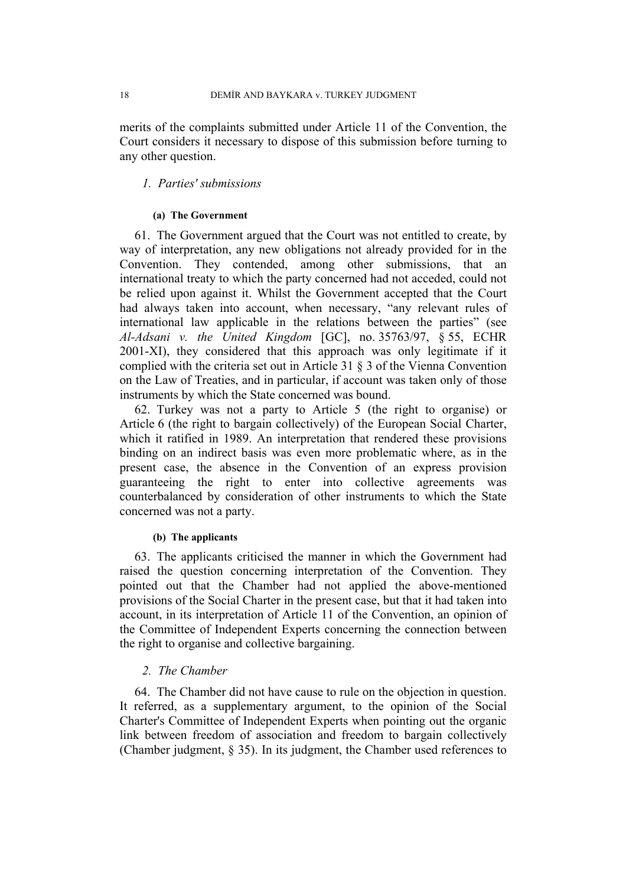merits of the complaints submitted under Article 11 of the Convention, the Court considers it necessary to dispose of this submission before turning to any other question.

### *1. Parties' submissions*

#### (a) The Government

61. The Government argued that the Court was not entitled to create, by way of interpretation, any new obligations not already provided for in the Convention. They contended, among other submissions, that an international treaty to which the party concerned had not acceded, could not be relied upon against it. Whilst the Government accepted that the Court had always taken into account, when necessary, "any relevant rules of international law applicable in the relations between the parties" (see *Al-Adsani v. the United Kingdom* [GC], no. 35763/97, § 55, ECHR 2001-XI), they considered that this approach was only legitimate if it complied with the criteria set out in Article 31 § 3 of the Vienna Convention on the Law of Treaties, and in particular, if account was taken only of those instruments by which the State concerned was bound.

62. Turkey was not a party to Article 5 (the right to organise) or Article 6 (the right to bargain collectively) of the European Social Charter, which it ratified in 1989. An interpretation that rendered these provisions binding on an indirect basis was even more problematic where, as in the present case, the absence in the Convention of an express provision guaranteeing the right to enter into collective agreements was counterbalanced by consideration of other instruments to which the State concerned was not a party.

#### (b) The applicants

63. The applicants criticised the manner in which the Government had raised the question concerning interpretation of the Convention. They pointed out that the Chamber had not applied the above-mentioned provisions of the Social Charter in the present case, but that it had taken into account, in its interpretation of Article 11 of the Convention, an opinion of the Committee of Independent Experts concerning the connection between the right to organise and collective bargaining.

### *2. The Chamber*

64. The Chamber did not have cause to rule on the objection in question. It referred, as a supplementary argument, to the opinion of the Social Charter's Committee of Independent Experts when pointing out the organic link between freedom of association and freedom to bargain collectively (Chamber judgment, § 35). In its judgment, the Chamber used references to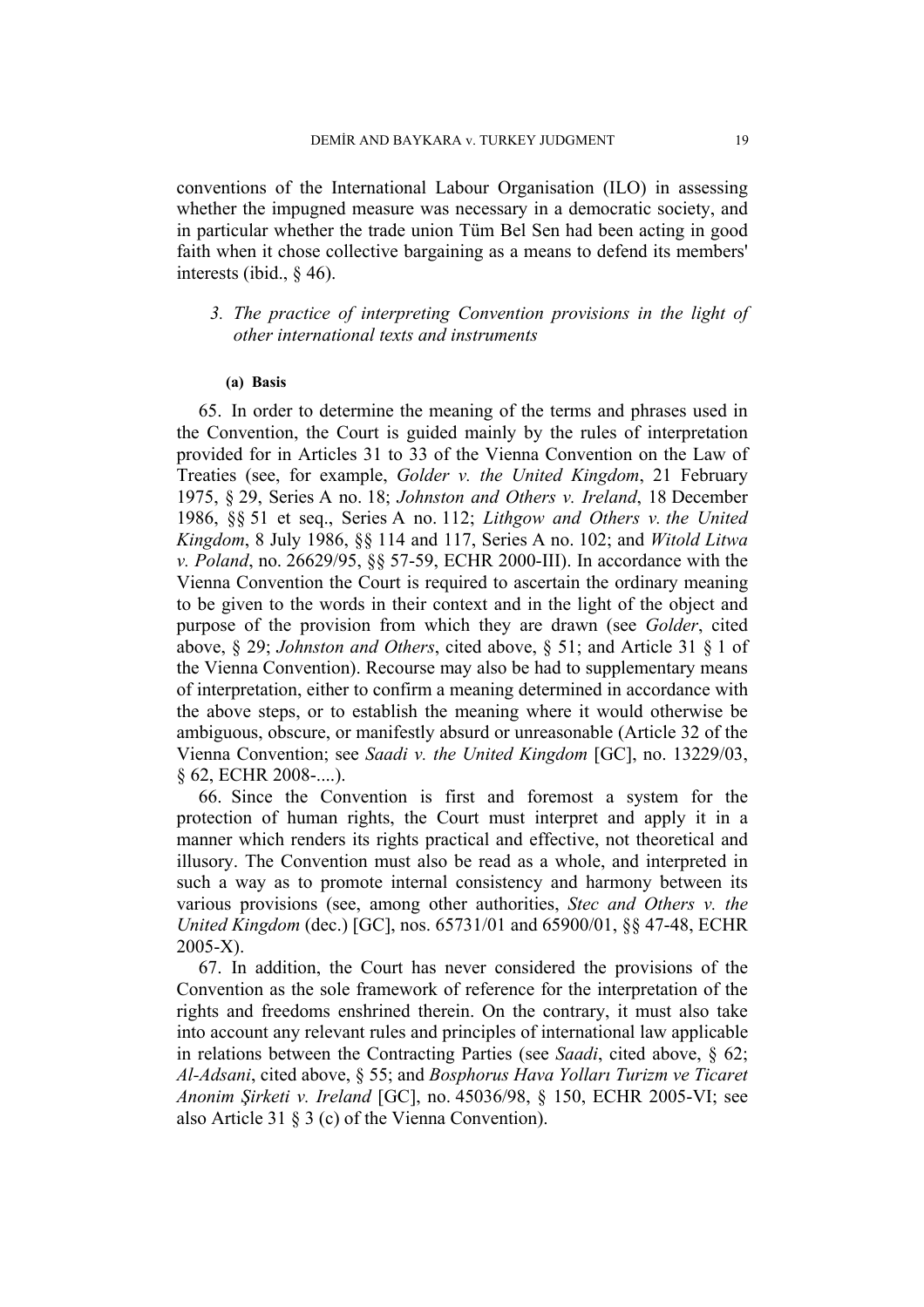conventions of the International Labour Organisation (ILO) in assessing whether the impugned measure was necessary in a democratic society, and in particular whether the trade union Tüm Bel Sen had been acting in good faith when it chose collective bargaining as a means to defend its members' interests (ibid., § 46).

### *3. The practice of interpreting Convention provisions in the light of other international texts and instruments*

#### (a) Basis

65. In order to determine the meaning of the terms and phrases used in the Convention, the Court is guided mainly by the rules of interpretation provided for in Articles 31 to 33 of the Vienna Convention on the Law of Treaties (see, for example, *Golder v. the United Kingdom*, 21 February 1975, § 29, Series A no. 18; *Johnston and Others v. Ireland*, 18 December 1986, §§ 51 et seq., Series A no. 112; *Lithgow and Others v. the United Kingdom*, 8 July 1986, §§ 114 and 117, Series A no. 102; and *Witold Litwa v. Poland*, no. 26629/95, §§ 57-59, ECHR 2000-III). In accordance with the Vienna Convention the Court is required to ascertain the ordinary meaning to be given to the words in their context and in the light of the object and purpose of the provision from which they are drawn (see *Golder*, cited above, § 29; *Johnston and Others*, cited above, § 51; and Article 31 § 1 of the Vienna Convention). Recourse may also be had to supplementary means of interpretation, either to confirm a meaning determined in accordance with the above steps, or to establish the meaning where it would otherwise be ambiguous, obscure, or manifestly absurd or unreasonable (Article 32 of the Vienna Convention; see *Saadi v. the United Kingdom* [GC], no. 13229/03, § 62, ECHR 2008-....).

66. Since the Convention is first and foremost a system for the protection of human rights, the Court must interpret and apply it in a manner which renders its rights practical and effective, not theoretical and illusory. The Convention must also be read as a whole, and interpreted in such a way as to promote internal consistency and harmony between its various provisions (see, among other authorities, *Stec and Others v. the United Kingdom* (dec.) [GC], nos. 65731/01 and 65900/01, §§ 47-48, ECHR 2005-X).

67. In addition, the Court has never considered the provisions of the Convention as the sole framework of reference for the interpretation of the rights and freedoms enshrined therein. On the contrary, it must also take into account any relevant rules and principles of international law applicable in relations between the Contracting Parties (see *Saadi*, cited above, § 62; *Al-Adsani*, cited above, § 55; and *Bosphorus Hava Yolları Turizm ve Ticaret Anonim Şirketi v. Ireland* [GC], no. 45036/98, § 150, ECHR 2005-VI; see also Article 31 § 3 (c) of the Vienna Convention).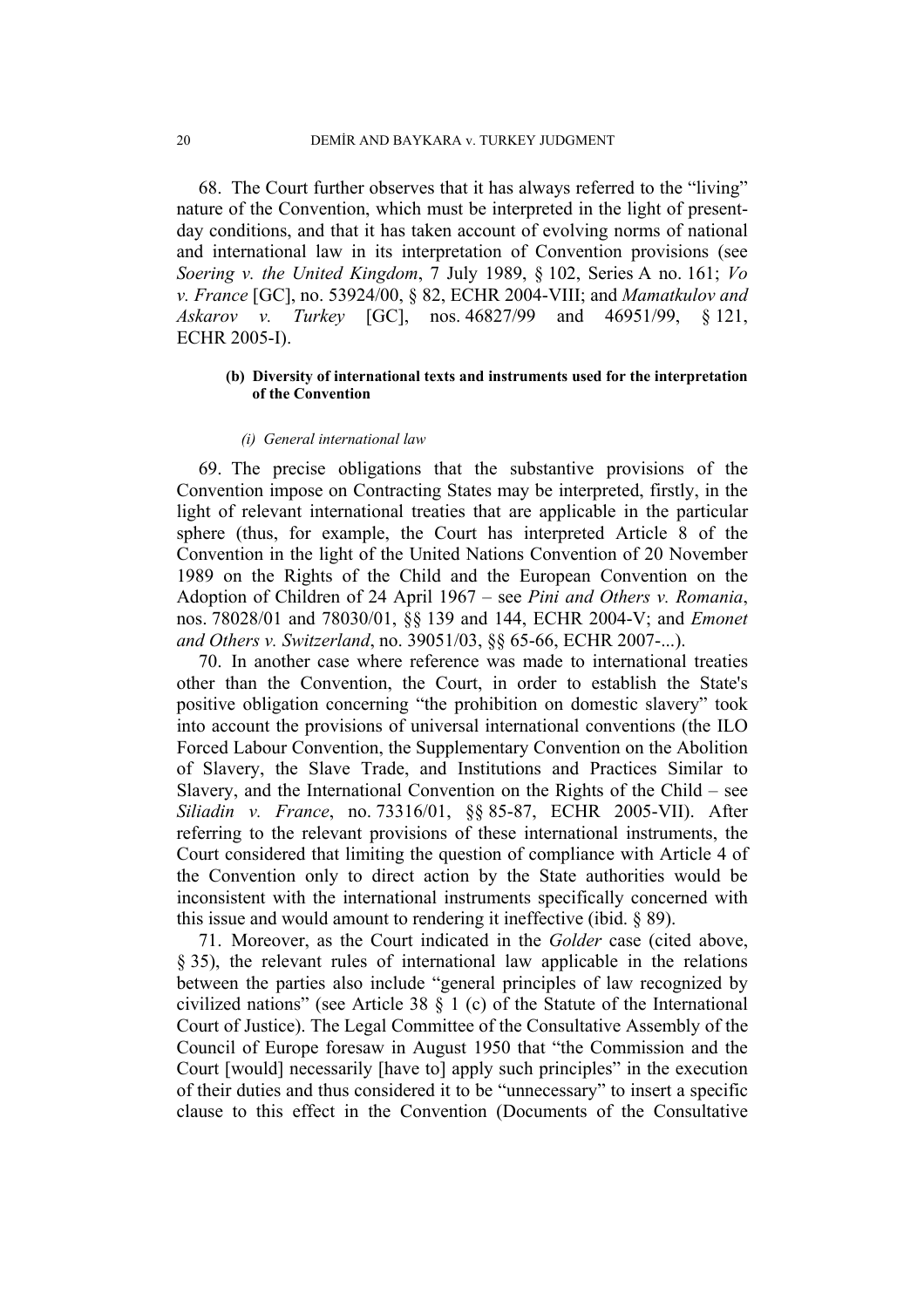68. The Court further observes that it has always referred to the "living" nature of the Convention, which must be interpreted in the light of present-day conditions, and that it has taken account of evolving norms of national and international law in its interpretation of Convention provisions (see *Soering v. the United Kingdom*, 7 July 1989, § 102, Series A no. 161; *Vo v. France* [GC], no. 53924/00, § 82, ECHR 2004-VIII; and *Mamatkulov and Askarov v. Turkey* [GC], nos. 46827/99 and 46951/99, § 121, ECHR 2005-I).

#### (b) Diversity of international texts and instruments used for the interpretation of the Convention

##### *(i) General international law*

69. The precise obligations that the substantive provisions of the Convention impose on Contracting States may be interpreted, firstly, in the light of relevant international treaties that are applicable in the particular sphere (thus, for example, the Court has interpreted Article 8 of the Convention in the light of the United Nations Convention of 20 November 1989 on the Rights of the Child and the European Convention on the Adoption of Children of 24 April 1967 – see *Pini and Others v. Romania*, nos. 78028/01 and 78030/01, §§ 139 and 144, ECHR 2004-V; and *Emonet and Others v. Switzerland*, no. 39051/03, §§ 65-66, ECHR 2007-...).

70. In another case where reference was made to international treaties other than the Convention, the Court, in order to establish the State's positive obligation concerning "the prohibition on domestic slavery" took into account the provisions of universal international conventions (the ILO Forced Labour Convention, the Supplementary Convention on the Abolition of Slavery, the Slave Trade, and Institutions and Practices Similar to Slavery, and the International Convention on the Rights of the Child – see *Siliadin v. France*, no. 73316/01, §§ 85-87, ECHR 2005-VII). After referring to the relevant provisions of these international instruments, the Court considered that limiting the question of compliance with Article 4 of the Convention only to direct action by the State authorities would be inconsistent with the international instruments specifically concerned with this issue and would amount to rendering it ineffective (ibid. § 89).

71. Moreover, as the Court indicated in the *Golder* case (cited above, § 35), the relevant rules of international law applicable in the relations between the parties also include "general principles of law recognized by civilized nations" (see Article 38 § 1 (c) of the Statute of the International Court of Justice). The Legal Committee of the Consultative Assembly of the Council of Europe foresaw in August 1950 that "the Commission and the Court [would] necessarily [have to] apply such principles" in the execution of their duties and thus considered it to be "unnecessary" to insert a specific clause to this effect in the Convention (Documents of the Consultative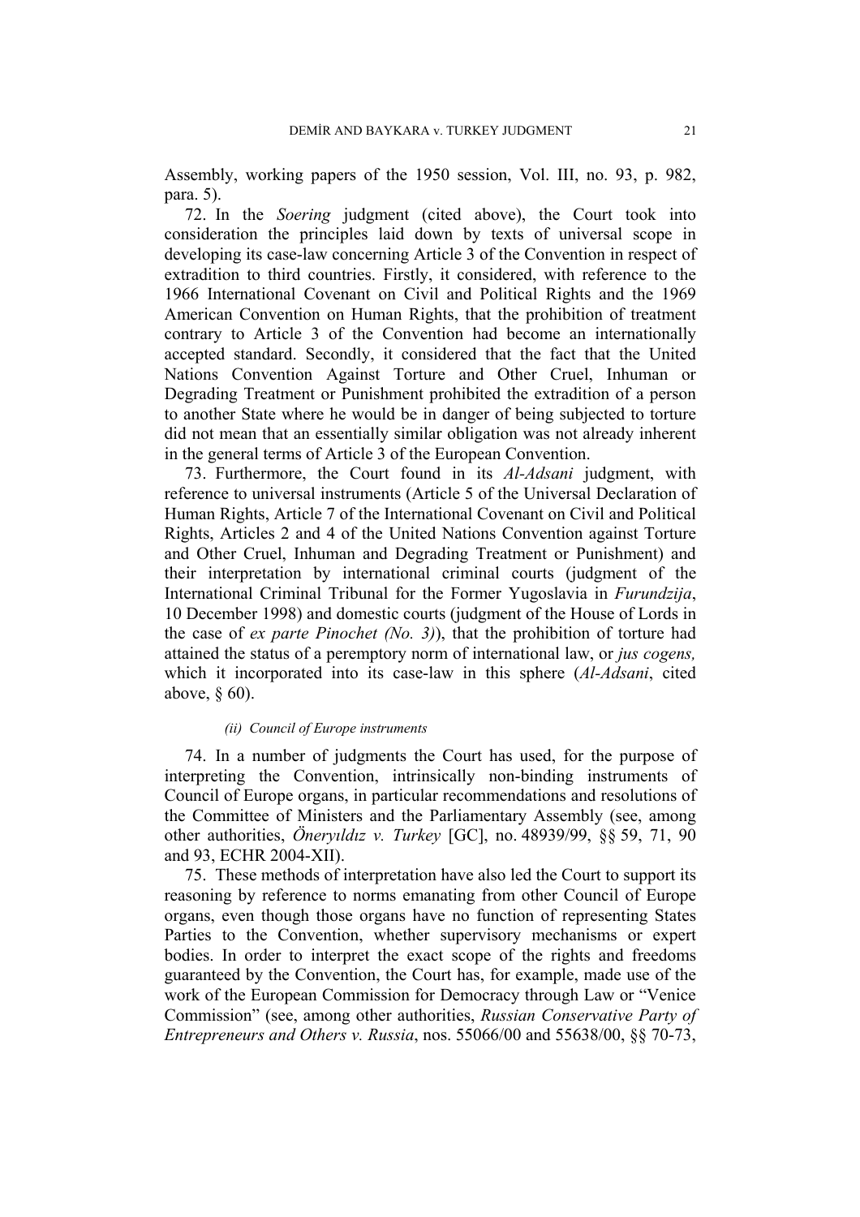Assembly, working papers of the 1950 session, Vol. III, no. 93, p. 982, para. 5).

72. In the *Soering* judgment (cited above), the Court took into consideration the principles laid down by texts of universal scope in developing its case-law concerning Article 3 of the Convention in respect of extradition to third countries. Firstly, it considered, with reference to the 1966 International Covenant on Civil and Political Rights and the 1969 American Convention on Human Rights, that the prohibition of treatment contrary to Article 3 of the Convention had become an internationally accepted standard. Secondly, it considered that the fact that the United Nations Convention Against Torture and Other Cruel, Inhuman or Degrading Treatment or Punishment prohibited the extradition of a person to another State where he would be in danger of being subjected to torture did not mean that an essentially similar obligation was not already inherent in the general terms of Article 3 of the European Convention.

73. Furthermore, the Court found in its *Al-Adsani* judgment, with reference to universal instruments (Article 5 of the Universal Declaration of Human Rights, Article 7 of the International Covenant on Civil and Political Rights, Articles 2 and 4 of the United Nations Convention against Torture and Other Cruel, Inhuman and Degrading Treatment or Punishment) and their interpretation by international criminal courts (judgment of the International Criminal Tribunal for the Former Yugoslavia in *Furundzija*, 10 December 1998) and domestic courts (judgment of the House of Lords in the case of *ex parte Pinochet (No. 3)*), that the prohibition of torture had attained the status of a peremptory norm of international law, or *jus cogens,* which it incorporated into its case-law in this sphere (*Al-Adsani*, cited above, § 60).

##### *(ii) Council of Europe instruments*

74. In a number of judgments the Court has used, for the purpose of interpreting the Convention, intrinsically non-binding instruments of Council of Europe organs, in particular recommendations and resolutions of the Committee of Ministers and the Parliamentary Assembly (see, among other authorities, *Öneryıldız v. Turkey* [GC], no. 48939/99, §§ 59, 71, 90 and 93, ECHR 2004-XII).

75. These methods of interpretation have also led the Court to support its reasoning by reference to norms emanating from other Council of Europe organs, even though those organs have no function of representing States Parties to the Convention, whether supervisory mechanisms or expert bodies. In order to interpret the exact scope of the rights and freedoms guaranteed by the Convention, the Court has, for example, made use of the work of the European Commission for Democracy through Law or "Venice Commission" (see, among other authorities, *Russian Conservative Party of Entrepreneurs and Others v. Russia*, nos. 55066/00 and 55638/00, §§ 70-73,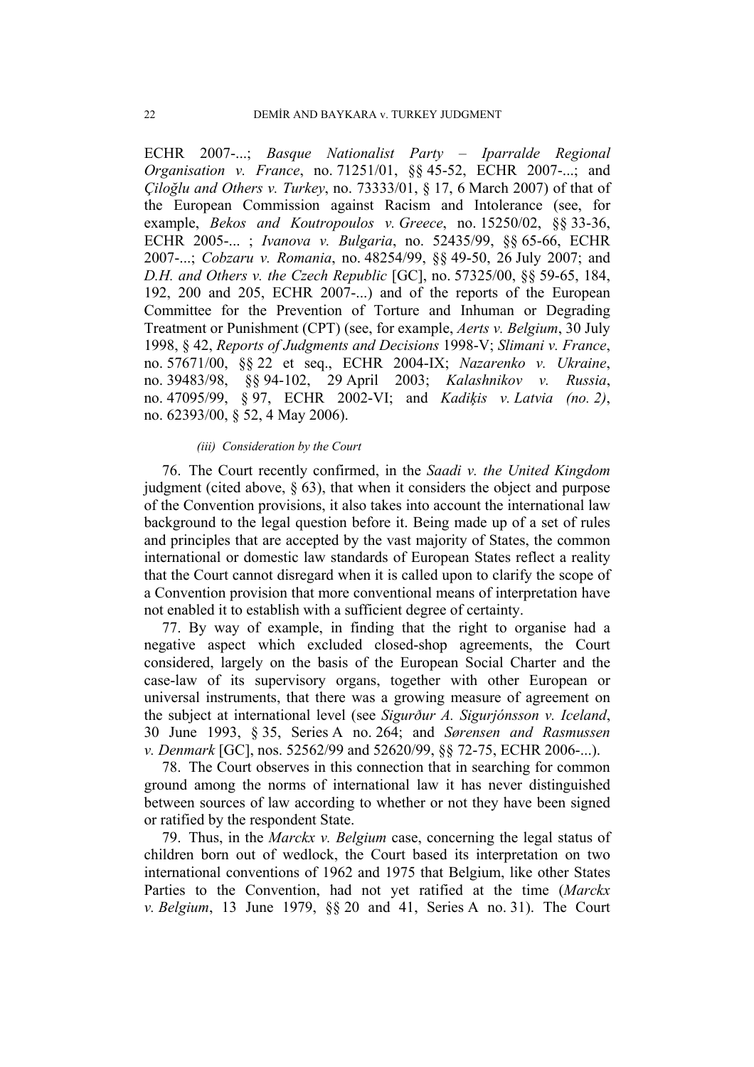ECHR 2007-...; *Basque Nationalist Party – Iparralde Regional Organisation v. France*, no. 71251/01, §§ 45-52, ECHR 2007-...; and *Çiloğlu and Others v. Turkey*, no. 73333/01, § 17, 6 March 2007) of that of the European Commission against Racism and Intolerance (see, for example, *Bekos and Koutropoulos v. Greece*, no. 15250/02, §§ 33-36, ECHR 2005-... ; *Ivanova v. Bulgaria*, no. 52435/99, §§ 65-66, ECHR 2007-...; *Cobzaru v. Romania*, no. 48254/99, §§ 49-50, 26 July 2007; and *D.H. and Others v. the Czech Republic* [GC], no. 57325/00, §§ 59-65, 184, 192, 200 and 205, ECHR 2007-...) and of the reports of the European Committee for the Prevention of Torture and Inhuman or Degrading Treatment or Punishment (CPT) (see, for example, *Aerts v. Belgium*, 30 July 1998, § 42, *Reports of Judgments and Decisions* 1998-V; *Slimani v. France*, no. 57671/00, §§ 22 et seq., ECHR 2004-IX; *Nazarenko v. Ukraine*, no. 39483/98, §§ 94-102, 29 April 2003; *Kalashnikov v. Russia*, no. 47095/99, § 97, ECHR 2002-VI; and *Kadiķis v. Latvia (no. 2)*, no. 62393/00, § 52, 4 May 2006).

*(iii) Consideration by the Court*

76. The Court recently confirmed, in the *Saadi v. the United Kingdom* judgment (cited above, § 63), that when it considers the object and purpose of the Convention provisions, it also takes into account the international law background to the legal question before it. Being made up of a set of rules and principles that are accepted by the vast majority of States, the common international or domestic law standards of European States reflect a reality that the Court cannot disregard when it is called upon to clarify the scope of a Convention provision that more conventional means of interpretation have not enabled it to establish with a sufficient degree of certainty.

77. By way of example, in finding that the right to organise had a negative aspect which excluded closed-shop agreements, the Court considered, largely on the basis of the European Social Charter and the case-law of its supervisory organs, together with other European or universal instruments, that there was a growing measure of agreement on the subject at international level (see *Sigurður A. Sigurjónsson v. Iceland*, 30 June 1993, § 35, Series A no. 264; and *Sørensen and Rasmussen v. Denmark* [GC], nos. 52562/99 and 52620/99, §§ 72-75, ECHR 2006-...).

78. The Court observes in this connection that in searching for common ground among the norms of international law it has never distinguished between sources of law according to whether or not they have been signed or ratified by the respondent State.

79. Thus, in the *Marckx v. Belgium* case, concerning the legal status of children born out of wedlock, the Court based its interpretation on two international conventions of 1962 and 1975 that Belgium, like other States Parties to the Convention, had not yet ratified at the time (*Marckx v. Belgium*, 13 June 1979, §§ 20 and 41, Series A no. 31). The Court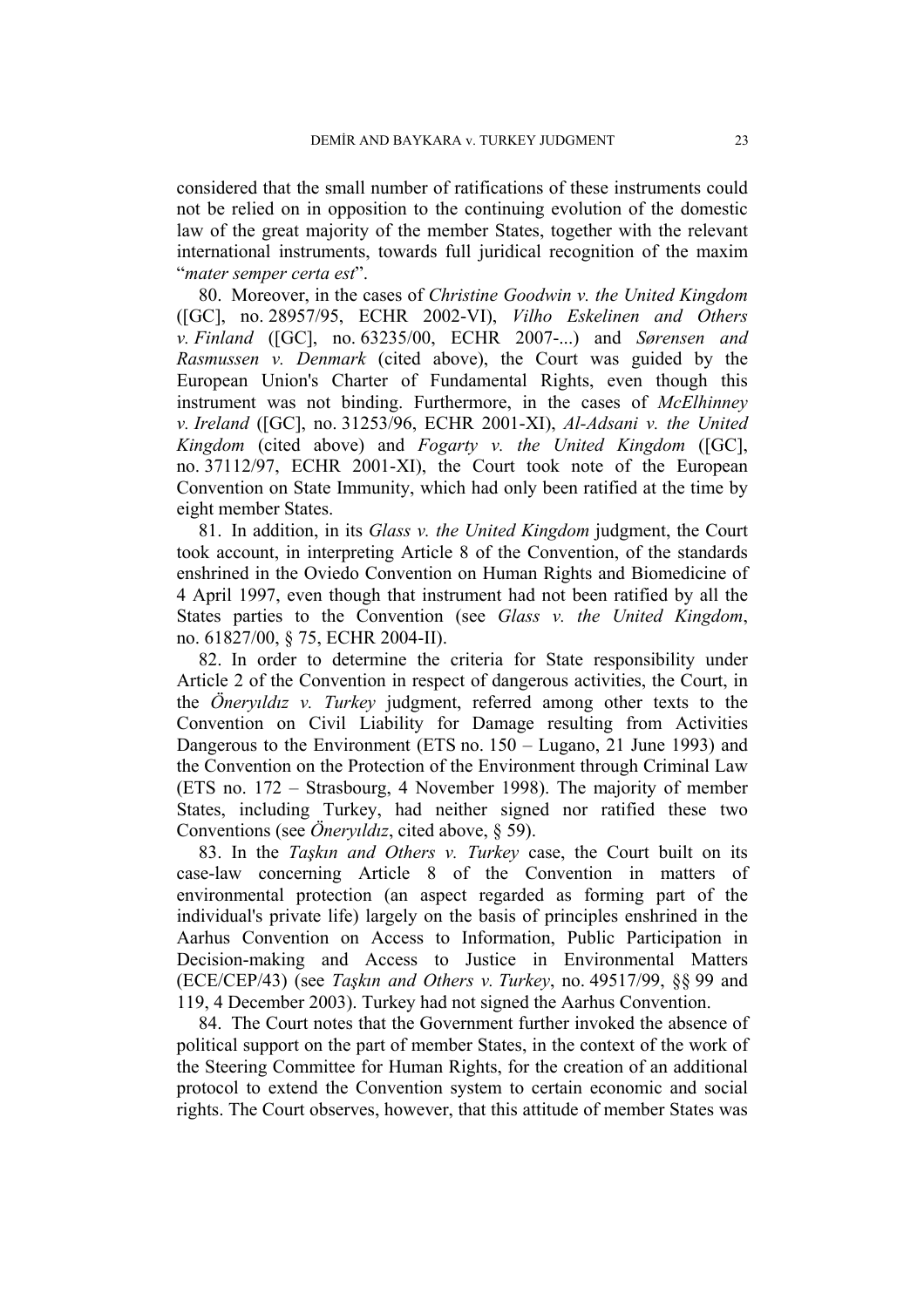considered that the small number of ratifications of these instruments could not be relied on in opposition to the continuing evolution of the domestic law of the great majority of the member States, together with the relevant international instruments, towards full juridical recognition of the maxim "*mater semper certa est*".

80. Moreover, in the cases of *Christine Goodwin v. the United Kingdom* ([GC], no. 28957/95, ECHR 2002-VI), *Vilho Eskelinen and Others v. Finland* ([GC], no. 63235/00, ECHR 2007-...) and *Sørensen and Rasmussen v. Denmark* (cited above), the Court was guided by the European Union's Charter of Fundamental Rights, even though this instrument was not binding. Furthermore, in the cases of *McElhinney v. Ireland* ([GC], no. 31253/96, ECHR 2001-XI), *Al-Adsani v. the United Kingdom* (cited above) and *Fogarty v. the United Kingdom* ([GC], no. 37112/97, ECHR 2001-XI), the Court took note of the European Convention on State Immunity, which had only been ratified at the time by eight member States.

81. In addition, in its *Glass v. the United Kingdom* judgment, the Court took account, in interpreting Article 8 of the Convention, of the standards enshrined in the Oviedo Convention on Human Rights and Biomedicine of 4 April 1997, even though that instrument had not been ratified by all the States parties to the Convention (see *Glass v. the United Kingdom*, no. 61827/00, § 75, ECHR 2004-II).

82. In order to determine the criteria for State responsibility under Article 2 of the Convention in respect of dangerous activities, the Court, in the *Öneryıldız v. Turkey* judgment, referred among other texts to the Convention on Civil Liability for Damage resulting from Activities Dangerous to the Environment (ETS no. 150 – Lugano, 21 June 1993) and the Convention on the Protection of the Environment through Criminal Law (ETS no. 172 – Strasbourg, 4 November 1998). The majority of member States, including Turkey, had neither signed nor ratified these two Conventions (see *Öneryıldız*, cited above, § 59).

83. In the *Taşkın and Others v. Turkey* case, the Court built on its case-law concerning Article 8 of the Convention in matters of environmental protection (an aspect regarded as forming part of the individual's private life) largely on the basis of principles enshrined in the Aarhus Convention on Access to Information, Public Participation in Decision-making and Access to Justice in Environmental Matters (ECE/CEP/43) (see *Taşkın and Others v. Turkey*, no. 49517/99, §§ 99 and 119, 4 December 2003). Turkey had not signed the Aarhus Convention.

84. The Court notes that the Government further invoked the absence of political support on the part of member States, in the context of the work of the Steering Committee for Human Rights, for the creation of an additional protocol to extend the Convention system to certain economic and social rights. The Court observes, however, that this attitude of member States was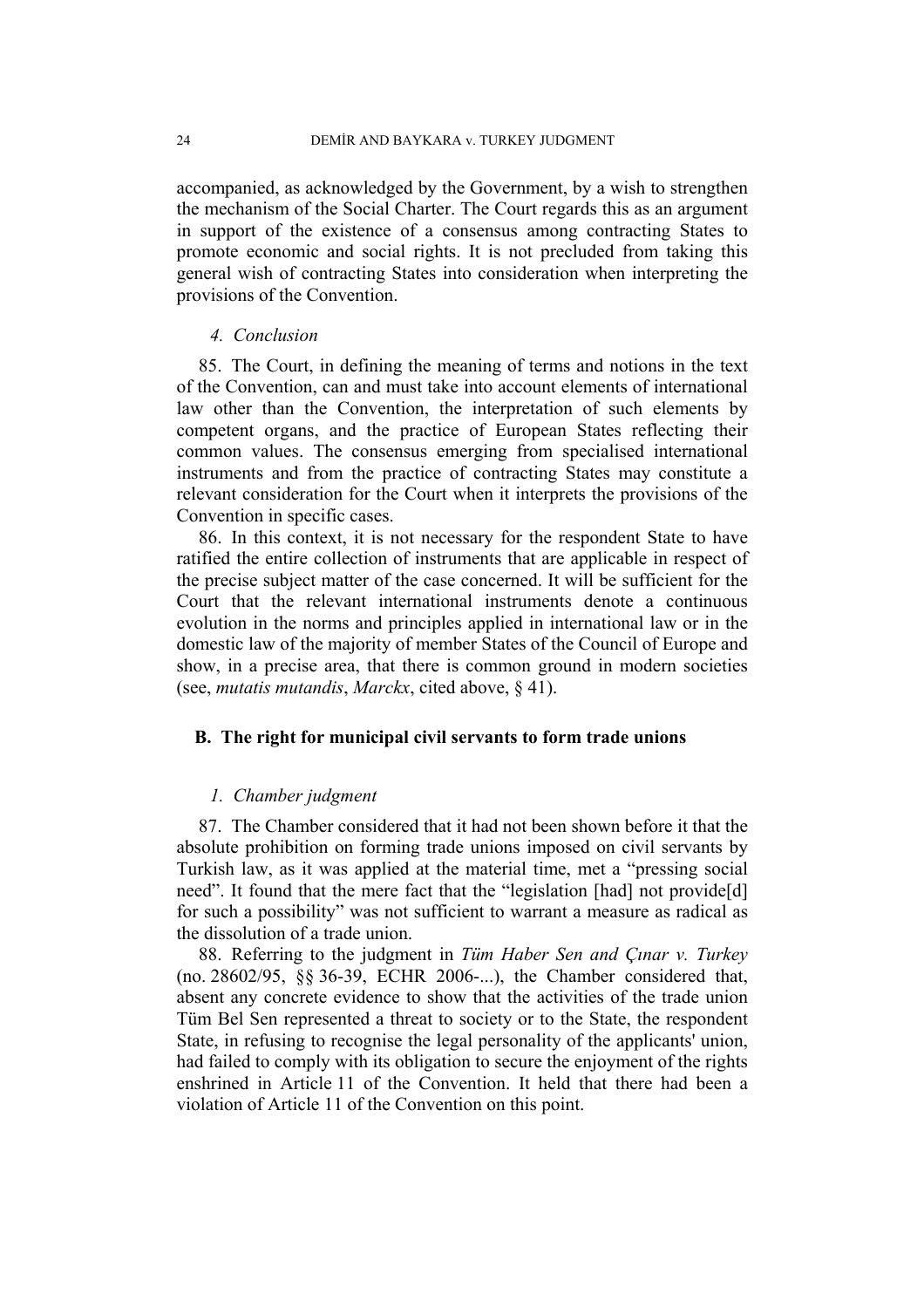accompanied, as acknowledged by the Government, by a wish to strengthen the mechanism of the Social Charter. The Court regards this as an argument in support of the existence of a consensus among contracting States to promote economic and social rights. It is not precluded from taking this general wish of contracting States into consideration when interpreting the provisions of the Convention.

#### *4. Conclusion*

85. The Court, in defining the meaning of terms and notions in the text of the Convention, can and must take into account elements of international law other than the Convention, the interpretation of such elements by competent organs, and the practice of European States reflecting their common values. The consensus emerging from specialised international instruments and from the practice of contracting States may constitute a relevant consideration for the Court when it interprets the provisions of the Convention in specific cases.

86. In this context, it is not necessary for the respondent State to have ratified the entire collection of instruments that are applicable in respect of the precise subject matter of the case concerned. It will be sufficient for the Court that the relevant international instruments denote a continuous evolution in the norms and principles applied in international law or in the domestic law of the majority of member States of the Council of Europe and show, in a precise area, that there is common ground in modern societies (see, *mutatis mutandis*, *Marckx*, cited above, § 41).

### B. The right for municipal civil servants to form trade unions

#### *1. Chamber judgment*

87. The Chamber considered that it had not been shown before it that the absolute prohibition on forming trade unions imposed on civil servants by Turkish law, as it was applied at the material time, met a "pressing social need". It found that the mere fact that the "legislation [had] not provide[d] for such a possibility" was not sufficient to warrant a measure as radical as the dissolution of a trade union.

88. Referring to the judgment in *Tüm Haber Sen and Çınar v. Turkey* (no. 28602/95, §§ 36-39, ECHR 2006-...), the Chamber considered that, absent any concrete evidence to show that the activities of the trade union Tüm Bel Sen represented a threat to society or to the State, the respondent State, in refusing to recognise the legal personality of the applicants' union, had failed to comply with its obligation to secure the enjoyment of the rights enshrined in Article 11 of the Convention. It held that there had been a violation of Article 11 of the Convention on this point.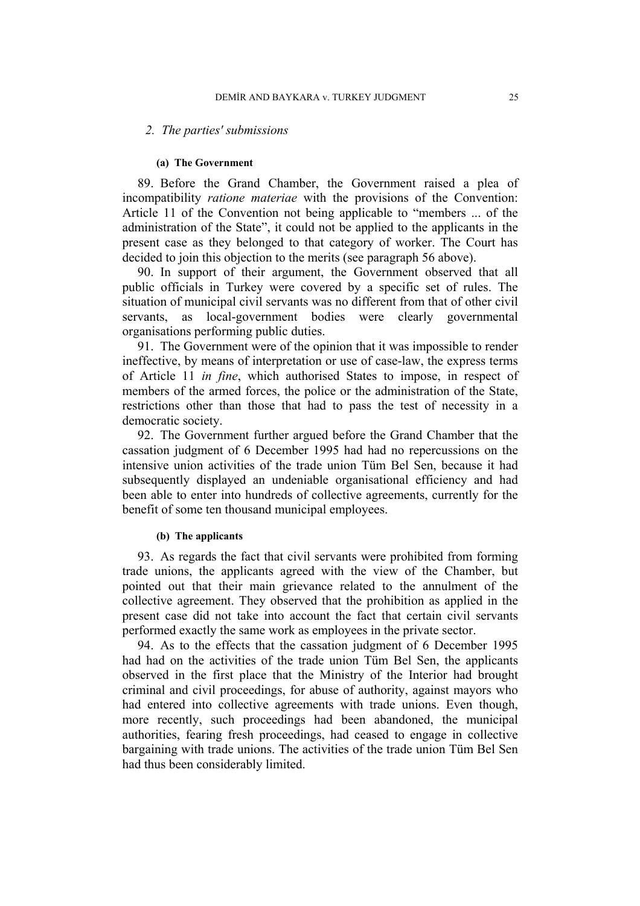### 2. *The parties' submissions*

#### (a) The Government

89. Before the Grand Chamber, the Government raised a plea of incompatibility *ratione materiae* with the provisions of the Convention: Article 11 of the Convention not being applicable to "members ... of the administration of the State", it could not be applied to the applicants in the present case as they belonged to that category of worker. The Court has decided to join this objection to the merits (see paragraph 56 above).

90. In support of their argument, the Government observed that all public officials in Turkey were covered by a specific set of rules. The situation of municipal civil servants was no different from that of other civil servants, as local-government bodies were clearly governmental organisations performing public duties.

91. The Government were of the opinion that it was impossible to render ineffective, by means of interpretation or use of case-law, the express terms of Article 11 *in fine*, which authorised States to impose, in respect of members of the armed forces, the police or the administration of the State, restrictions other than those that had to pass the test of necessity in a democratic society.

92. The Government further argued before the Grand Chamber that the cassation judgment of 6 December 1995 had had no repercussions on the intensive union activities of the trade union Tüm Bel Sen, because it had subsequently displayed an undeniable organisational efficiency and had been able to enter into hundreds of collective agreements, currently for the benefit of some ten thousand municipal employees.

#### (b) The applicants

93. As regards the fact that civil servants were prohibited from forming trade unions, the applicants agreed with the view of the Chamber, but pointed out that their main grievance related to the annulment of the collective agreement. They observed that the prohibition as applied in the present case did not take into account the fact that certain civil servants performed exactly the same work as employees in the private sector.

94. As to the effects that the cassation judgment of 6 December 1995 had had on the activities of the trade union Tüm Bel Sen, the applicants observed in the first place that the Ministry of the Interior had brought criminal and civil proceedings, for abuse of authority, against mayors who had entered into collective agreements with trade unions. Even though, more recently, such proceedings had been abandoned, the municipal authorities, fearing fresh proceedings, had ceased to engage in collective bargaining with trade unions. The activities of the trade union Tüm Bel Sen had thus been considerably limited.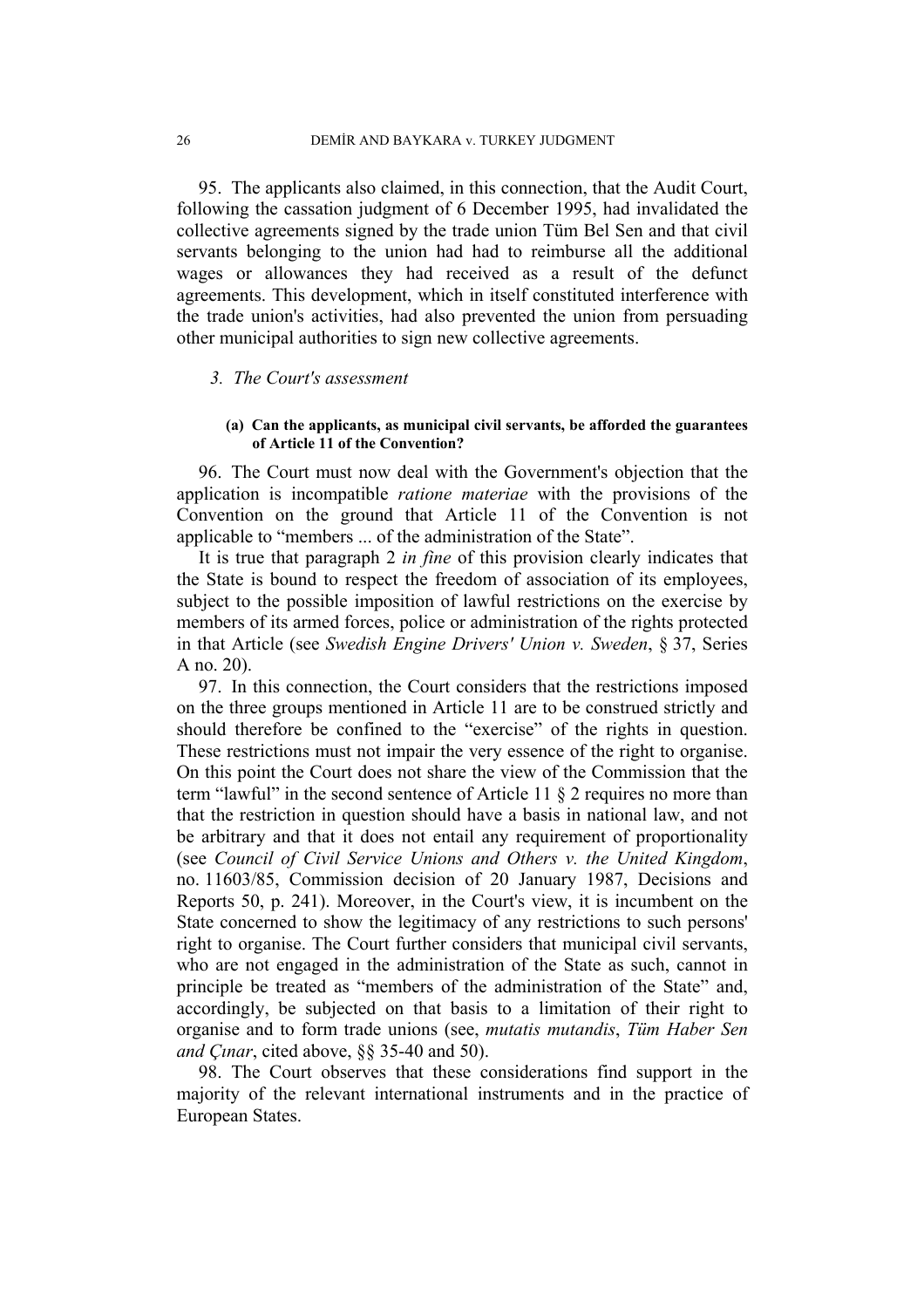95. The applicants also claimed, in this connection, that the Audit Court, following the cassation judgment of 6 December 1995, had invalidated the collective agreements signed by the trade union Tüm Bel Sen and that civil servants belonging to the union had had to reimburse all the additional wages or allowances they had received as a result of the defunct agreements. This development, which in itself constituted interference with the trade union's activities, had also prevented the union from persuading other municipal authorities to sign new collective agreements.

### 3. The Court's assessment

#### (a) Can the applicants, as municipal civil servants, be afforded the guarantees of Article 11 of the Convention?

96. The Court must now deal with the Government's objection that the application is incompatible *ratione materiae* with the provisions of the Convention on the ground that Article 11 of the Convention is not applicable to "members ... of the administration of the State".

It is true that paragraph 2 *in fine* of this provision clearly indicates that the State is bound to respect the freedom of association of its employees, subject to the possible imposition of lawful restrictions on the exercise by members of its armed forces, police or administration of the rights protected in that Article (see *Swedish Engine Drivers' Union v. Sweden*, § 37, Series A no. 20).

97. In this connection, the Court considers that the restrictions imposed on the three groups mentioned in Article 11 are to be construed strictly and should therefore be confined to the "exercise" of the rights in question. These restrictions must not impair the very essence of the right to organise. On this point the Court does not share the view of the Commission that the term "lawful" in the second sentence of Article 11 § 2 requires no more than that the restriction in question should have a basis in national law, and not be arbitrary and that it does not entail any requirement of proportionality (see *Council of Civil Service Unions and Others v. the United Kingdom*, no. 11603/85, Commission decision of 20 January 1987, Decisions and Reports 50, p. 241). Moreover, in the Court's view, it is incumbent on the State concerned to show the legitimacy of any restrictions to such persons' right to organise. The Court further considers that municipal civil servants, who are not engaged in the administration of the State as such, cannot in principle be treated as "members of the administration of the State" and, accordingly, be subjected on that basis to a limitation of their right to organise and to form trade unions (see, *mutatis mutandis*, *Tüm Haber Sen and Çınar*, cited above, §§ 35-40 and 50).

98. The Court observes that these considerations find support in the majority of the relevant international instruments and in the practice of European States.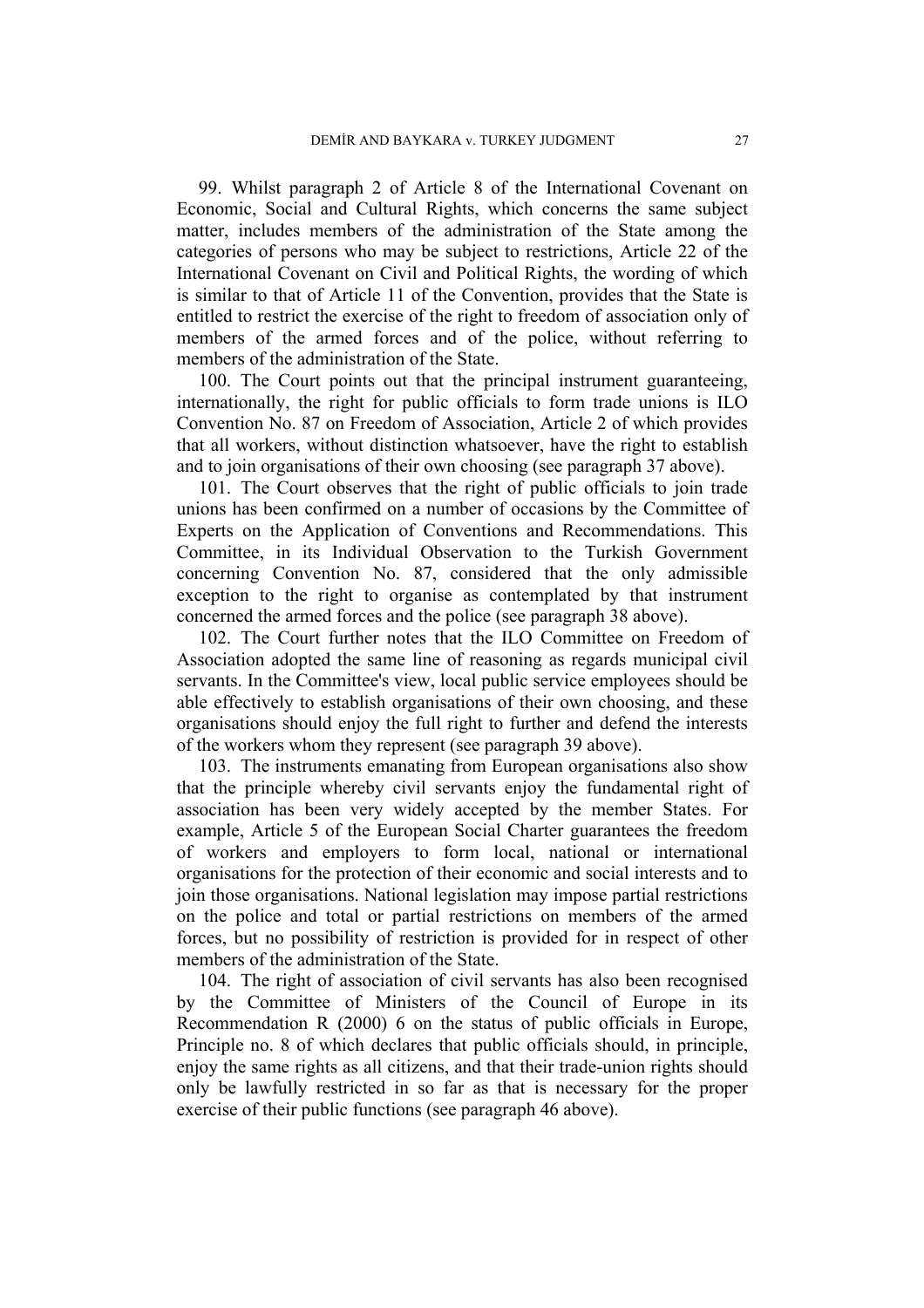99. Whilst paragraph 2 of Article 8 of the International Covenant on Economic, Social and Cultural Rights, which concerns the same subject matter, includes members of the administration of the State among the categories of persons who may be subject to restrictions, Article 22 of the International Covenant on Civil and Political Rights, the wording of which is similar to that of Article 11 of the Convention, provides that the State is entitled to restrict the exercise of the right to freedom of association only of members of the armed forces and of the police, without referring to members of the administration of the State.

100. The Court points out that the principal instrument guaranteeing, internationally, the right for public officials to form trade unions is ILO Convention No. 87 on Freedom of Association, Article 2 of which provides that all workers, without distinction whatsoever, have the right to establish and to join organisations of their own choosing (see paragraph 37 above).

101. The Court observes that the right of public officials to join trade unions has been confirmed on a number of occasions by the Committee of Experts on the Application of Conventions and Recommendations. This Committee, in its Individual Observation to the Turkish Government concerning Convention No. 87, considered that the only admissible exception to the right to organise as contemplated by that instrument concerned the armed forces and the police (see paragraph 38 above).

102. The Court further notes that the ILO Committee on Freedom of Association adopted the same line of reasoning as regards municipal civil servants. In the Committee's view, local public service employees should be able effectively to establish organisations of their own choosing, and these organisations should enjoy the full right to further and defend the interests of the workers whom they represent (see paragraph 39 above).

103. The instruments emanating from European organisations also show that the principle whereby civil servants enjoy the fundamental right of association has been very widely accepted by the member States. For example, Article 5 of the European Social Charter guarantees the freedom of workers and employers to form local, national or international organisations for the protection of their economic and social interests and to join those organisations. National legislation may impose partial restrictions on the police and total or partial restrictions on members of the armed forces, but no possibility of restriction is provided for in respect of other members of the administration of the State.

104. The right of association of civil servants has also been recognised by the Committee of Ministers of the Council of Europe in its Recommendation R (2000) 6 on the status of public officials in Europe, Principle no. 8 of which declares that public officials should, in principle, enjoy the same rights as all citizens, and that their trade-union rights should only be lawfully restricted in so far as that is necessary for the proper exercise of their public functions (see paragraph 46 above).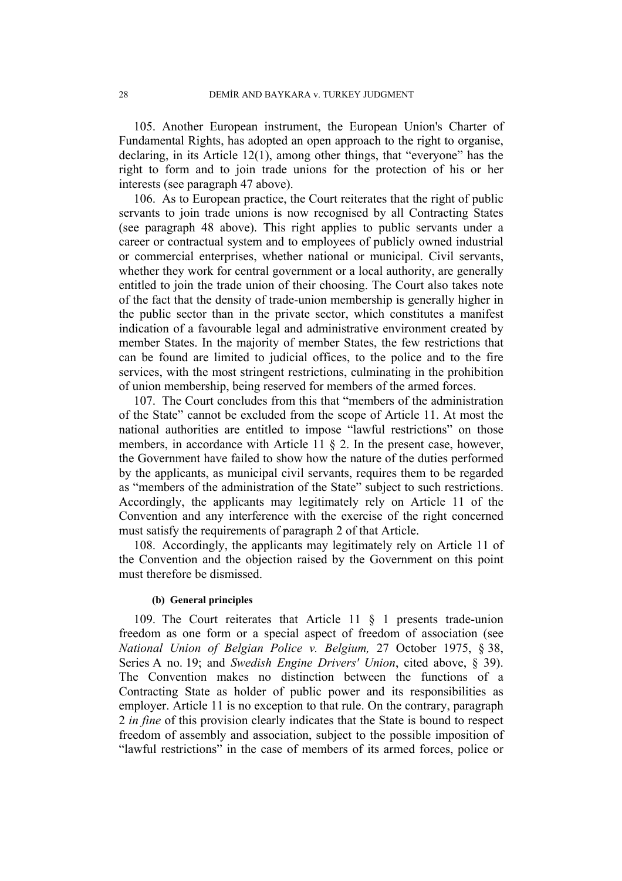105. Another European instrument, the European Union's Charter of Fundamental Rights, has adopted an open approach to the right to organise, declaring, in its Article 12(1), among other things, that "everyone" has the right to form and to join trade unions for the protection of his or her interests (see paragraph 47 above).

106. As to European practice, the Court reiterates that the right of public servants to join trade unions is now recognised by all Contracting States (see paragraph 48 above). This right applies to public servants under a career or contractual system and to employees of publicly owned industrial or commercial enterprises, whether national or municipal. Civil servants, whether they work for central government or a local authority, are generally entitled to join the trade union of their choosing. The Court also takes note of the fact that the density of trade-union membership is generally higher in the public sector than in the private sector, which constitutes a manifest indication of a favourable legal and administrative environment created by member States. In the majority of member States, the few restrictions that can be found are limited to judicial offices, to the police and to the fire services, with the most stringent restrictions, culminating in the prohibition of union membership, being reserved for members of the armed forces.

107. The Court concludes from this that "members of the administration of the State" cannot be excluded from the scope of Article 11. At most the national authorities are entitled to impose "lawful restrictions" on those members, in accordance with Article 11 § 2. In the present case, however, the Government have failed to show how the nature of the duties performed by the applicants, as municipal civil servants, requires them to be regarded as "members of the administration of the State" subject to such restrictions. Accordingly, the applicants may legitimately rely on Article 11 of the Convention and any interference with the exercise of the right concerned must satisfy the requirements of paragraph 2 of that Article.

108. Accordingly, the applicants may legitimately rely on Article 11 of the Convention and the objection raised by the Government on this point must therefore be dismissed.

#### (b) General principles

109. The Court reiterates that Article 11 § 1 presents trade-union freedom as one form or a special aspect of freedom of association (see *National Union of Belgian Police v. Belgium,* 27 October 1975, § 38, Series A no. 19; and *Swedish Engine Drivers' Union*, cited above, § 39). The Convention makes no distinction between the functions of a Contracting State as holder of public power and its responsibilities as employer. Article 11 is no exception to that rule. On the contrary, paragraph 2 *in fine* of this provision clearly indicates that the State is bound to respect freedom of assembly and association, subject to the possible imposition of "lawful restrictions" in the case of members of its armed forces, police or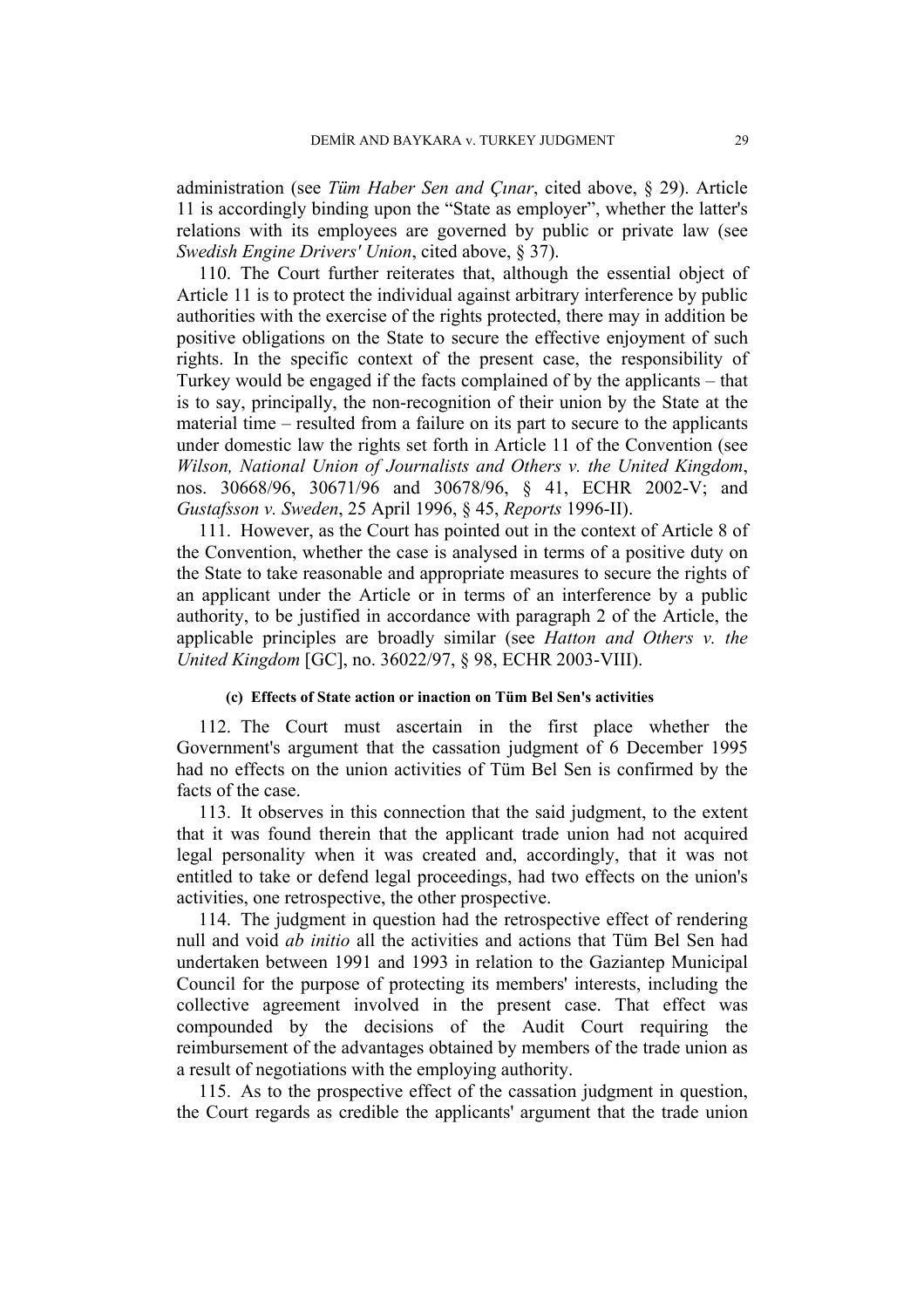administration (see *Tüm Haber Sen and Çınar*, cited above, § 29). Article 11 is accordingly binding upon the "State as employer", whether the latter's relations with its employees are governed by public or private law (see *Swedish Engine Drivers' Union*, cited above, § 37).

110. The Court further reiterates that, although the essential object of Article 11 is to protect the individual against arbitrary interference by public authorities with the exercise of the rights protected, there may in addition be positive obligations on the State to secure the effective enjoyment of such rights. In the specific context of the present case, the responsibility of Turkey would be engaged if the facts complained of by the applicants – that is to say, principally, the non-recognition of their union by the State at the material time – resulted from a failure on its part to secure to the applicants under domestic law the rights set forth in Article 11 of the Convention (see *Wilson, National Union of Journalists and Others v. the United Kingdom*, nos. 30668/96, 30671/96 and 30678/96, § 41, ECHR 2002-V; and *Gustafsson v. Sweden*, 25 April 1996, § 45, *Reports* 1996-II).

111. However, as the Court has pointed out in the context of Article 8 of the Convention, whether the case is analysed in terms of a positive duty on the State to take reasonable and appropriate measures to secure the rights of an applicant under the Article or in terms of an interference by a public authority, to be justified in accordance with paragraph 2 of the Article, the applicable principles are broadly similar (see *Hatton and Others v. the United Kingdom* [GC], no. 36022/97, § 98, ECHR 2003-VIII).

#### (c) Effects of State action or inaction on Tüm Bel Sen's activities

112. The Court must ascertain in the first place whether the Government's argument that the cassation judgment of 6 December 1995 had no effects on the union activities of Tüm Bel Sen is confirmed by the facts of the case.

113. It observes in this connection that the said judgment, to the extent that it was found therein that the applicant trade union had not acquired legal personality when it was created and, accordingly, that it was not entitled to take or defend legal proceedings, had two effects on the union's activities, one retrospective, the other prospective.

114. The judgment in question had the retrospective effect of rendering null and void *ab initio* all the activities and actions that Tüm Bel Sen had undertaken between 1991 and 1993 in relation to the Gaziantep Municipal Council for the purpose of protecting its members' interests, including the collective agreement involved in the present case. That effect was compounded by the decisions of the Audit Court requiring the reimbursement of the advantages obtained by members of the trade union as a result of negotiations with the employing authority.

115. As to the prospective effect of the cassation judgment in question, the Court regards as credible the applicants' argument that the trade union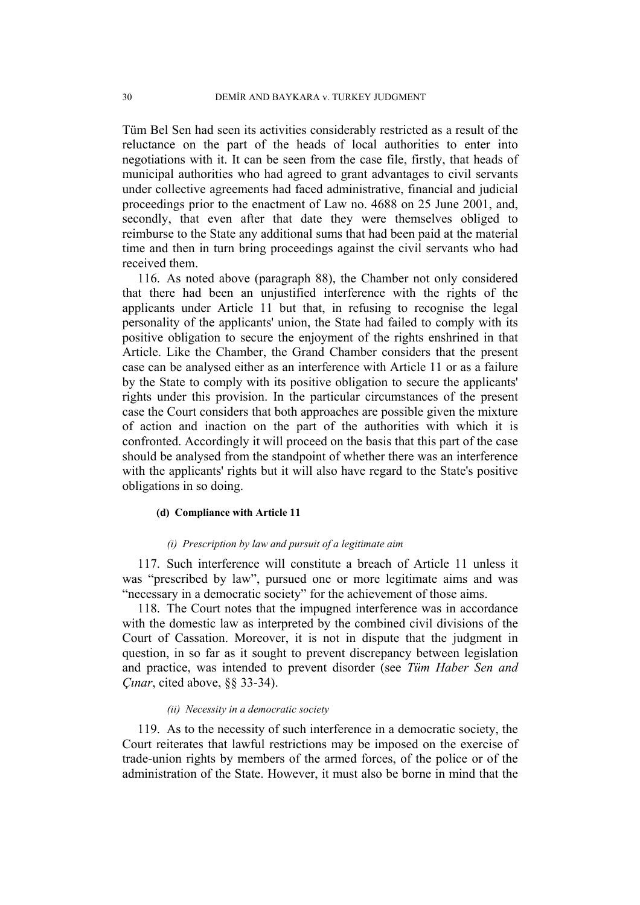Tüm Bel Sen had seen its activities considerably restricted as a result of the reluctance on the part of the heads of local authorities to enter into negotiations with it. It can be seen from the case file, firstly, that heads of municipal authorities who had agreed to grant advantages to civil servants under collective agreements had faced administrative, financial and judicial proceedings prior to the enactment of Law no. 4688 on 25 June 2001, and, secondly, that even after that date they were themselves obliged to reimburse to the State any additional sums that had been paid at the material time and then in turn bring proceedings against the civil servants who had received them.

116. As noted above (paragraph 88), the Chamber not only considered that there had been an unjustified interference with the rights of the applicants under Article 11 but that, in refusing to recognise the legal personality of the applicants' union, the State had failed to comply with its positive obligation to secure the enjoyment of the rights enshrined in that Article. Like the Chamber, the Grand Chamber considers that the present case can be analysed either as an interference with Article 11 or as a failure by the State to comply with its positive obligation to secure the applicants' rights under this provision. In the particular circumstances of the present case the Court considers that both approaches are possible given the mixture of action and inaction on the part of the authorities with which it is confronted. Accordingly it will proceed on the basis that this part of the case should be analysed from the standpoint of whether there was an interference with the applicants' rights but it will also have regard to the State's positive obligations in so doing.

#### (d) Compliance with Article 11

##### *(i) Prescription by law and pursuit of a legitimate aim*

117. Such interference will constitute a breach of Article 11 unless it was "prescribed by law", pursued one or more legitimate aims and was "necessary in a democratic society" for the achievement of those aims.

118. The Court notes that the impugned interference was in accordance with the domestic law as interpreted by the combined civil divisions of the Court of Cassation. Moreover, it is not in dispute that the judgment in question, in so far as it sought to prevent discrepancy between legislation and practice, was intended to prevent disorder (see *Tüm Haber Sen and Çınar*, cited above, §§ 33-34).

##### *(ii) Necessity in a democratic society*

119. As to the necessity of such interference in a democratic society, the Court reiterates that lawful restrictions may be imposed on the exercise of trade-union rights by members of the armed forces, of the police or of the administration of the State. However, it must also be borne in mind that the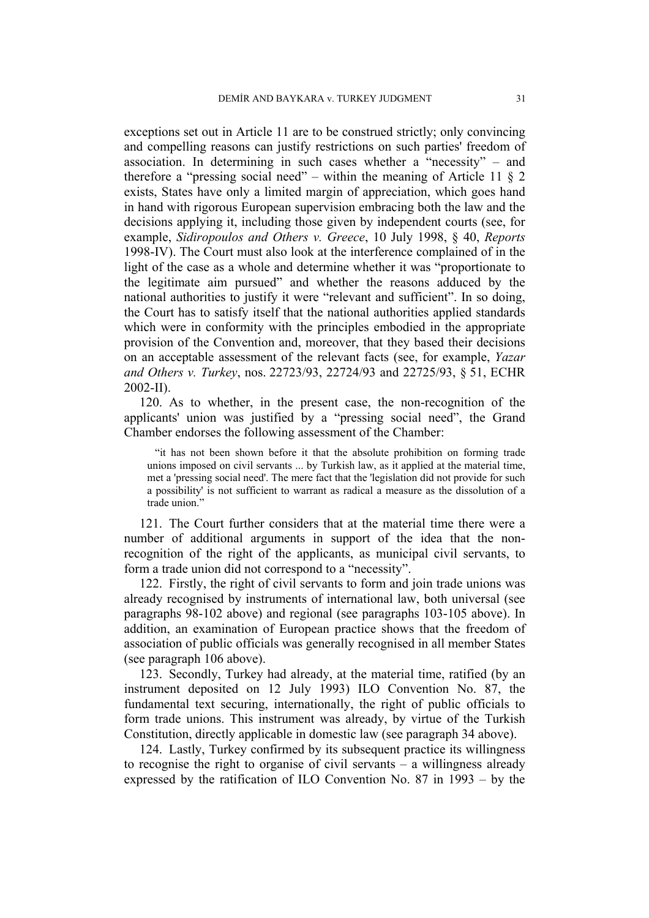exceptions set out in Article 11 are to be construed strictly; only convincing and compelling reasons can justify restrictions on such parties' freedom of association. In determining in such cases whether a "necessity" – and therefore a "pressing social need" – within the meaning of Article 11 § 2 exists, States have only a limited margin of appreciation, which goes hand in hand with rigorous European supervision embracing both the law and the decisions applying it, including those given by independent courts (see, for example, *Sidiropoulos and Others v. Greece*, 10 July 1998, § 40, *Reports* 1998-IV). The Court must also look at the interference complained of in the light of the case as a whole and determine whether it was "proportionate to the legitimate aim pursued" and whether the reasons adduced by the national authorities to justify it were "relevant and sufficient". In so doing, the Court has to satisfy itself that the national authorities applied standards which were in conformity with the principles embodied in the appropriate provision of the Convention and, moreover, that they based their decisions on an acceptable assessment of the relevant facts (see, for example, *Yazar and Others v. Turkey*, nos. 22723/93, 22724/93 and 22725/93, § 51, ECHR 2002-II).

120. As to whether, in the present case, the non-recognition of the applicants' union was justified by a "pressing social need", the Grand Chamber endorses the following assessment of the Chamber:

> "it has not been shown before it that the absolute prohibition on forming trade unions imposed on civil servants ... by Turkish law, as it applied at the material time, met a 'pressing social need'. The mere fact that the 'legislation did not provide for such a possibility' is not sufficient to warrant as radical a measure as the dissolution of a trade union."

121. The Court further considers that at the material time there were a number of additional arguments in support of the idea that the non-recognition of the right of the applicants, as municipal civil servants, to form a trade union did not correspond to a "necessity".

122. Firstly, the right of civil servants to form and join trade unions was already recognised by instruments of international law, both universal (see paragraphs 98-102 above) and regional (see paragraphs 103-105 above). In addition, an examination of European practice shows that the freedom of association of public officials was generally recognised in all member States (see paragraph 106 above).

123. Secondly, Turkey had already, at the material time, ratified (by an instrument deposited on 12 July 1993) ILO Convention No. 87, the fundamental text securing, internationally, the right of public officials to form trade unions. This instrument was already, by virtue of the Turkish Constitution, directly applicable in domestic law (see paragraph 34 above).

124. Lastly, Turkey confirmed by its subsequent practice its willingness to recognise the right to organise of civil servants – a willingness already expressed by the ratification of ILO Convention No. 87 in 1993 – by the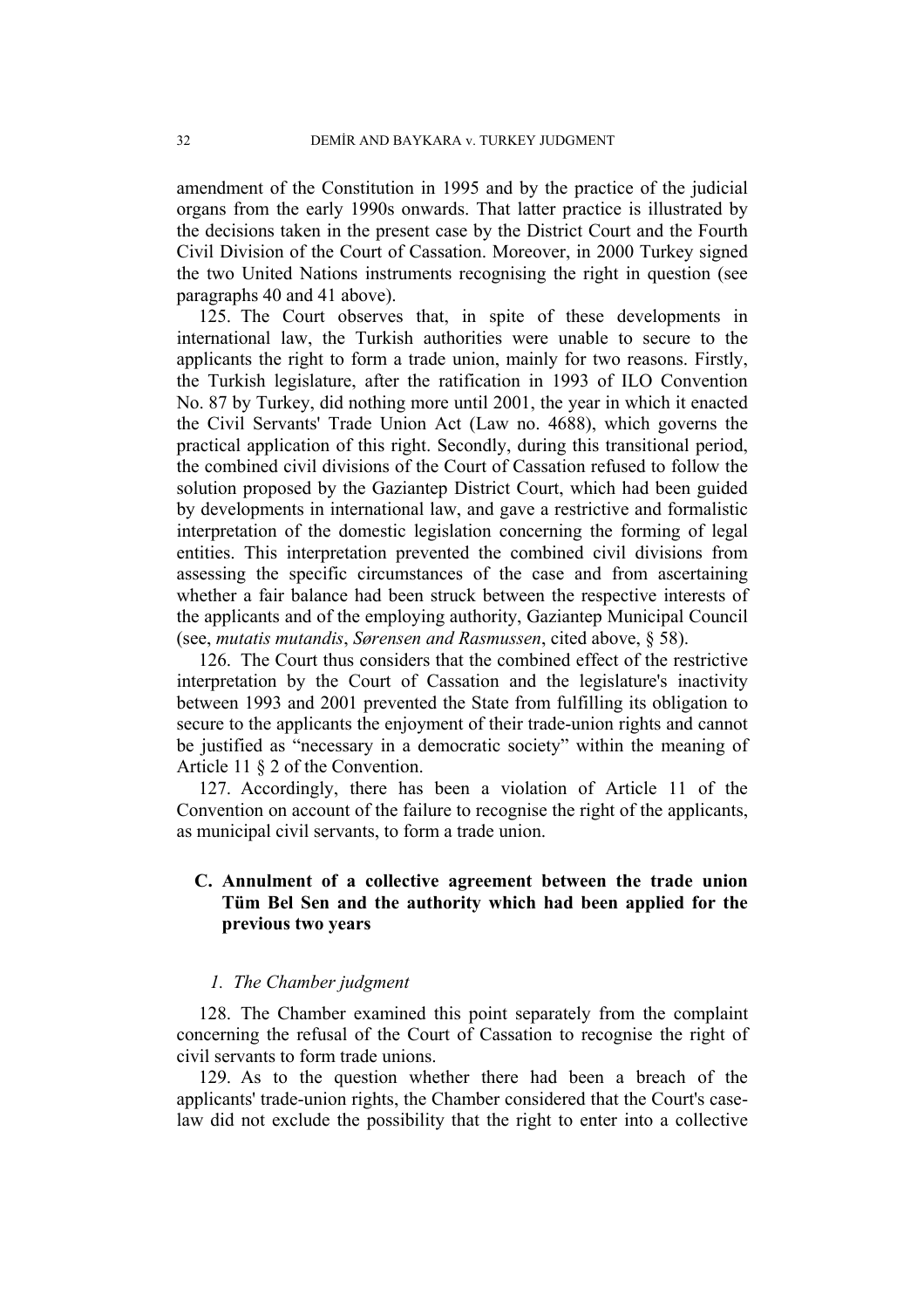amendment of the Constitution in 1995 and by the practice of the judicial organs from the early 1990s onwards. That latter practice is illustrated by the decisions taken in the present case by the District Court and the Fourth Civil Division of the Court of Cassation. Moreover, in 2000 Turkey signed the two United Nations instruments recognising the right in question (see paragraphs 40 and 41 above).

125. The Court observes that, in spite of these developments in international law, the Turkish authorities were unable to secure to the applicants the right to form a trade union, mainly for two reasons. Firstly, the Turkish legislature, after the ratification in 1993 of ILO Convention No. 87 by Turkey, did nothing more until 2001, the year in which it enacted the Civil Servants' Trade Union Act (Law no. 4688), which governs the practical application of this right. Secondly, during this transitional period, the combined civil divisions of the Court of Cassation refused to follow the solution proposed by the Gaziantep District Court, which had been guided by developments in international law, and gave a restrictive and formalistic interpretation of the domestic legislation concerning the forming of legal entities. This interpretation prevented the combined civil divisions from assessing the specific circumstances of the case and from ascertaining whether a fair balance had been struck between the respective interests of the applicants and of the employing authority, Gaziantep Municipal Council (see, *mutatis mutandis*, *Sørensen and Rasmussen*, cited above, § 58).

126. The Court thus considers that the combined effect of the restrictive interpretation by the Court of Cassation and the legislature's inactivity between 1993 and 2001 prevented the State from fulfilling its obligation to secure to the applicants the enjoyment of their trade-union rights and cannot be justified as "necessary in a democratic society" within the meaning of Article 11 § 2 of the Convention.

127. Accordingly, there has been a violation of Article 11 of the Convention on account of the failure to recognise the right of the applicants, as municipal civil servants, to form a trade union.

## C. Annulment of a collective agreement between the trade union Tüm Bel Sen and the authority which had been applied for the previous two years

### *1. The Chamber judgment*

128. The Chamber examined this point separately from the complaint concerning the refusal of the Court of Cassation to recognise the right of civil servants to form trade unions.

129. As to the question whether there had been a breach of the applicants' trade-union rights, the Chamber considered that the Court's case-law did not exclude the possibility that the right to enter into a collective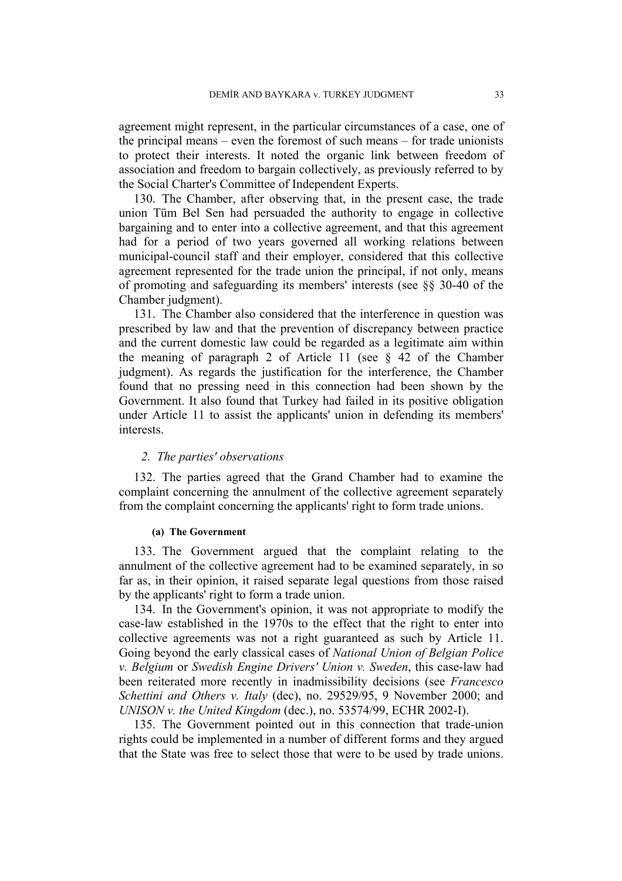agreement might represent, in the particular circumstances of a case, one of the principal means – even the foremost of such means – for trade unionists to protect their interests. It noted the organic link between freedom of association and freedom to bargain collectively, as previously referred to by the Social Charter's Committee of Independent Experts.

130. The Chamber, after observing that, in the present case, the trade union Tüm Bel Sen had persuaded the authority to engage in collective bargaining and to enter into a collective agreement, and that this agreement had for a period of two years governed all working relations between municipal-council staff and their employer, considered that this collective agreement represented for the trade union the principal, if not only, means of promoting and safeguarding its members' interests (see §§ 30-40 of the Chamber judgment).

131. The Chamber also considered that the interference in question was prescribed by law and that the prevention of discrepancy between practice and the current domestic law could be regarded as a legitimate aim within the meaning of paragraph 2 of Article 11 (see § 42 of the Chamber judgment). As regards the justification for the interference, the Chamber found that no pressing need in this connection had been shown by the Government. It also found that Turkey had failed in its positive obligation under Article 11 to assist the applicants' union in defending its members' interests.

### *2. The parties' observations*

132. The parties agreed that the Grand Chamber had to examine the complaint concerning the annulment of the collective agreement separately from the complaint concerning the applicants' right to form trade unions.

#### **(a) The Government**

133. The Government argued that the complaint relating to the annulment of the collective agreement had to be examined separately, in so far as, in their opinion, it raised separate legal questions from those raised by the applicants' right to form a trade union.

134. In the Government's opinion, it was not appropriate to modify the case-law established in the 1970s to the effect that the right to enter into collective agreements was not a right guaranteed as such by Article 11. Going beyond the early classical cases of *National Union of Belgian Police v. Belgium* or *Swedish Engine Drivers' Union v. Sweden*, this case-law had been reiterated more recently in inadmissibility decisions (see *Francesco Schettini and Others v. Italy* (dec), no. 29529/95, 9 November 2000; and *UNISON v. the United Kingdom* (dec.), no. 53574/99, ECHR 2002-I).

135. The Government pointed out in this connection that trade-union rights could be implemented in a number of different forms and they argued that the State was free to select those that were to be used by trade unions.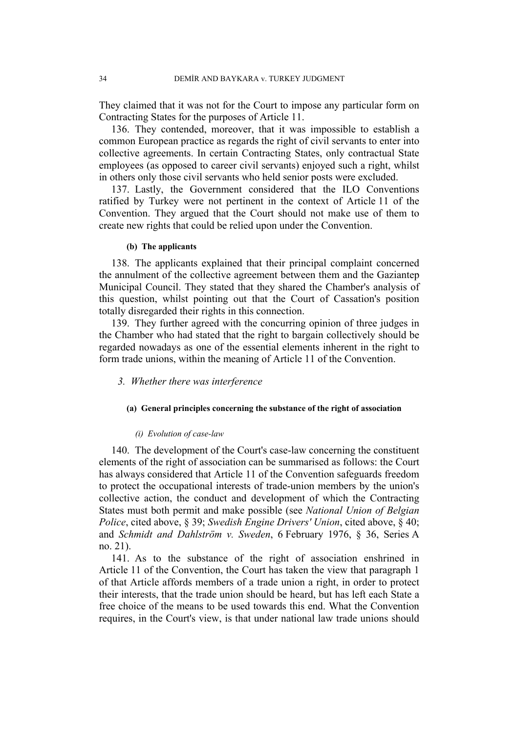They claimed that it was not for the Court to impose any particular form on Contracting States for the purposes of Article 11.

136. They contended, moreover, that it was impossible to establish a common European practice as regards the right of civil servants to enter into collective agreements. In certain Contracting States, only contractual State employees (as opposed to career civil servants) enjoyed such a right, whilst in others only those civil servants who held senior posts were excluded.

137. Lastly, the Government considered that the ILO Conventions ratified by Turkey were not pertinent in the context of Article 11 of the Convention. They argued that the Court should not make use of them to create new rights that could be relied upon under the Convention.

##### (b) The applicants

138. The applicants explained that their principal complaint concerned the annulment of the collective agreement between them and the Gaziantep Municipal Council. They stated that they shared the Chamber's analysis of this question, whilst pointing out that the Court of Cassation's position totally disregarded their rights in this connection.

139. They further agreed with the concurring opinion of three judges in the Chamber who had stated that the right to bargain collectively should be regarded nowadays as one of the essential elements inherent in the right to form trade unions, within the meaning of Article 11 of the Convention.

### *3. Whether there was interference*

#### (a) General principles concerning the substance of the right of association

##### *(i) Evolution of case-law*

140. The development of the Court's case-law concerning the constituent elements of the right of association can be summarised as follows: the Court has always considered that Article 11 of the Convention safeguards freedom to protect the occupational interests of trade-union members by the union's collective action, the conduct and development of which the Contracting States must both permit and make possible (see *National Union of Belgian Police*, cited above, § 39; *Swedish Engine Drivers' Union*, cited above, § 40; and *Schmidt and Dahlström v. Sweden*, 6 February 1976, § 36, Series A no. 21).

141. As to the substance of the right of association enshrined in Article 11 of the Convention, the Court has taken the view that paragraph 1 of that Article affords members of a trade union a right, in order to protect their interests, that the trade union should be heard, but has left each State a free choice of the means to be used towards this end. What the Convention requires, in the Court's view, is that under national law trade unions should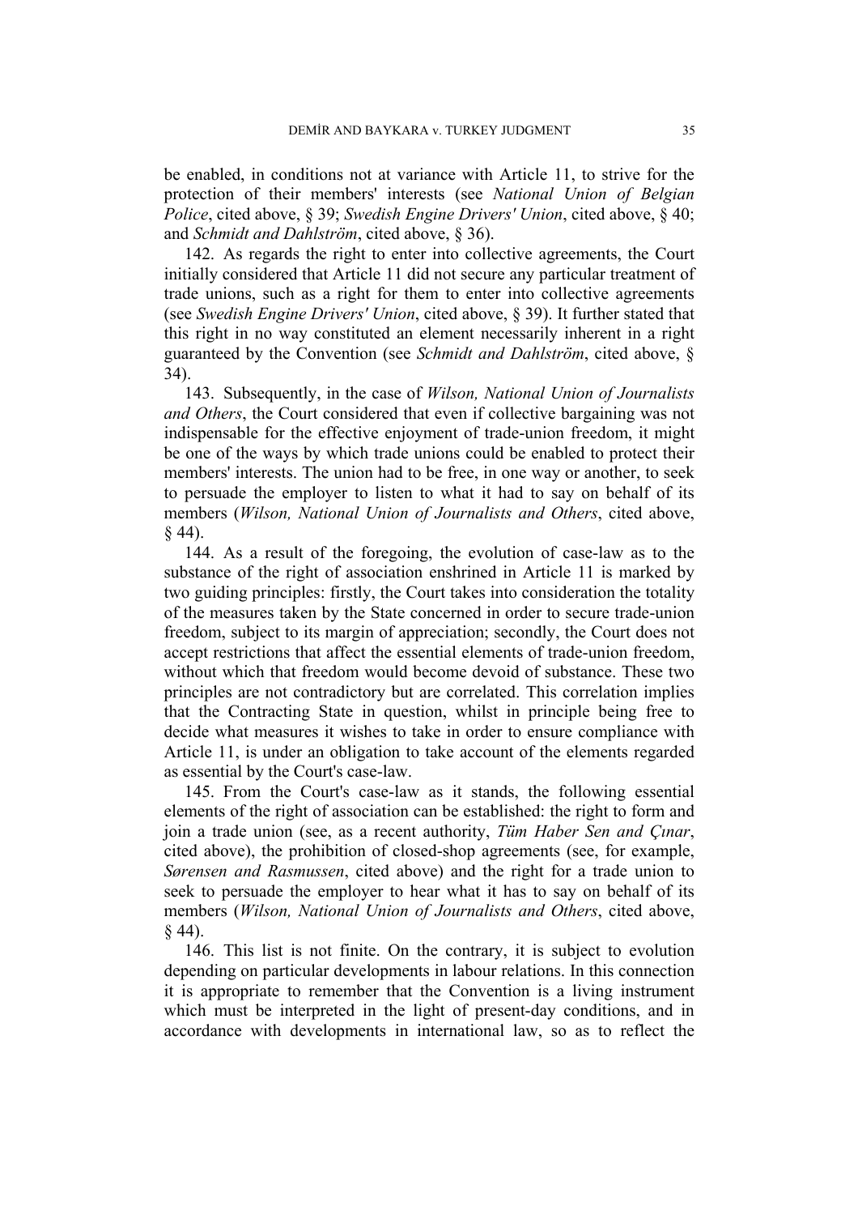be enabled, in conditions not at variance with Article 11, to strive for the protection of their members' interests (see *National Union of Belgian Police*, cited above, § 39; *Swedish Engine Drivers' Union*, cited above, § 40; and *Schmidt and Dahlström*, cited above, § 36).

142. As regards the right to enter into collective agreements, the Court initially considered that Article 11 did not secure any particular treatment of trade unions, such as a right for them to enter into collective agreements (see *Swedish Engine Drivers' Union*, cited above, § 39). It further stated that this right in no way constituted an element necessarily inherent in a right guaranteed by the Convention (see *Schmidt and Dahlström*, cited above, § 34).

143. Subsequently, in the case of *Wilson, National Union of Journalists and Others*, the Court considered that even if collective bargaining was not indispensable for the effective enjoyment of trade-union freedom, it might be one of the ways by which trade unions could be enabled to protect their members' interests. The union had to be free, in one way or another, to seek to persuade the employer to listen to what it had to say on behalf of its members (*Wilson, National Union of Journalists and Others*, cited above, § 44).

144. As a result of the foregoing, the evolution of case-law as to the substance of the right of association enshrined in Article 11 is marked by two guiding principles: firstly, the Court takes into consideration the totality of the measures taken by the State concerned in order to secure trade-union freedom, subject to its margin of appreciation; secondly, the Court does not accept restrictions that affect the essential elements of trade-union freedom, without which that freedom would become devoid of substance. These two principles are not contradictory but are correlated. This correlation implies that the Contracting State in question, whilst in principle being free to decide what measures it wishes to take in order to ensure compliance with Article 11, is under an obligation to take account of the elements regarded as essential by the Court's case-law.

145. From the Court's case-law as it stands, the following essential elements of the right of association can be established: the right to form and join a trade union (see, as a recent authority, *Tüm Haber Sen and Çınar*, cited above), the prohibition of closed-shop agreements (see, for example, *Sørensen and Rasmussen*, cited above) and the right for a trade union to seek to persuade the employer to hear what it has to say on behalf of its members (*Wilson, National Union of Journalists and Others*, cited above, § 44).

146. This list is not finite. On the contrary, it is subject to evolution depending on particular developments in labour relations. In this connection it is appropriate to remember that the Convention is a living instrument which must be interpreted in the light of present-day conditions, and in accordance with developments in international law, so as to reflect the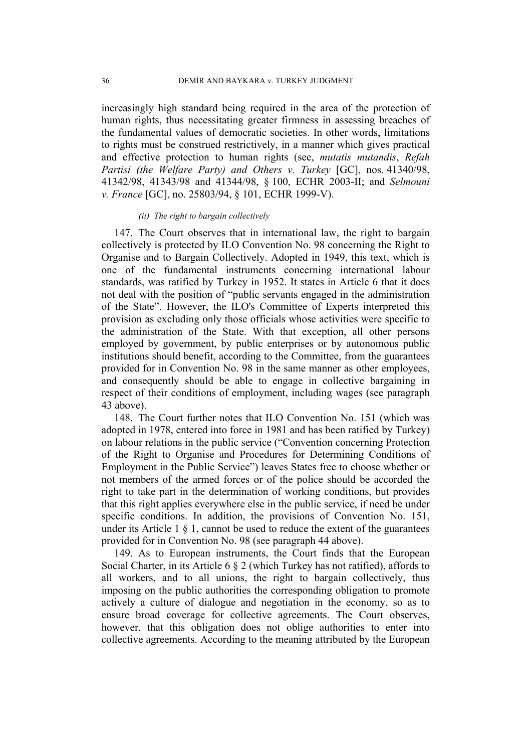increasingly high standard being required in the area of the protection of human rights, thus necessitating greater firmness in assessing breaches of the fundamental values of democratic societies. In other words, limitations to rights must be construed restrictively, in a manner which gives practical and effective protection to human rights (see, *mutatis mutandis*, *Refah Partisi (the Welfare Party) and Others v. Turkey* [GC], nos. 41340/98, 41342/98, 41343/98 and 41344/98, § 100, ECHR 2003-II; and *Selmouni v. France* [GC], no. 25803/94, § 101, ECHR 1999-V).

*(ii) The right to bargain collectively*

147. The Court observes that in international law, the right to bargain collectively is protected by ILO Convention No. 98 concerning the Right to Organise and to Bargain Collectively. Adopted in 1949, this text, which is one of the fundamental instruments concerning international labour standards, was ratified by Turkey in 1952. It states in Article 6 that it does not deal with the position of "public servants engaged in the administration of the State". However, the ILO's Committee of Experts interpreted this provision as excluding only those officials whose activities were specific to the administration of the State. With that exception, all other persons employed by government, by public enterprises or by autonomous public institutions should benefit, according to the Committee, from the guarantees provided for in Convention No. 98 in the same manner as other employees, and consequently should be able to engage in collective bargaining in respect of their conditions of employment, including wages (see paragraph 43 above).

148. The Court further notes that ILO Convention No. 151 (which was adopted in 1978, entered into force in 1981 and has been ratified by Turkey) on labour relations in the public service ("Convention concerning Protection of the Right to Organise and Procedures for Determining Conditions of Employment in the Public Service") leaves States free to choose whether or not members of the armed forces or of the police should be accorded the right to take part in the determination of working conditions, but provides that this right applies everywhere else in the public service, if need be under specific conditions. In addition, the provisions of Convention No. 151, under its Article 1 § 1, cannot be used to reduce the extent of the guarantees provided for in Convention No. 98 (see paragraph 44 above).

149. As to European instruments, the Court finds that the European Social Charter, in its Article 6 § 2 (which Turkey has not ratified), affords to all workers, and to all unions, the right to bargain collectively, thus imposing on the public authorities the corresponding obligation to promote actively a culture of dialogue and negotiation in the economy, so as to ensure broad coverage for collective agreements. The Court observes, however, that this obligation does not oblige authorities to enter into collective agreements. According to the meaning attributed by the European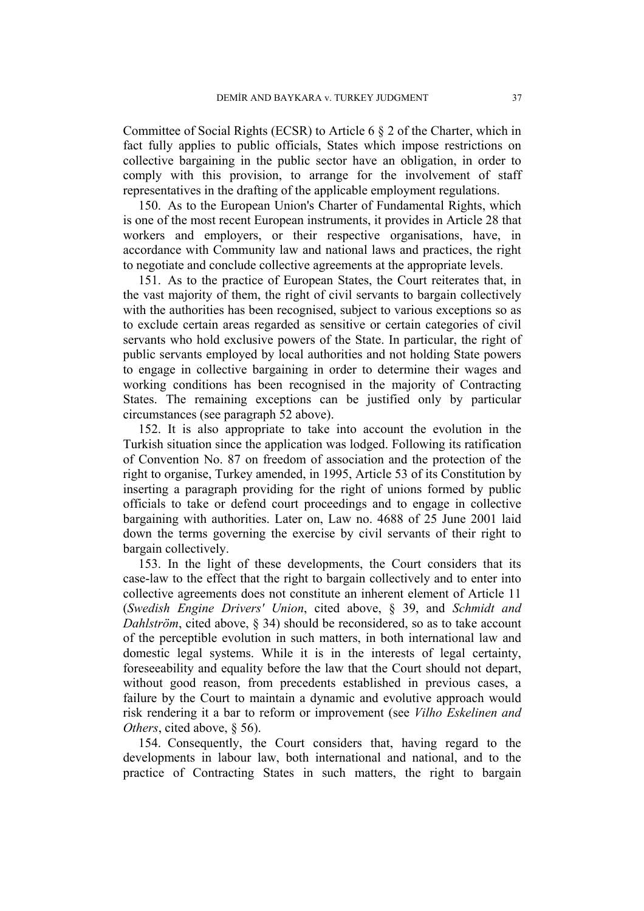Committee of Social Rights (ECSR) to Article 6 § 2 of the Charter, which in fact fully applies to public officials, States which impose restrictions on collective bargaining in the public sector have an obligation, in order to comply with this provision, to arrange for the involvement of staff representatives in the drafting of the applicable employment regulations.

150. As to the European Union's Charter of Fundamental Rights, which is one of the most recent European instruments, it provides in Article 28 that workers and employers, or their respective organisations, have, in accordance with Community law and national laws and practices, the right to negotiate and conclude collective agreements at the appropriate levels.

151. As to the practice of European States, the Court reiterates that, in the vast majority of them, the right of civil servants to bargain collectively with the authorities has been recognised, subject to various exceptions so as to exclude certain areas regarded as sensitive or certain categories of civil servants who hold exclusive powers of the State. In particular, the right of public servants employed by local authorities and not holding State powers to engage in collective bargaining in order to determine their wages and working conditions has been recognised in the majority of Contracting States. The remaining exceptions can be justified only by particular circumstances (see paragraph 52 above).

152. It is also appropriate to take into account the evolution in the Turkish situation since the application was lodged. Following its ratification of Convention No. 87 on freedom of association and the protection of the right to organise, Turkey amended, in 1995, Article 53 of its Constitution by inserting a paragraph providing for the right of unions formed by public officials to take or defend court proceedings and to engage in collective bargaining with authorities. Later on, Law no. 4688 of 25 June 2001 laid down the terms governing the exercise by civil servants of their right to bargain collectively.

153. In the light of these developments, the Court considers that its case-law to the effect that the right to bargain collectively and to enter into collective agreements does not constitute an inherent element of Article 11 (*Swedish Engine Drivers' Union*, cited above, § 39, and *Schmidt and Dahlström*, cited above, § 34) should be reconsidered, so as to take account of the perceptible evolution in such matters, in both international law and domestic legal systems. While it is in the interests of legal certainty, foreseeability and equality before the law that the Court should not depart, without good reason, from precedents established in previous cases, a failure by the Court to maintain a dynamic and evolutive approach would risk rendering it a bar to reform or improvement (see *Vilho Eskelinen and Others*, cited above, § 56).

154. Consequently, the Court considers that, having regard to the developments in labour law, both international and national, and to the practice of Contracting States in such matters, the right to bargain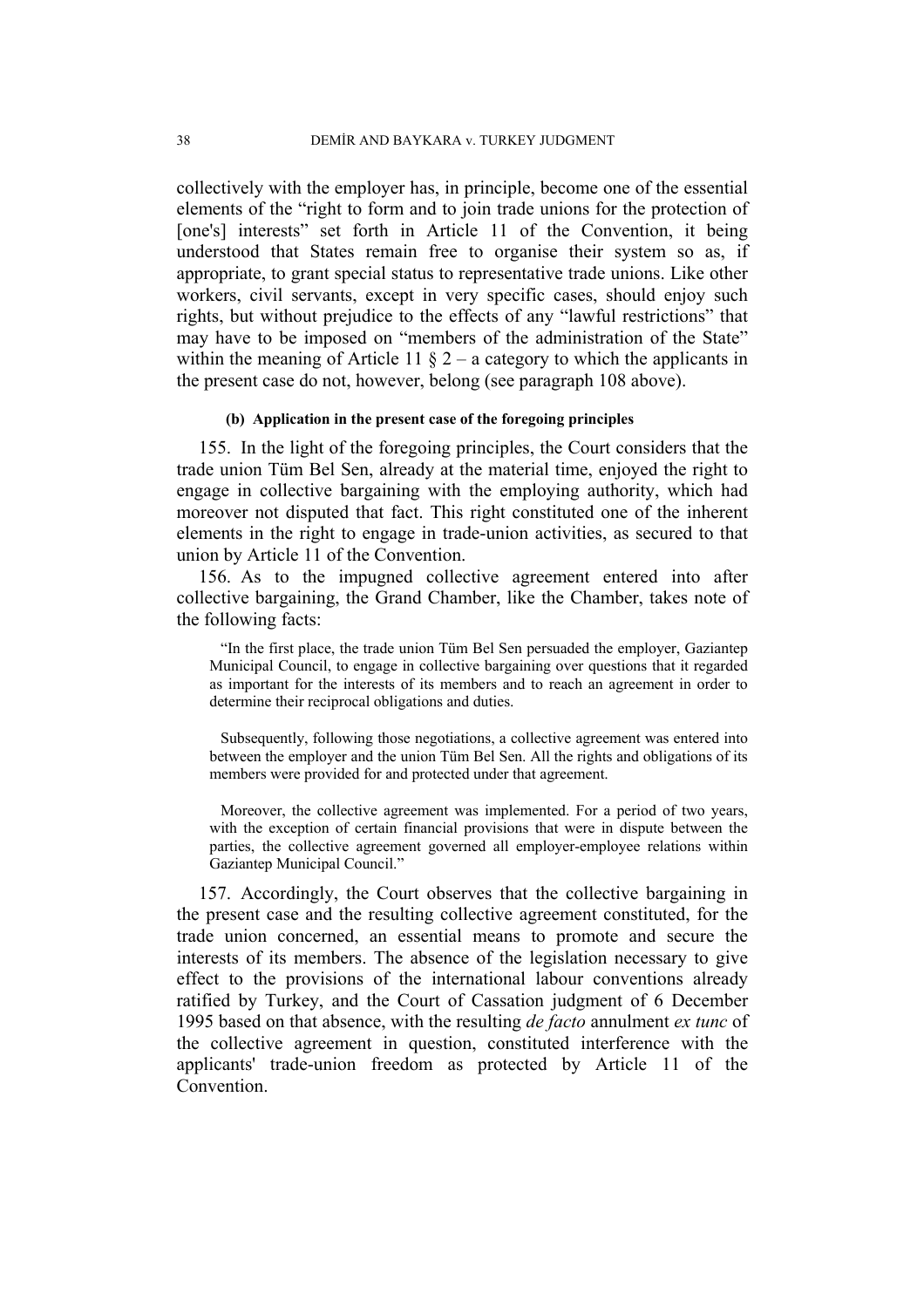collectively with the employer has, in principle, become one of the essential elements of the "right to form and to join trade unions for the protection of [one's] interests" set forth in Article 11 of the Convention, it being understood that States remain free to organise their system so as, if appropriate, to grant special status to representative trade unions. Like other workers, civil servants, except in very specific cases, should enjoy such rights, but without prejudice to the effects of any "lawful restrictions" that may have to be imposed on "members of the administration of the State" within the meaning of Article 11 § 2 – a category to which the applicants in the present case do not, however, belong (see paragraph 108 above).

#### (b) Application in the present case of the foregoing principles

155. In the light of the foregoing principles, the Court considers that the trade union Tüm Bel Sen, already at the material time, enjoyed the right to engage in collective bargaining with the employing authority, which had moreover not disputed that fact. This right constituted one of the inherent elements in the right to engage in trade-union activities, as secured to that union by Article 11 of the Convention.

156. As to the impugned collective agreement entered into after collective bargaining, the Grand Chamber, like the Chamber, takes note of the following facts:

> "In the first place, the trade union Tüm Bel Sen persuaded the employer, Gaziantep Municipal Council, to engage in collective bargaining over questions that it regarded as important for the interests of its members and to reach an agreement in order to determine their reciprocal obligations and duties.
>
> Subsequently, following those negotiations, a collective agreement was entered into between the employer and the union Tüm Bel Sen. All the rights and obligations of its members were provided for and protected under that agreement.
>
> Moreover, the collective agreement was implemented. For a period of two years, with the exception of certain financial provisions that were in dispute between the parties, the collective agreement governed all employer-employee relations within Gaziantep Municipal Council."

157. Accordingly, the Court observes that the collective bargaining in the present case and the resulting collective agreement constituted, for the trade union concerned, an essential means to promote and secure the interests of its members. The absence of the legislation necessary to give effect to the provisions of the international labour conventions already ratified by Turkey, and the Court of Cassation judgment of 6 December 1995 based on that absence, with the resulting *de facto* annulment *ex tunc* of the collective agreement in question, constituted interference with the applicants' trade-union freedom as protected by Article 11 of the Convention.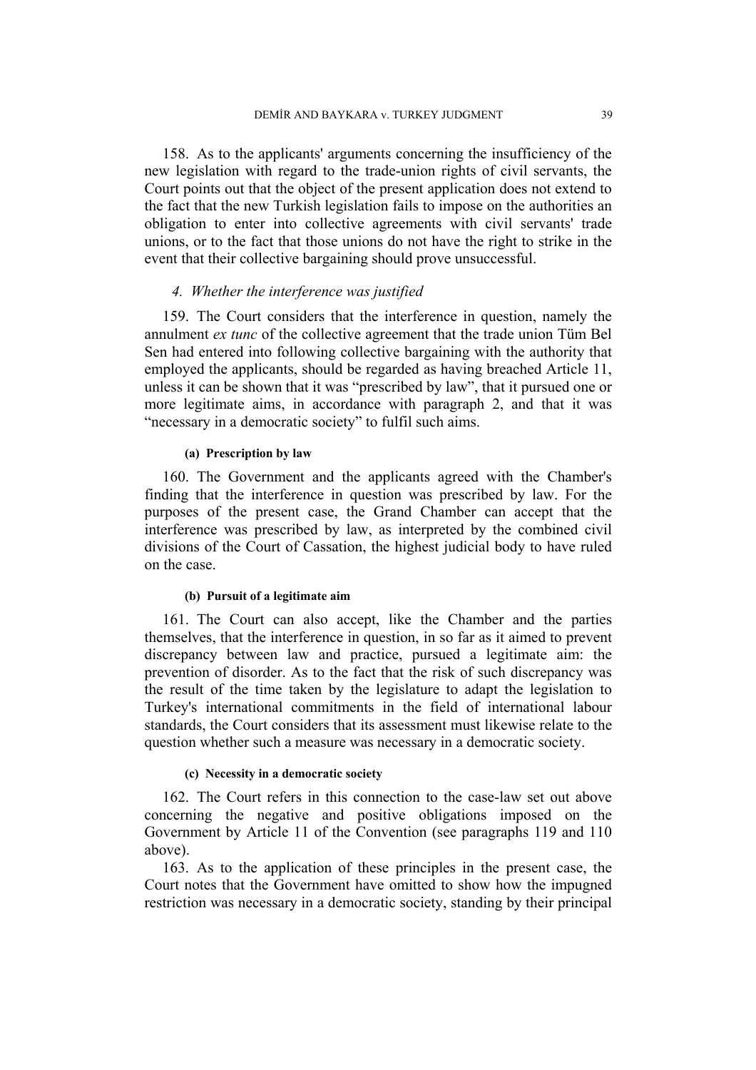158. As to the applicants' arguments concerning the insufficiency of the new legislation with regard to the trade-union rights of civil servants, the Court points out that the object of the present application does not extend to the fact that the new Turkish legislation fails to impose on the authorities an obligation to enter into collective agreements with civil servants' trade unions, or to the fact that those unions do not have the right to strike in the event that their collective bargaining should prove unsuccessful.

### 4. Whether the interference was justified

159. The Court considers that the interference in question, namely the annulment *ex tunc* of the collective agreement that the trade union Tüm Bel Sen had entered into following collective bargaining with the authority that employed the applicants, should be regarded as having breached Article 11, unless it can be shown that it was "prescribed by law", that it pursued one or more legitimate aims, in accordance with paragraph 2, and that it was "necessary in a democratic society" to fulfil such aims.

#### (a) Prescription by law

160. The Government and the applicants agreed with the Chamber's finding that the interference in question was prescribed by law. For the purposes of the present case, the Grand Chamber can accept that the interference was prescribed by law, as interpreted by the combined civil divisions of the Court of Cassation, the highest judicial body to have ruled on the case.

#### (b) Pursuit of a legitimate aim

161. The Court can also accept, like the Chamber and the parties themselves, that the interference in question, in so far as it aimed to prevent discrepancy between law and practice, pursued a legitimate aim: the prevention of disorder. As to the fact that the risk of such discrepancy was the result of the time taken by the legislature to adapt the legislation to Turkey's international commitments in the field of international labour standards, the Court considers that its assessment must likewise relate to the question whether such a measure was necessary in a democratic society.

#### (c) Necessity in a democratic society

162. The Court refers in this connection to the case-law set out above concerning the negative and positive obligations imposed on the Government by Article 11 of the Convention (see paragraphs 119 and 110 above).

163. As to the application of these principles in the present case, the Court notes that the Government have omitted to show how the impugned restriction was necessary in a democratic society, standing by their principal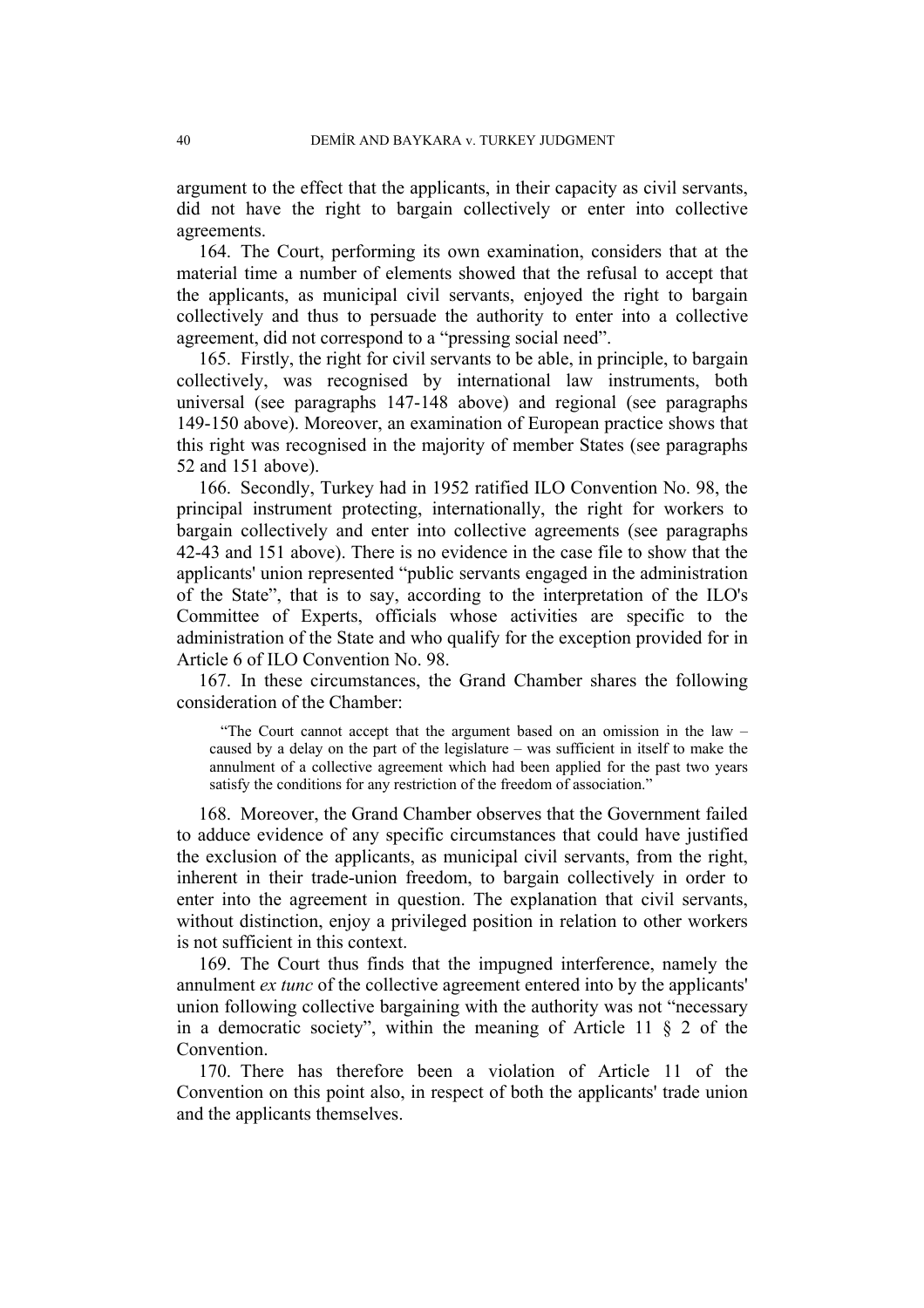argument to the effect that the applicants, in their capacity as civil servants, did not have the right to bargain collectively or enter into collective agreements.

164. The Court, performing its own examination, considers that at the material time a number of elements showed that the refusal to accept that the applicants, as municipal civil servants, enjoyed the right to bargain collectively and thus to persuade the authority to enter into a collective agreement, did not correspond to a "pressing social need".

165. Firstly, the right for civil servants to be able, in principle, to bargain collectively, was recognised by international law instruments, both universal (see paragraphs 147-148 above) and regional (see paragraphs 149-150 above). Moreover, an examination of European practice shows that this right was recognised in the majority of member States (see paragraphs 52 and 151 above).

166. Secondly, Turkey had in 1952 ratified ILO Convention No. 98, the principal instrument protecting, internationally, the right for workers to bargain collectively and enter into collective agreements (see paragraphs 42-43 and 151 above). There is no evidence in the case file to show that the applicants' union represented "public servants engaged in the administration of the State", that is to say, according to the interpretation of the ILO's Committee of Experts, officials whose activities are specific to the administration of the State and who qualify for the exception provided for in Article 6 of ILO Convention No. 98.

167. In these circumstances, the Grand Chamber shares the following consideration of the Chamber:

> "The Court cannot accept that the argument based on an omission in the law – caused by a delay on the part of the legislature – was sufficient in itself to make the annulment of a collective agreement which had been applied for the past two years satisfy the conditions for any restriction of the freedom of association."

168. Moreover, the Grand Chamber observes that the Government failed to adduce evidence of any specific circumstances that could have justified the exclusion of the applicants, as municipal civil servants, from the right, inherent in their trade-union freedom, to bargain collectively in order to enter into the agreement in question. The explanation that civil servants, without distinction, enjoy a privileged position in relation to other workers is not sufficient in this context.

169. The Court thus finds that the impugned interference, namely the annulment *ex tunc* of the collective agreement entered into by the applicants' union following collective bargaining with the authority was not "necessary in a democratic society", within the meaning of Article 11 § 2 of the Convention.

170. There has therefore been a violation of Article 11 of the Convention on this point also, in respect of both the applicants' trade union and the applicants themselves.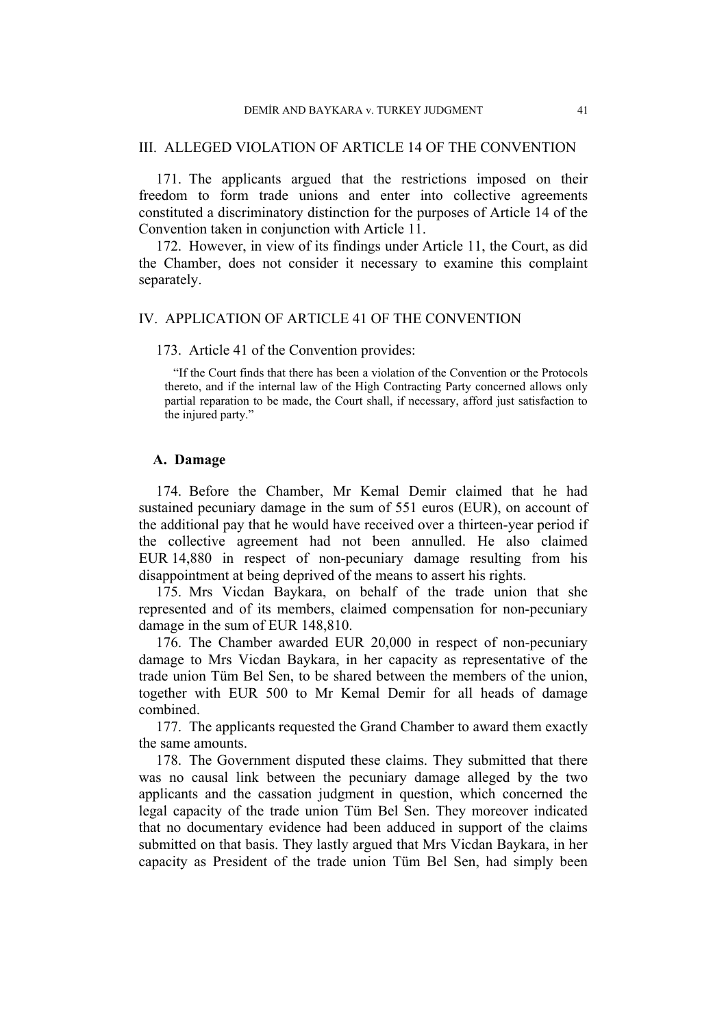## III. ALLEGED VIOLATION OF ARTICLE 14 OF THE CONVENTION

171. The applicants argued that the restrictions imposed on their freedom to form trade unions and enter into collective agreements constituted a discriminatory distinction for the purposes of Article 14 of the Convention taken in conjunction with Article 11.

172. However, in view of its findings under Article 11, the Court, as did the Chamber, does not consider it necessary to examine this complaint separately.

## IV. APPLICATION OF ARTICLE 41 OF THE CONVENTION

173. Article 41 of the Convention provides:

> "If the Court finds that there has been a violation of the Convention or the Protocols thereto, and if the internal law of the High Contracting Party concerned allows only partial reparation to be made, the Court shall, if necessary, afford just satisfaction to the injured party."

### A. Damage

174. Before the Chamber, Mr Kemal Demir claimed that he had sustained pecuniary damage in the sum of 551 euros (EUR), on account of the additional pay that he would have received over a thirteen-year period if the collective agreement had not been annulled. He also claimed EUR 14,880 in respect of non-pecuniary damage resulting from his disappointment at being deprived of the means to assert his rights.

175. Mrs Vicdan Baykara, on behalf of the trade union that she represented and of its members, claimed compensation for non-pecuniary damage in the sum of EUR 148,810.

176. The Chamber awarded EUR 20,000 in respect of non-pecuniary damage to Mrs Vicdan Baykara, in her capacity as representative of the trade union Tüm Bel Sen, to be shared between the members of the union, together with EUR 500 to Mr Kemal Demir for all heads of damage combined.

177. The applicants requested the Grand Chamber to award them exactly the same amounts.

178. The Government disputed these claims. They submitted that there was no causal link between the pecuniary damage alleged by the two applicants and the cassation judgment in question, which concerned the legal capacity of the trade union Tüm Bel Sen. They moreover indicated that no documentary evidence had been adduced in support of the claims submitted on that basis. They lastly argued that Mrs Vicdan Baykara, in her capacity as President of the trade union Tüm Bel Sen, had simply been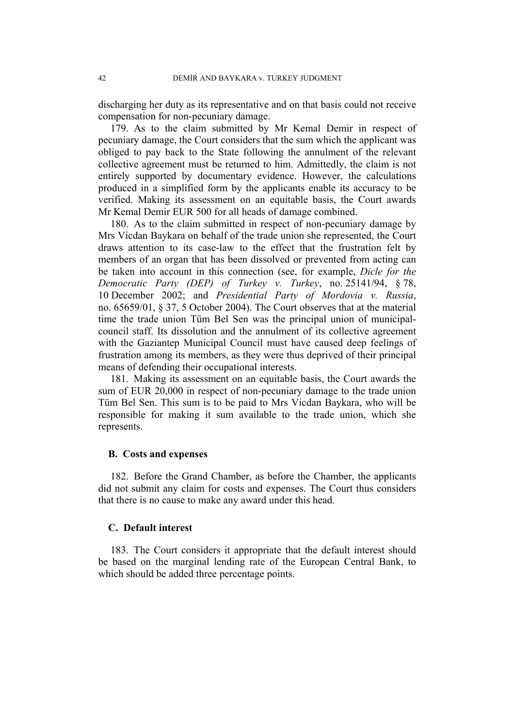discharging her duty as its representative and on that basis could not receive compensation for non-pecuniary damage.

179. As to the claim submitted by Mr Kemal Demir in respect of pecuniary damage, the Court considers that the sum which the applicant was obliged to pay back to the State following the annulment of the relevant collective agreement must be returned to him. Admittedly, the claim is not entirely supported by documentary evidence. However, the calculations produced in a simplified form by the applicants enable its accuracy to be verified. Making its assessment on an equitable basis, the Court awards Mr Kemal Demir EUR 500 for all heads of damage combined.

180. As to the claim submitted in respect of non-pecuniary damage by Mrs Vicdan Baykara on behalf of the trade union she represented, the Court draws attention to its case-law to the effect that the frustration felt by members of an organ that has been dissolved or prevented from acting can be taken into account in this connection (see, for example, *Dicle for the Democratic Party (DEP) of Turkey v. Turkey*, no. 25141/94, § 78, 10 December 2002; and *Presidential Party of Mordovia v. Russia*, no. 65659/01, § 37, 5 October 2004). The Court observes that at the material time the trade union Tüm Bel Sen was the principal union of municipal-council staff. Its dissolution and the annulment of its collective agreement with the Gaziantep Municipal Council must have caused deep feelings of frustration among its members, as they were thus deprived of their principal means of defending their occupational interests.

181. Making its assessment on an equitable basis, the Court awards the sum of EUR 20,000 in respect of non-pecuniary damage to the trade union Tüm Bel Sen. This sum is to be paid to Mrs Vicdan Baykara, who will be responsible for making it sum available to the trade union, which she represents.

## B. Costs and expenses

182. Before the Grand Chamber, as before the Chamber, the applicants did not submit any claim for costs and expenses. The Court thus considers that there is no cause to make any award under this head.

## C. Default interest

183. The Court considers it appropriate that the default interest should be based on the marginal lending rate of the European Central Bank, to which should be added three percentage points.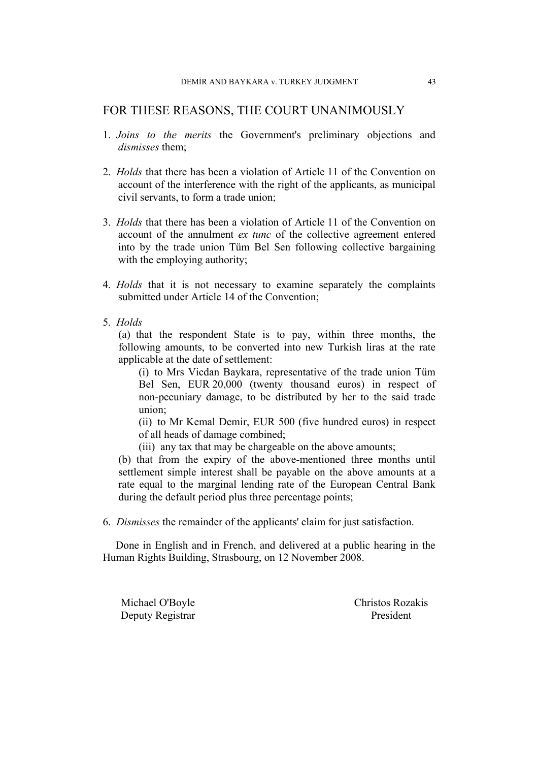## FOR THESE REASONS, THE COURT UNANIMOUSLY

1. *Joins to the merits* the Government's preliminary objections and *dismisses* them;

2. *Holds* that there has been a violation of Article 11 of the Convention on account of the interference with the right of the applicants, as municipal civil servants, to form a trade union;

3. *Holds* that there has been a violation of Article 11 of the Convention on account of the annulment *ex tunc* of the collective agreement entered into by the trade union Tüm Bel Sen following collective bargaining with the employing authority;

4. *Holds* that it is not necessary to examine separately the complaints submitted under Article 14 of the Convention;

5. *Holds*

   (a) that the respondent State is to pay, within three months, the following amounts, to be converted into new Turkish liras at the rate applicable at the date of settlement:

   (i) to Mrs Vicdan Baykara, representative of the trade union Tüm Bel Sen, EUR 20,000 (twenty thousand euros) in respect of non-pecuniary damage, to be distributed by her to the said trade union;

   (ii) to Mr Kemal Demir, EUR 500 (five hundred euros) in respect of all heads of damage combined;

   (iii) any tax that may be chargeable on the above amounts;

   (b) that from the expiry of the above-mentioned three months until settlement simple interest shall be payable on the above amounts at a rate equal to the marginal lending rate of the European Central Bank during the default period plus three percentage points;

6. *Dismisses* the remainder of the applicants' claim for just satisfaction.

Done in English and in French, and delivered at a public hearing in the Human Rights Building, Strasbourg, on 12 November 2008.

Michael O'Boyle
Deputy Registrar

Christos Rozakis
President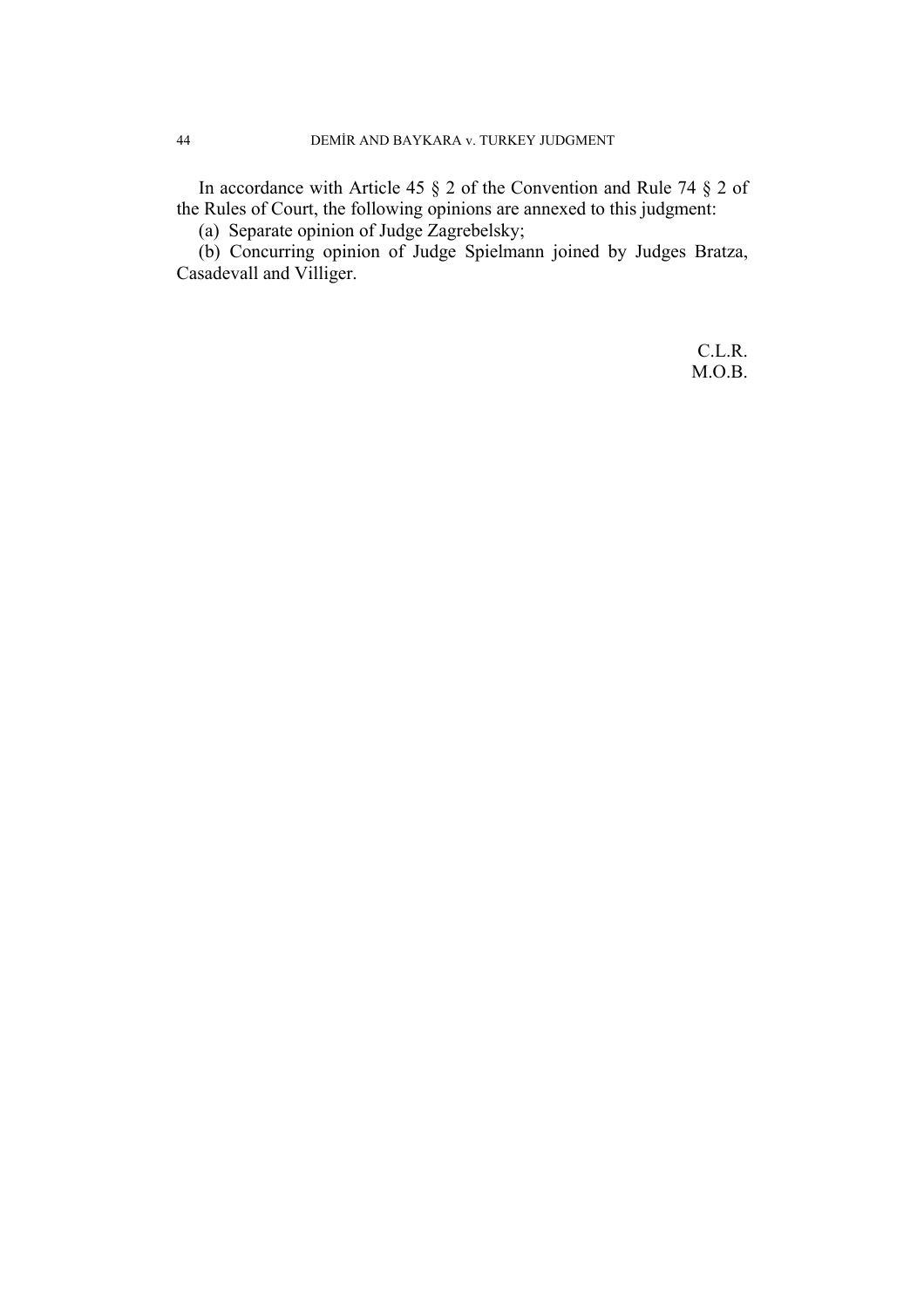In accordance with Article 45 § 2 of the Convention and Rule 74 § 2 of the Rules of Court, the following opinions are annexed to this judgment:

(a) Separate opinion of Judge Zagrebelsky;

(b) Concurring opinion of Judge Spielmann joined by Judges Bratza, Casadevall and Villiger.

C.L.R.
M.O.B.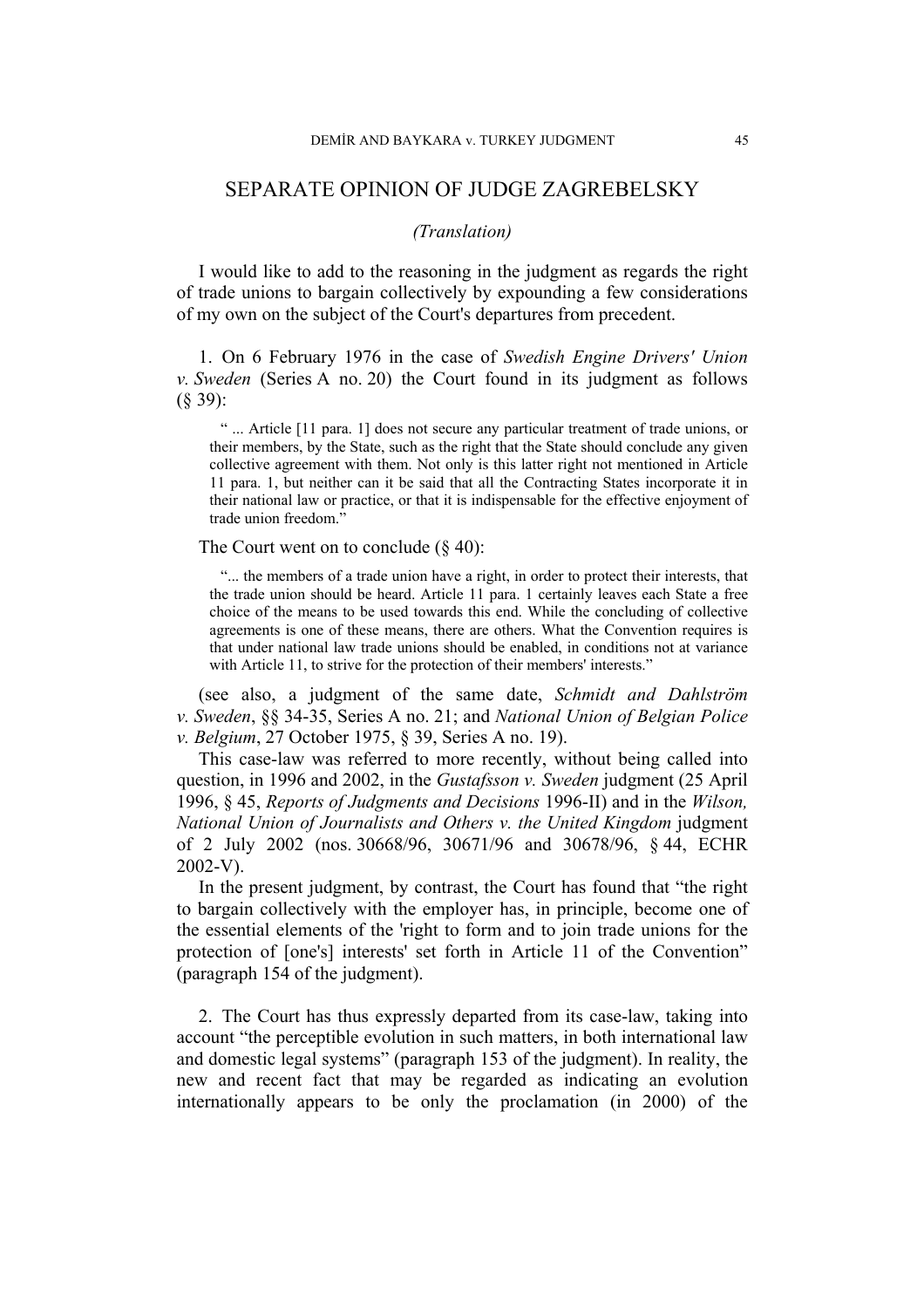## SEPARATE OPINION OF JUDGE ZAGREBELSKY

*(Translation)*

I would like to add to the reasoning in the judgment as regards the right of trade unions to bargain collectively by expounding a few considerations of my own on the subject of the Court's departures from precedent.

1. On 6 February 1976 in the case of *Swedish Engine Drivers' Union v. Sweden* (Series A no. 20) the Court found in its judgment as follows (§ 39):

> " ... Article [11 para. 1] does not secure any particular treatment of trade unions, or their members, by the State, such as the right that the State should conclude any given collective agreement with them. Not only is this latter right not mentioned in Article 11 para. 1, but neither can it be said that all the Contracting States incorporate it in their national law or practice, or that it is indispensable for the effective enjoyment of trade union freedom."

The Court went on to conclude (§ 40):

> "... the members of a trade union have a right, in order to protect their interests, that the trade union should be heard. Article 11 para. 1 certainly leaves each State a free choice of the means to be used towards this end. While the concluding of collective agreements is one of these means, there are others. What the Convention requires is that under national law trade unions should be enabled, in conditions not at variance with Article 11, to strive for the protection of their members' interests."

(see also, a judgment of the same date, *Schmidt and Dahlström v. Sweden*, §§ 34-35, Series A no. 21; and *National Union of Belgian Police v. Belgium*, 27 October 1975, § 39, Series A no. 19).

This case-law was referred to more recently, without being called into question, in 1996 and 2002, in the *Gustafsson v. Sweden* judgment (25 April 1996, § 45, *Reports of Judgments and Decisions* 1996-II) and in the *Wilson, National Union of Journalists and Others v. the United Kingdom* judgment of 2 July 2002 (nos. 30668/96, 30671/96 and 30678/96, § 44, ECHR 2002-V).

In the present judgment, by contrast, the Court has found that "the right to bargain collectively with the employer has, in principle, become one of the essential elements of the 'right to form and to join trade unions for the protection of [one's] interests' set forth in Article 11 of the Convention" (paragraph 154 of the judgment).

2. The Court has thus expressly departed from its case-law, taking into account "the perceptible evolution in such matters, in both international law and domestic legal systems" (paragraph 153 of the judgment). In reality, the new and recent fact that may be regarded as indicating an evolution internationally appears to be only the proclamation (in 2000) of the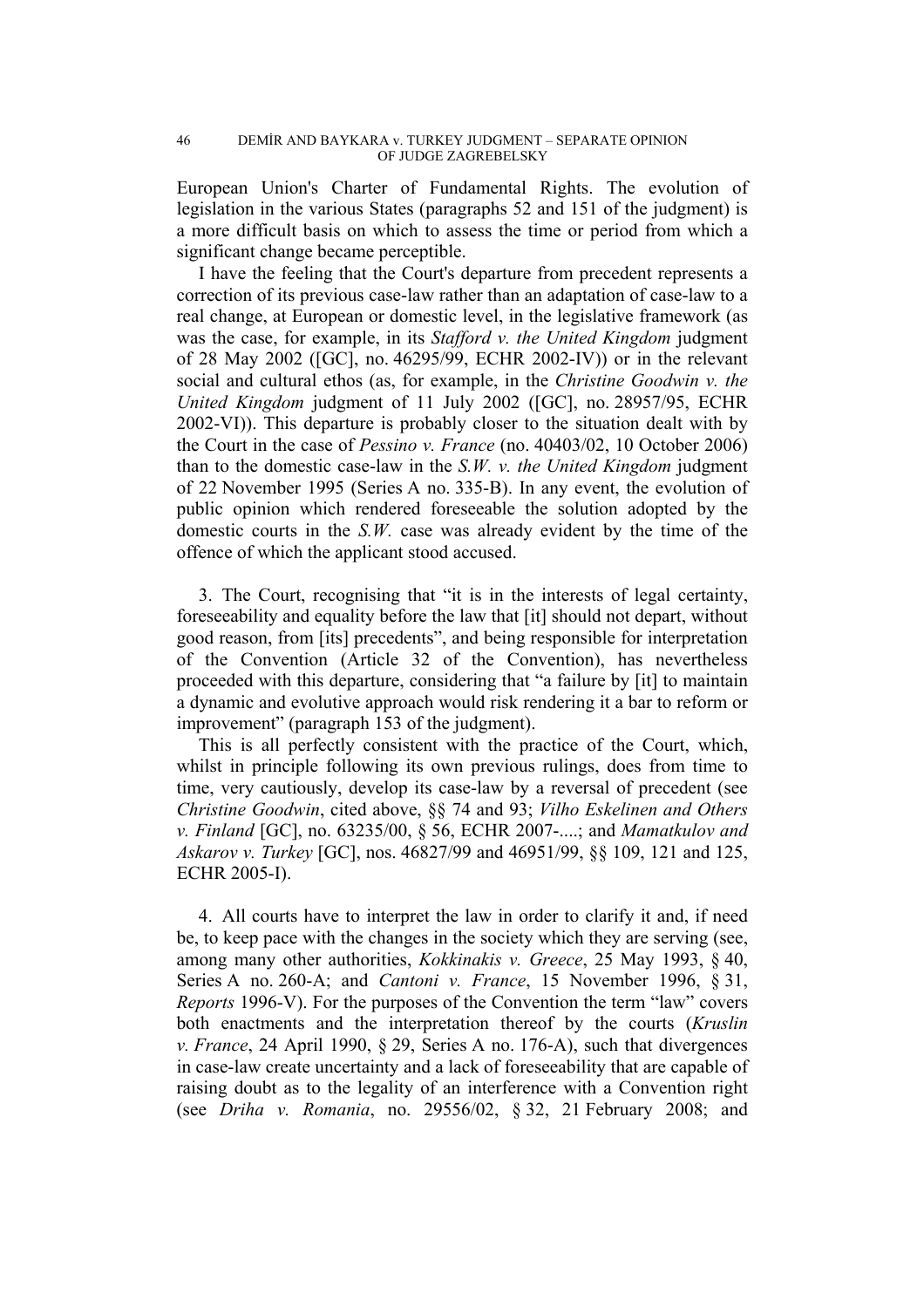European Union's Charter of Fundamental Rights. The evolution of legislation in the various States (paragraphs 52 and 151 of the judgment) is a more difficult basis on which to assess the time or period from which a significant change became perceptible.

I have the feeling that the Court's departure from precedent represents a correction of its previous case-law rather than an adaptation of case-law to a real change, at European or domestic level, in the legislative framework (as was the case, for example, in its *Stafford v. the United Kingdom* judgment of 28 May 2002 ([GC], no. 46295/99, ECHR 2002-IV)) or in the relevant social and cultural ethos (as, for example, in the *Christine Goodwin v. the United Kingdom* judgment of 11 July 2002 ([GC], no. 28957/95, ECHR 2002-VI)). This departure is probably closer to the situation dealt with by the Court in the case of *Pessino v. France* (no. 40403/02, 10 October 2006) than to the domestic case-law in the *S.W. v. the United Kingdom* judgment of 22 November 1995 (Series A no. 335-B). In any event, the evolution of public opinion which rendered foreseeable the solution adopted by the domestic courts in the *S.W.* case was already evident by the time of the offence of which the applicant stood accused.

3. The Court, recognising that "it is in the interests of legal certainty, foreseeability and equality before the law that [it] should not depart, without good reason, from [its] precedents", and being responsible for interpretation of the Convention (Article 32 of the Convention), has nevertheless proceeded with this departure, considering that "a failure by [it] to maintain a dynamic and evolutive approach would risk rendering it a bar to reform or improvement" (paragraph 153 of the judgment).

This is all perfectly consistent with the practice of the Court, which, whilst in principle following its own previous rulings, does from time to time, very cautiously, develop its case-law by a reversal of precedent (see *Christine Goodwin*, cited above, §§ 74 and 93; *Vilho Eskelinen and Others v. Finland* [GC], no. 63235/00, § 56, ECHR 2007-....; and *Mamatkulov and Askarov v. Turkey* [GC], nos. 46827/99 and 46951/99, §§ 109, 121 and 125, ECHR 2005-I).

4. All courts have to interpret the law in order to clarify it and, if need be, to keep pace with the changes in the society which they are serving (see, among many other authorities, *Kokkinakis v. Greece*, 25 May 1993, § 40, Series A no. 260-A; and *Cantoni v. France*, 15 November 1996, § 31, *Reports* 1996-V). For the purposes of the Convention the term "law" covers both enactments and the interpretation thereof by the courts (*Kruslin v. France*, 24 April 1990, § 29, Series A no. 176-A), such that divergences in case-law create uncertainty and a lack of foreseeability that are capable of raising doubt as to the legality of an interference with a Convention right (see *Driha v. Romania*, no. 29556/02, § 32, 21 February 2008; and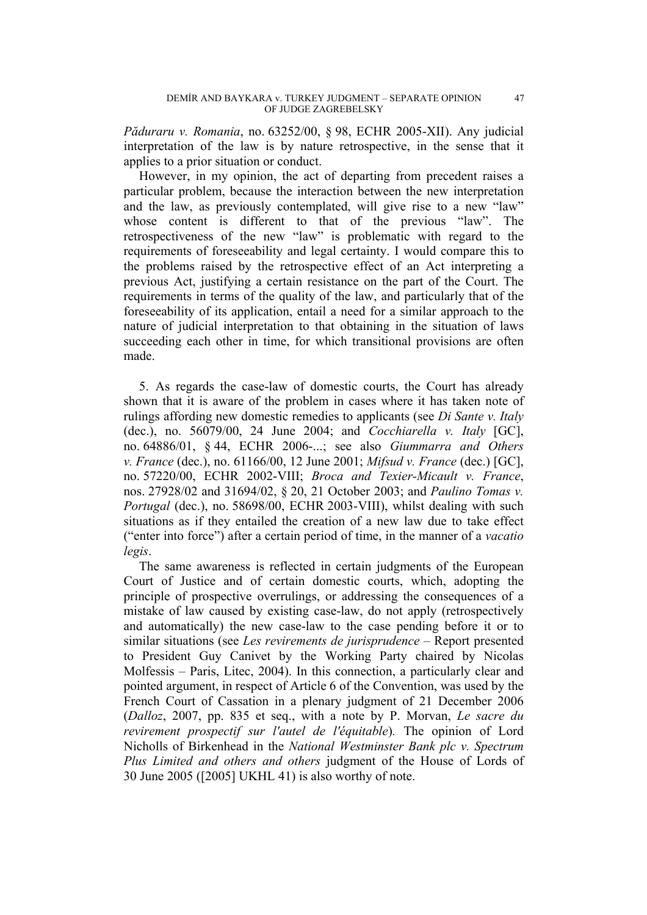*Păduraru v. Romania*, no. 63252/00, § 98, ECHR 2005-XII). Any judicial interpretation of the law is by nature retrospective, in the sense that it applies to a prior situation or conduct.

However, in my opinion, the act of departing from precedent raises a particular problem, because the interaction between the new interpretation and the law, as previously contemplated, will give rise to a new "law" whose content is different to that of the previous "law". The retrospectiveness of the new "law" is problematic with regard to the requirements of foreseeability and legal certainty. I would compare this to the problems raised by the retrospective effect of an Act interpreting a previous Act, justifying a certain resistance on the part of the Court. The requirements in terms of the quality of the law, and particularly that of the foreseeability of its application, entail a need for a similar approach to the nature of judicial interpretation to that obtaining in the situation of laws succeeding each other in time, for which transitional provisions are often made.

5. As regards the case-law of domestic courts, the Court has already shown that it is aware of the problem in cases where it has taken note of rulings affording new domestic remedies to applicants (see *Di Sante v. Italy* (dec.), no. 56079/00, 24 June 2004; and *Cocchiarella v. Italy* [GC], no. 64886/01, § 44, ECHR 2006-...; see also *Giummarra and Others v. France* (dec.), no. 61166/00, 12 June 2001; *Mifsud v. France* (dec.) [GC], no. 57220/00, ECHR 2002-VIII; *Broca and Texier-Micault v. France*, nos. 27928/02 and 31694/02, § 20, 21 October 2003; and *Paulino Tomas v. Portugal* (dec.), no. 58698/00, ECHR 2003-VIII), whilst dealing with such situations as if they entailed the creation of a new law due to take effect ("enter into force") after a certain period of time, in the manner of a *vacatio legis*.

The same awareness is reflected in certain judgments of the European Court of Justice and of certain domestic courts, which, adopting the principle of prospective overrulings, or addressing the consequences of a mistake of law caused by existing case-law, do not apply (retrospectively and automatically) the new case-law to the case pending before it or to similar situations (see *Les revirements de jurisprudence* – Report presented to President Guy Canivet by the Working Party chaired by Nicolas Molfessis – Paris, Litec, 2004). In this connection, a particularly clear and pointed argument, in respect of Article 6 of the Convention, was used by the French Court of Cassation in a plenary judgment of 21 December 2006 (*Dalloz*, 2007, pp. 835 et seq., with a note by P. Morvan, *Le sacre du revirement prospectif sur l'autel de l'équitable*). The opinion of Lord Nicholls of Birkenhead in the *National Westminster Bank plc v. Spectrum Plus Limited and others and others* judgment of the House of Lords of 30 June 2005 ([2005] UKHL 41) is also worthy of note.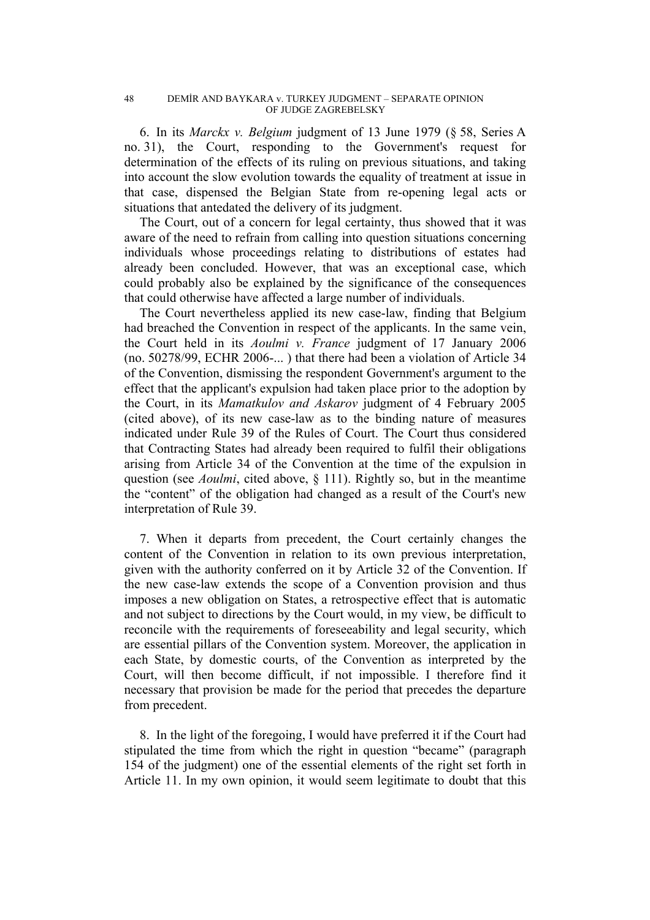6. In its *Marckx v. Belgium* judgment of 13 June 1979 (§ 58, Series A no. 31), the Court, responding to the Government's request for determination of the effects of its ruling on previous situations, and taking into account the slow evolution towards the equality of treatment at issue in that case, dispensed the Belgian State from re-opening legal acts or situations that antedated the delivery of its judgment.

The Court, out of a concern for legal certainty, thus showed that it was aware of the need to refrain from calling into question situations concerning individuals whose proceedings relating to distributions of estates had already been concluded. However, that was an exceptional case, which could probably also be explained by the significance of the consequences that could otherwise have affected a large number of individuals.

The Court nevertheless applied its new case-law, finding that Belgium had breached the Convention in respect of the applicants. In the same vein, the Court held in its *Aoulmi v. France* judgment of 17 January 2006 (no. 50278/99, ECHR 2006-... ) that there had been a violation of Article 34 of the Convention, dismissing the respondent Government's argument to the effect that the applicant's expulsion had taken place prior to the adoption by the Court, in its *Mamatkulov and Askarov* judgment of 4 February 2005 (cited above), of its new case-law as to the binding nature of measures indicated under Rule 39 of the Rules of Court. The Court thus considered that Contracting States had already been required to fulfil their obligations arising from Article 34 of the Convention at the time of the expulsion in question (see *Aoulmi*, cited above, § 111). Rightly so, but in the meantime the "content" of the obligation had changed as a result of the Court's new interpretation of Rule 39.

7. When it departs from precedent, the Court certainly changes the content of the Convention in relation to its own previous interpretation, given with the authority conferred on it by Article 32 of the Convention. If the new case-law extends the scope of a Convention provision and thus imposes a new obligation on States, a retrospective effect that is automatic and not subject to directions by the Court would, in my view, be difficult to reconcile with the requirements of foreseeability and legal security, which are essential pillars of the Convention system. Moreover, the application in each State, by domestic courts, of the Convention as interpreted by the Court, will then become difficult, if not impossible. I therefore find it necessary that provision be made for the period that precedes the departure from precedent.

8. In the light of the foregoing, I would have preferred it if the Court had stipulated the time from which the right in question "became" (paragraph 154 of the judgment) one of the essential elements of the right set forth in Article 11. In my own opinion, it would seem legitimate to doubt that this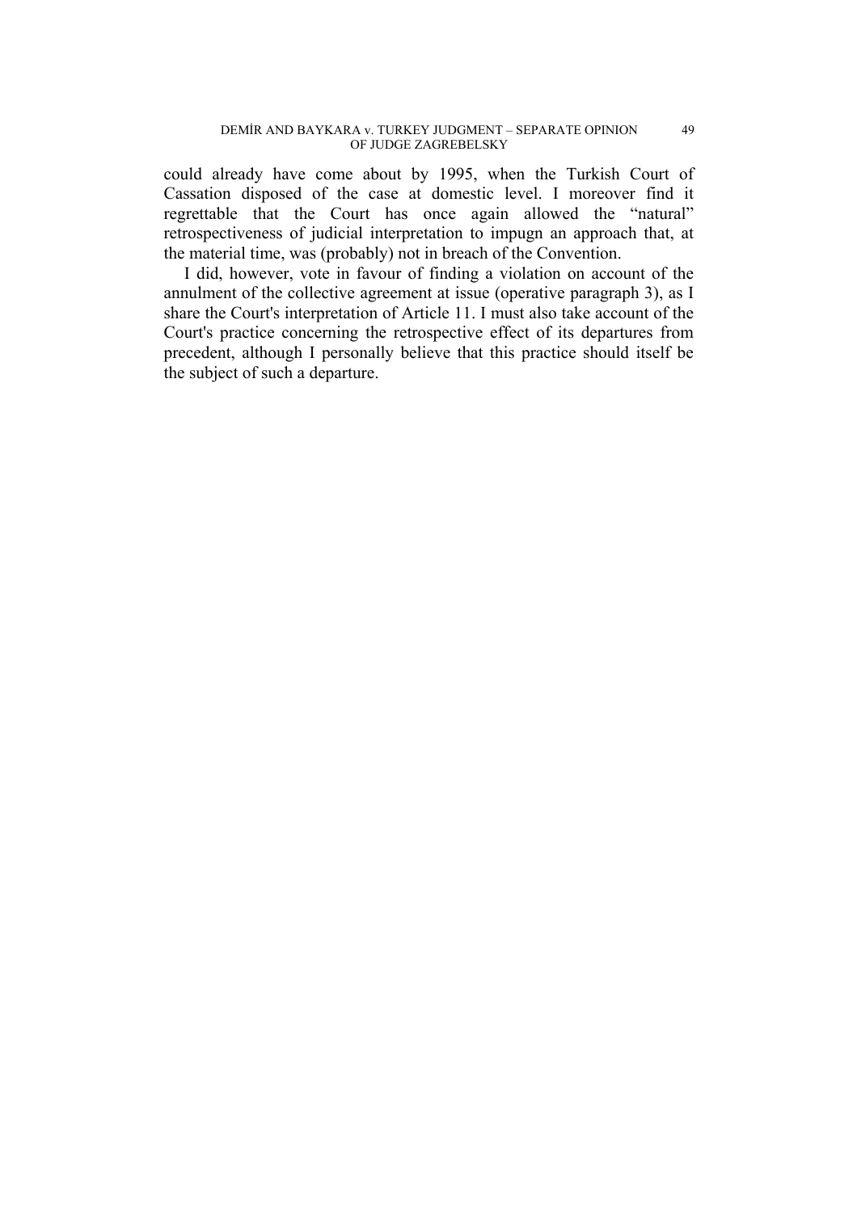could already have come about by 1995, when the Turkish Court of Cassation disposed of the case at domestic level. I moreover find it regrettable that the Court has once again allowed the "natural" retrospectiveness of judicial interpretation to impugn an approach that, at the material time, was (probably) not in breach of the Convention.

I did, however, vote in favour of finding a violation on account of the annulment of the collective agreement at issue (operative paragraph 3), as I share the Court's interpretation of Article 11. I must also take account of the Court's practice concerning the retrospective effect of its departures from precedent, although I personally believe that this practice should itself be the subject of such a departure.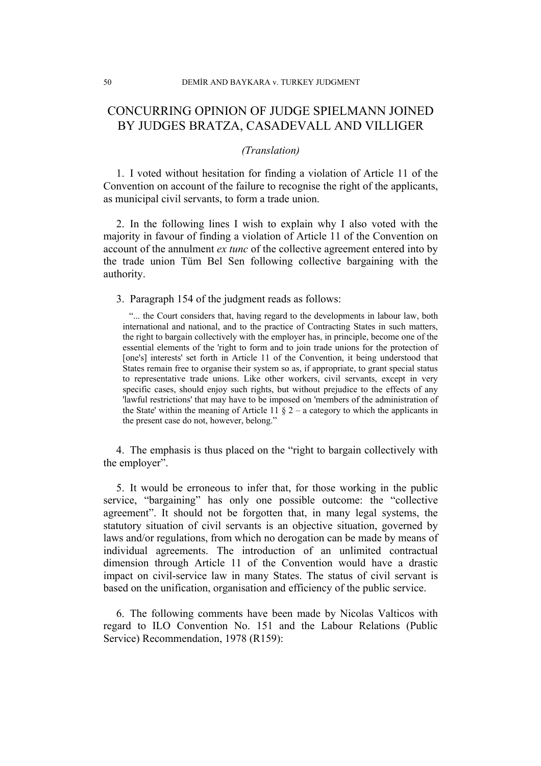# CONCURRING OPINION OF JUDGE SPIELMANN JOINED BY JUDGES BRATZA, CASADEVALL AND VILLIGER

*(Translation)*

1. I voted without hesitation for finding a violation of Article 11 of the Convention on account of the failure to recognise the right of the applicants, as municipal civil servants, to form a trade union.

2. In the following lines I wish to explain why I also voted with the majority in favour of finding a violation of Article 11 of the Convention on account of the annulment *ex tunc* of the collective agreement entered into by the trade union Tüm Bel Sen following collective bargaining with the authority.

3. Paragraph 154 of the judgment reads as follows:

> "... the Court considers that, having regard to the developments in labour law, both international and national, and to the practice of Contracting States in such matters, the right to bargain collectively with the employer has, in principle, become one of the essential elements of the 'right to form and to join trade unions for the protection of [one's] interests' set forth in Article 11 of the Convention, it being understood that States remain free to organise their system so as, if appropriate, to grant special status to representative trade unions. Like other workers, civil servants, except in very specific cases, should enjoy such rights, but without prejudice to the effects of any 'lawful restrictions' that may have to be imposed on 'members of the administration of the State' within the meaning of Article 11 § 2 – a category to which the applicants in the present case do not, however, belong."

4. The emphasis is thus placed on the "right to bargain collectively with the employer".

5. It would be erroneous to infer that, for those working in the public service, "bargaining" has only one possible outcome: the "collective agreement". It should not be forgotten that, in many legal systems, the statutory situation of civil servants is an objective situation, governed by laws and/or regulations, from which no derogation can be made by means of individual agreements. The introduction of an unlimited contractual dimension through Article 11 of the Convention would have a drastic impact on civil-service law in many States. The status of civil servant is based on the unification, organisation and efficiency of the public service.

6. The following comments have been made by Nicolas Valticos with regard to ILO Convention No. 151 and the Labour Relations (Public Service) Recommendation, 1978 (R159):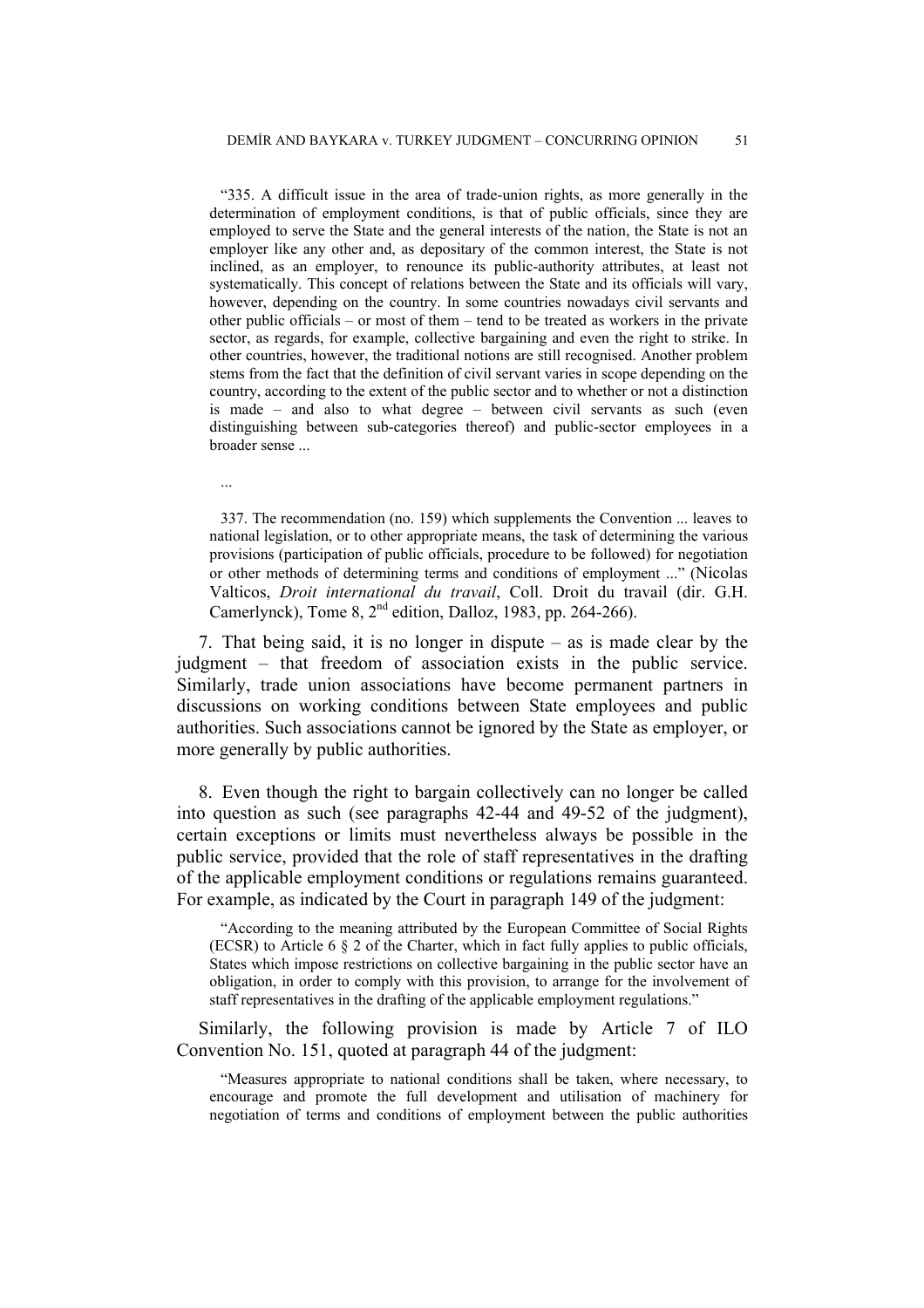> "335. A difficult issue in the area of trade-union rights, as more generally in the determination of employment conditions, is that of public officials, since they are employed to serve the State and the general interests of the nation, the State is not an employer like any other and, as depositary of the common interest, the State is not inclined, as an employer, to renounce its public-authority attributes, at least not systematically. This concept of relations between the State and its officials will vary, however, depending on the country. In some countries nowadays civil servants and other public officials – or most of them – tend to be treated as workers in the private sector, as regards, for example, collective bargaining and even the right to strike. In other countries, however, the traditional notions are still recognised. Another problem stems from the fact that the definition of civil servant varies in scope depending on the country, according to the extent of the public sector and to whether or not a distinction is made – and also to what degree – between civil servants as such (even distinguishing between sub-categories thereof) and public-sector employees in a broader sense ...
>
> ...
>
> 337. The recommendation (no. 159) which supplements the Convention ... leaves to national legislation, or to other appropriate means, the task of determining the various provisions (participation of public officials, procedure to be followed) for negotiation or other methods of determining terms and conditions of employment ..." (Nicolas Valticos, *Droit international du travail*, Coll. Droit du travail (dir. G.H. Camerlynck), Tome 8, 2nd edition, Dalloz, 1983, pp. 264-266).

7. That being said, it is no longer in dispute – as is made clear by the judgment – that freedom of association exists in the public service. Similarly, trade union associations have become permanent partners in discussions on working conditions between State employees and public authorities. Such associations cannot be ignored by the State as employer, or more generally by public authorities.

8. Even though the right to bargain collectively can no longer be called into question as such (see paragraphs 42-44 and 49-52 of the judgment), certain exceptions or limits must nevertheless always be possible in the public service, provided that the role of staff representatives in the drafting of the applicable employment conditions or regulations remains guaranteed. For example, as indicated by the Court in paragraph 149 of the judgment:

> "According to the meaning attributed by the European Committee of Social Rights (ECSR) to Article 6 § 2 of the Charter, which in fact fully applies to public officials, States which impose restrictions on collective bargaining in the public sector have an obligation, in order to comply with this provision, to arrange for the involvement of staff representatives in the drafting of the applicable employment regulations."

Similarly, the following provision is made by Article 7 of ILO Convention No. 151, quoted at paragraph 44 of the judgment:

> "Measures appropriate to national conditions shall be taken, where necessary, to encourage and promote the full development and utilisation of machinery for negotiation of terms and conditions of employment between the public authorities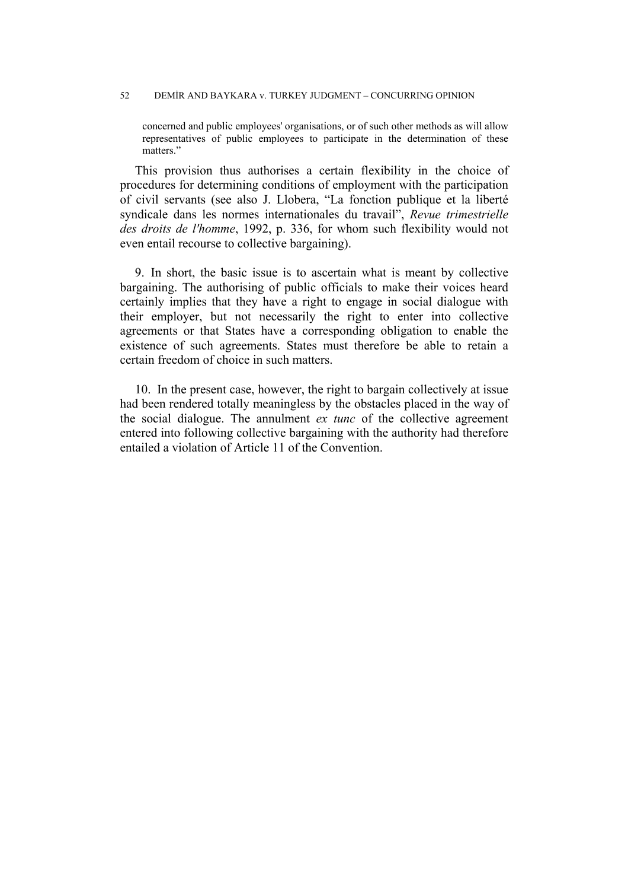> concerned and public employees' organisations, or of such other methods as will allow representatives of public employees to participate in the determination of these matters."

This provision thus authorises a certain flexibility in the choice of procedures for determining conditions of employment with the participation of civil servants (see also J. Llobera, "La fonction publique et la liberté syndicale dans les normes internationales du travail", *Revue trimestrielle des droits de l'homme*, 1992, p. 336, for whom such flexibility would not even entail recourse to collective bargaining).

9. In short, the basic issue is to ascertain what is meant by collective bargaining. The authorising of public officials to make their voices heard certainly implies that they have a right to engage in social dialogue with their employer, but not necessarily the right to enter into collective agreements or that States have a corresponding obligation to enable the existence of such agreements. States must therefore be able to retain a certain freedom of choice in such matters.

10. In the present case, however, the right to bargain collectively at issue had been rendered totally meaningless by the obstacles placed in the way of the social dialogue. The annulment *ex tunc* of the collective agreement entered into following collective bargaining with the authority had therefore entailed a violation of Article 11 of the Convention.